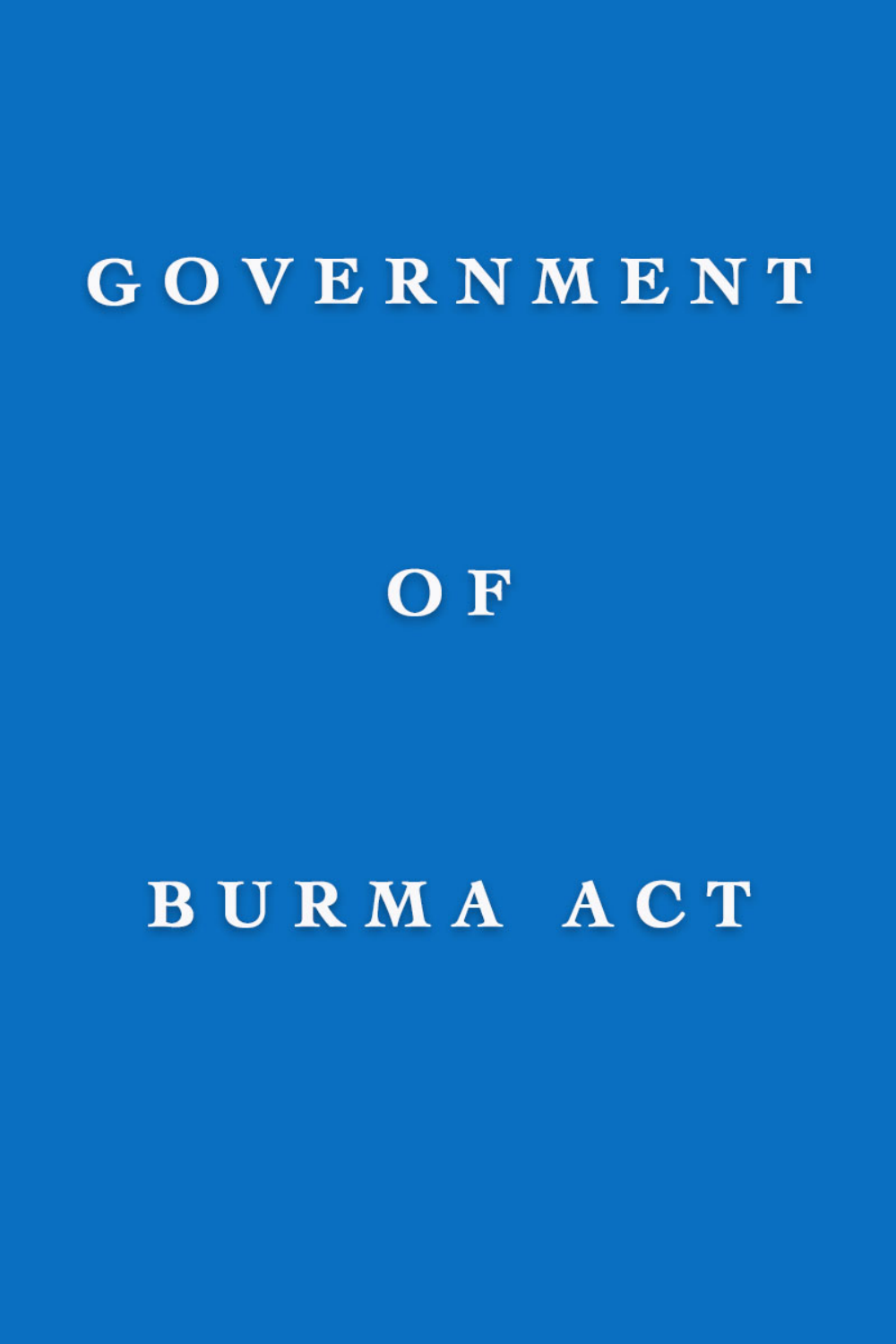# GOVERNMENT

# OF

# BURMA ACT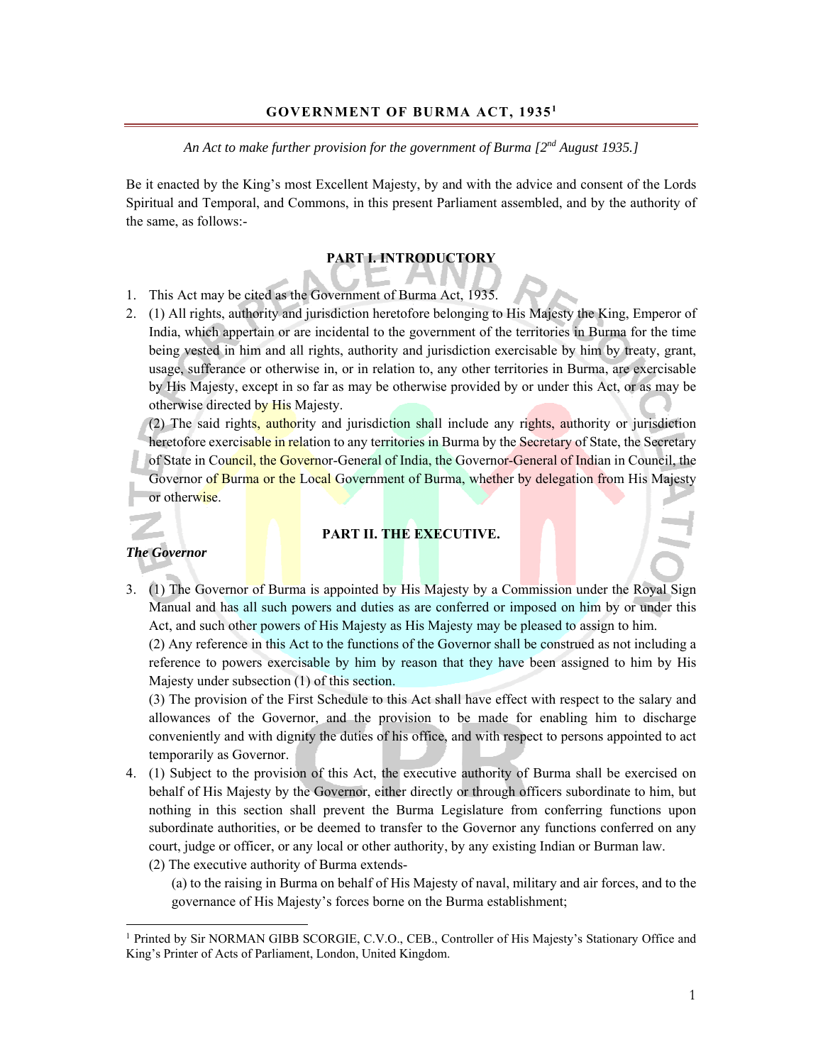## GOVERNMENT OF BURMA ACT, 1935[1]

*An Act to make further provision for the government of Burma [2nd August 1935.]*

Be it enacted by the King's most Excellent Majesty, by and with the advice and consent of the Lords Spiritual and Temporal, and Commons, in this present Parliament assembled, and by the authority of the same, as follows:-

### PART I. INTRODUCTORY

1. This Act may be cited as the Government of Burma Act, 1935.
2. (1) All rights, authority and jurisdiction heretofore belonging to His Majesty the King, Emperor of India, which appertain or are incidental to the government of the territories in Burma for the time being vested in him and all rights, authority and jurisdiction exercisable by him by treaty, grant, usage, sufferance or otherwise in, or in relation to, any other territories in Burma, are exercisable by His Majesty, except in so far as may be otherwise provided by or under this Act, or as may be otherwise directed by His Majesty.

   (2) The said rights, authority and jurisdiction shall include any rights, authority or jurisdiction heretofore exercisable in relation to any territories in Burma by the Secretary of State, the Secretary of State in Council, the Governor-General of India, the Governor-General of Indian in Council, the Governor of Burma or the Local Government of Burma, whether by delegation from His Majesty or otherwise.

### PART II. THE EXECUTIVE.

***The Governor***

3. (1) The Governor of Burma is appointed by His Majesty by a Commission under the Royal Sign Manual and has all such powers and duties as are conferred or imposed on him by or under this Act, and such other powers of His Majesty as His Majesty may be pleased to assign to him.

   (2) Any reference in this Act to the functions of the Governor shall be construed as not including a reference to powers exercisable by him by reason that they have been assigned to him by His Majesty under subsection (1) of this section.

   (3) The provision of the First Schedule to this Act shall have effect with respect to the salary and allowances of the Governor, and the provision to be made for enabling him to discharge conveniently and with dignity the duties of his office, and with respect to persons appointed to act temporarily as Governor.
4. (1) Subject to the provision of this Act, the executive authority of Burma shall be exercised on behalf of His Majesty by the Governor, either directly or through officers subordinate to him, but nothing in this section shall prevent the Burma Legislature from conferring functions upon subordinate authorities, or be deemed to transfer to the Governor any functions conferred on any court, judge or officer, or any local or other authority, by any existing Indian or Burman law.

   (2) The executive authority of Burma extends-

   (a) to the raising in Burma on behalf of His Majesty of naval, military and air forces, and to the governance of His Majesty's forces borne on the Burma establishment;

[1] Printed by Sir NORMAN GIBB SCORGIE, C.V.O., CEB., Controller of His Majesty's Stationary Office and King's Printer of Acts of Parliament, London, United Kingdom.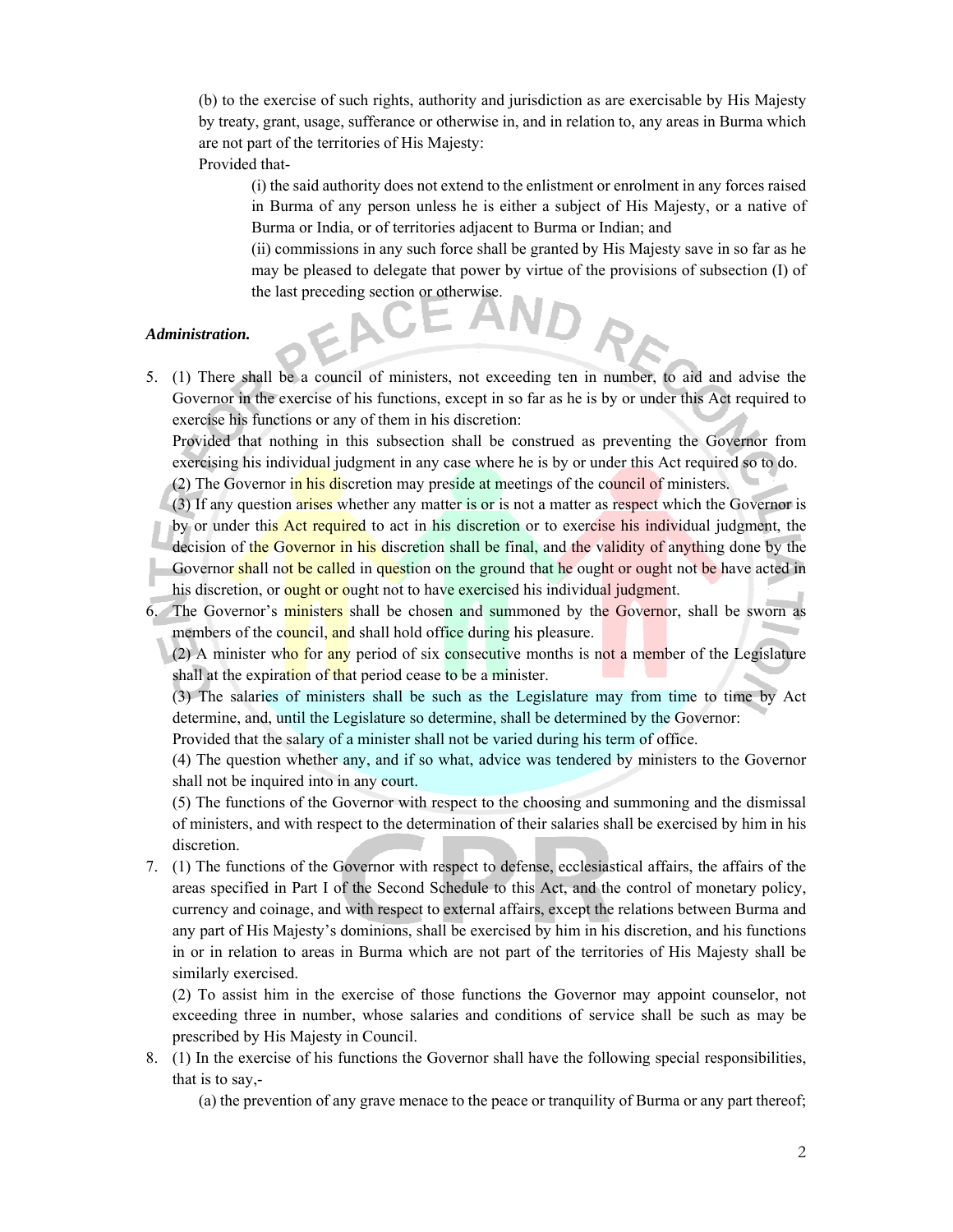(b) to the exercise of such rights, authority and jurisdiction as are exercisable by His Majesty by treaty, grant, usage, sufferance or otherwise in, and in relation to, any areas in Burma which are not part of the territories of His Majesty:

Provided that-

(i) the said authority does not extend to the enlistment or enrolment in any forces raised in Burma of any person unless he is either a subject of His Majesty, or a native of Burma or India, or of territories adjacent to Burma or Indian; and

(ii) commissions in any such force shall be granted by His Majesty save in so far as he may be pleased to delegate that power by virtue of the provisions of subsection (I) of the last preceding section or otherwise.

***Administration.***

5. (1) There shall be a council of ministers, not exceeding ten in number, to aid and advise the Governor in the exercise of his functions, except in so far as he is by or under this Act required to exercise his functions or any of them in his discretion:

   Provided that nothing in this subsection shall be construed as preventing the Governor from exercising his individual judgment in any case where he is by or under this Act required so to do.

   (2) The Governor in his discretion may preside at meetings of the council of ministers.

   (3) If any question arises whether any matter is or is not a matter as respect which the Governor is by or under this Act required to act in his discretion or to exercise his individual judgment, the decision of the Governor in his discretion shall be final, and the validity of anything done by the Governor shall not be called in question on the ground that he ought or ought not be have acted in his discretion, or ought or ought not to have exercised his individual judgment.

6. The Governor's ministers shall be chosen and summoned by the Governor, shall be sworn as members of the council, and shall hold office during his pleasure.

   (2) A minister who for any period of six consecutive months is not a member of the Legislature shall at the expiration of that period cease to be a minister.

   (3) The salaries of ministers shall be such as the Legislature may from time to time by Act determine, and, until the Legislature so determine, shall be determined by the Governor:

   Provided that the salary of a minister shall not be varied during his term of office.

   (4) The question whether any, and if so what, advice was tendered by ministers to the Governor shall not be inquired into in any court.

   (5) The functions of the Governor with respect to the choosing and summoning and the dismissal of ministers, and with respect to the determination of their salaries shall be exercised by him in his discretion.

7. (1) The functions of the Governor with respect to defense, ecclesiastical affairs, the affairs of the areas specified in Part I of the Second Schedule to this Act, and the control of monetary policy, currency and coinage, and with respect to external affairs, except the relations between Burma and any part of His Majesty's dominions, shall be exercised by him in his discretion, and his functions in or in relation to areas in Burma which are not part of the territories of His Majesty shall be similarly exercised.

   (2) To assist him in the exercise of those functions the Governor may appoint counselor, not exceeding three in number, whose salaries and conditions of service shall be such as may be prescribed by His Majesty in Council.

8. (1) In the exercise of his functions the Governor shall have the following special responsibilities, that is to say,-

   (a) the prevention of any grave menace to the peace or tranquility of Burma or any part thereof;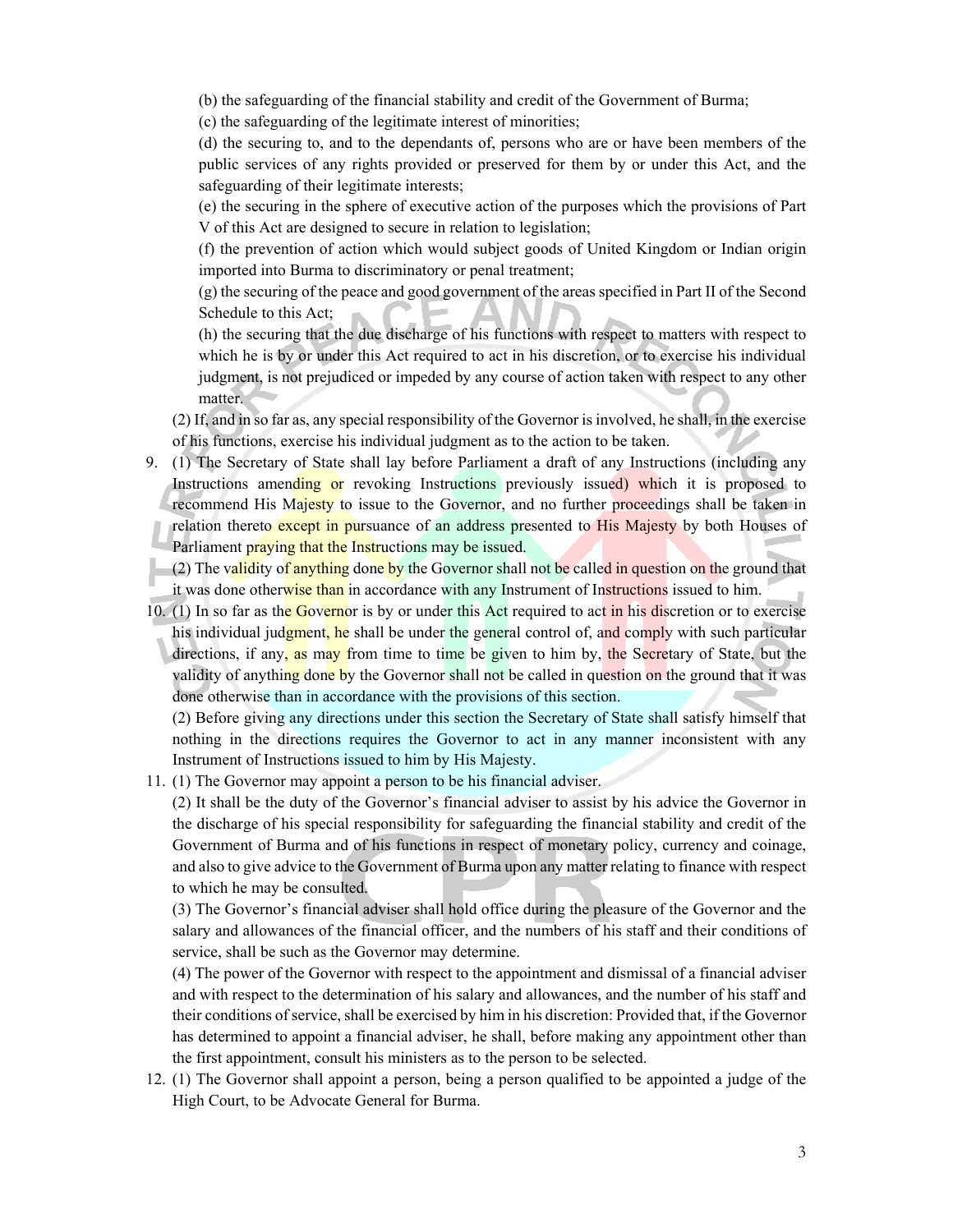(b) the safeguarding of the financial stability and credit of the Government of Burma;

(c) the safeguarding of the legitimate interest of minorities;

(d) the securing to, and to the dependants of, persons who are or have been members of the public services of any rights provided or preserved for them by or under this Act, and the safeguarding of their legitimate interests;

(e) the securing in the sphere of executive action of the purposes which the provisions of Part V of this Act are designed to secure in relation to legislation;

(f) the prevention of action which would subject goods of United Kingdom or Indian origin imported into Burma to discriminatory or penal treatment;

(g) the securing of the peace and good government of the areas specified in Part II of the Second Schedule to this Act;

(h) the securing that the due discharge of his functions with respect to matters with respect to which he is by or under this Act required to act in his discretion, or to exercise his individual judgment, is not prejudiced or impeded by any course of action taken with respect to any other matter.

(2) If, and in so far as, any special responsibility of the Governor is involved, he shall, in the exercise of his functions, exercise his individual judgment as to the action to be taken.

9. (1) The Secretary of State shall lay before Parliament a draft of any Instructions (including any Instructions amending or revoking Instructions previously issued) which it is proposed to recommend His Majesty to issue to the Governor, and no further proceedings shall be taken in relation thereto except in pursuance of an address presented to His Majesty by both Houses of Parliament praying that the Instructions may be issued.

   (2) The validity of anything done by the Governor shall not be called in question on the ground that it was done otherwise than in accordance with any Instrument of Instructions issued to him.

10. (1) In so far as the Governor is by or under this Act required to act in his discretion or to exercise his individual judgment, he shall be under the general control of, and comply with such particular directions, if any, as may from time to time be given to him by, the Secretary of State, but the validity of anything done by the Governor shall not be called in question on the ground that it was done otherwise than in accordance with the provisions of this section.

    (2) Before giving any directions under this section the Secretary of State shall satisfy himself that nothing in the directions requires the Governor to act in any manner inconsistent with any Instrument of Instructions issued to him by His Majesty.

11. (1) The Governor may appoint a person to be his financial adviser.

    (2) It shall be the duty of the Governor's financial adviser to assist by his advice the Governor in the discharge of his special responsibility for safeguarding the financial stability and credit of the Government of Burma and of his functions in respect of monetary policy, currency and coinage, and also to give advice to the Government of Burma upon any matter relating to finance with respect to which he may be consulted.

    (3) The Governor's financial adviser shall hold office during the pleasure of the Governor and the salary and allowances of the financial officer, and the numbers of his staff and their conditions of service, shall be such as the Governor may determine.

    (4) The power of the Governor with respect to the appointment and dismissal of a financial adviser and with respect to the determination of his salary and allowances, and the number of his staff and their conditions of service, shall be exercised by him in his discretion: Provided that, if the Governor has determined to appoint a financial adviser, he shall, before making any appointment other than the first appointment, consult his ministers as to the person to be selected.

12. (1) The Governor shall appoint a person, being a person qualified to be appointed a judge of the High Court, to be Advocate General for Burma.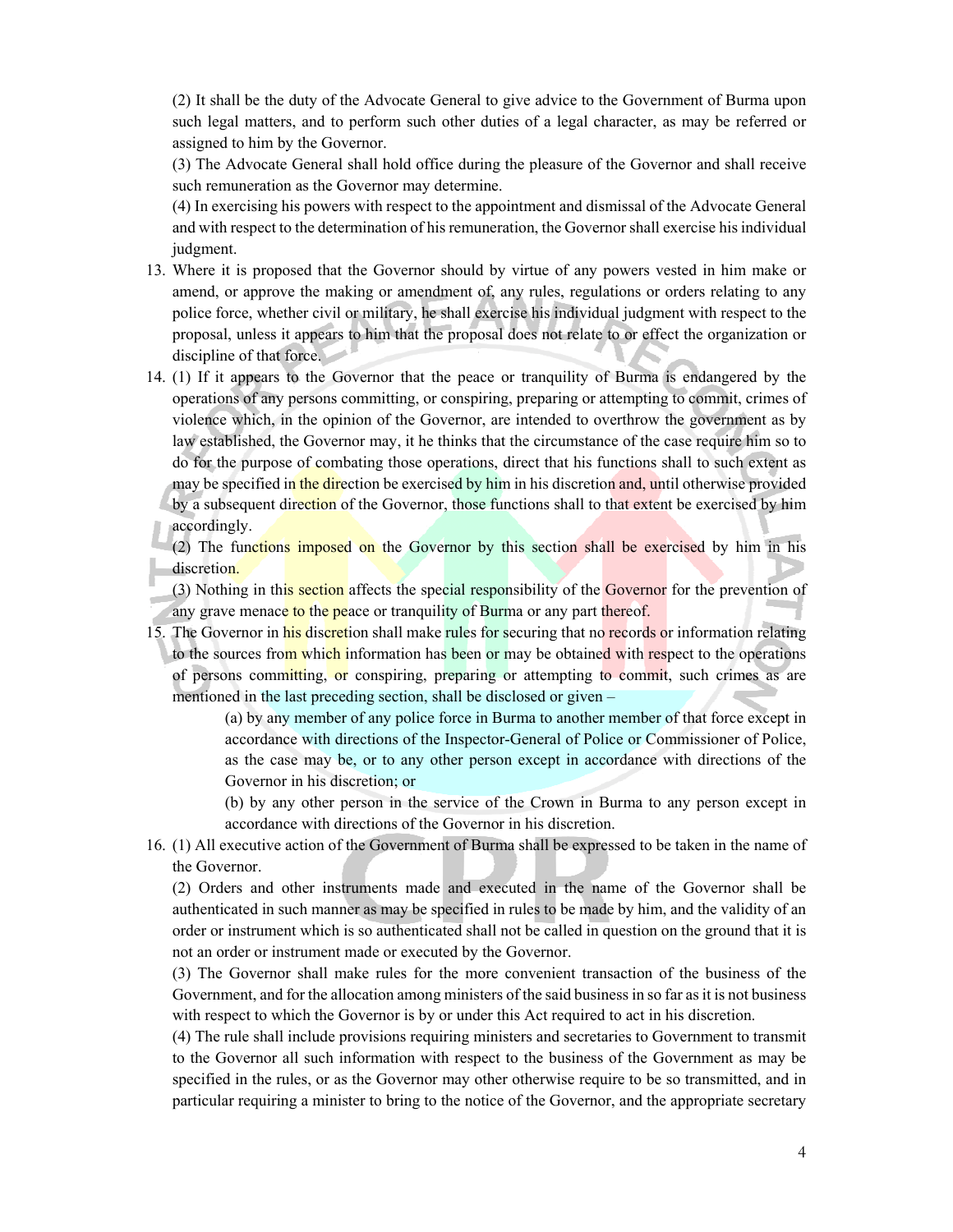(2) It shall be the duty of the Advocate General to give advice to the Government of Burma upon such legal matters, and to perform such other duties of a legal character, as may be referred or assigned to him by the Governor.

(3) The Advocate General shall hold office during the pleasure of the Governor and shall receive such remuneration as the Governor may determine.

(4) In exercising his powers with respect to the appointment and dismissal of the Advocate General and with respect to the determination of his remuneration, the Governor shall exercise his individual judgment.

13. Where it is proposed that the Governor should by virtue of any powers vested in him make or amend, or approve the making or amendment of, any rules, regulations or orders relating to any police force, whether civil or military, he shall exercise his individual judgment with respect to the proposal, unless it appears to him that the proposal does not relate to or effect the organization or discipline of that force.

14. (1) If it appears to the Governor that the peace or tranquility of Burma is endangered by the operations of any persons committing, or conspiring, preparing or attempting to commit, crimes of violence which, in the opinion of the Governor, are intended to overthrow the government as by law established, the Governor may, it he thinks that the circumstance of the case require him so to do for the purpose of combating those operations, direct that his functions shall to such extent as may be specified in the direction be exercised by him in his discretion and, until otherwise provided by a subsequent direction of the Governor, those functions shall to that extent be exercised by him accordingly.

(2) The functions imposed on the Governor by this section shall be exercised by him in his discretion.

(3) Nothing in this section affects the special responsibility of the Governor for the prevention of any grave menace to the peace or tranquility of Burma or any part thereof.

15. The Governor in his discretion shall make rules for securing that no records or information relating to the sources from which information has been or may be obtained with respect to the operations of persons committing, or conspiring, preparing or attempting to commit, such crimes as are mentioned in the last preceding section, shall be disclosed or given –

    (a) by any member of any police force in Burma to another member of that force except in accordance with directions of the Inspector-General of Police or Commissioner of Police, as the case may be, or to any other person except in accordance with directions of the Governor in his discretion; or

    (b) by any other person in the service of the Crown in Burma to any person except in accordance with directions of the Governor in his discretion.

16. (1) All executive action of the Government of Burma shall be expressed to be taken in the name of the Governor.

(2) Orders and other instruments made and executed in the name of the Governor shall be authenticated in such manner as may be specified in rules to be made by him, and the validity of an order or instrument which is so authenticated shall not be called in question on the ground that it is not an order or instrument made or executed by the Governor.

(3) The Governor shall make rules for the more convenient transaction of the business of the Government, and for the allocation among ministers of the said business in so far as it is not business with respect to which the Governor is by or under this Act required to act in his discretion.

(4) The rule shall include provisions requiring ministers and secretaries to Government to transmit to the Governor all such information with respect to the business of the Government as may be specified in the rules, or as the Governor may other otherwise require to be so transmitted, and in particular requiring a minister to bring to the notice of the Governor, and the appropriate secretary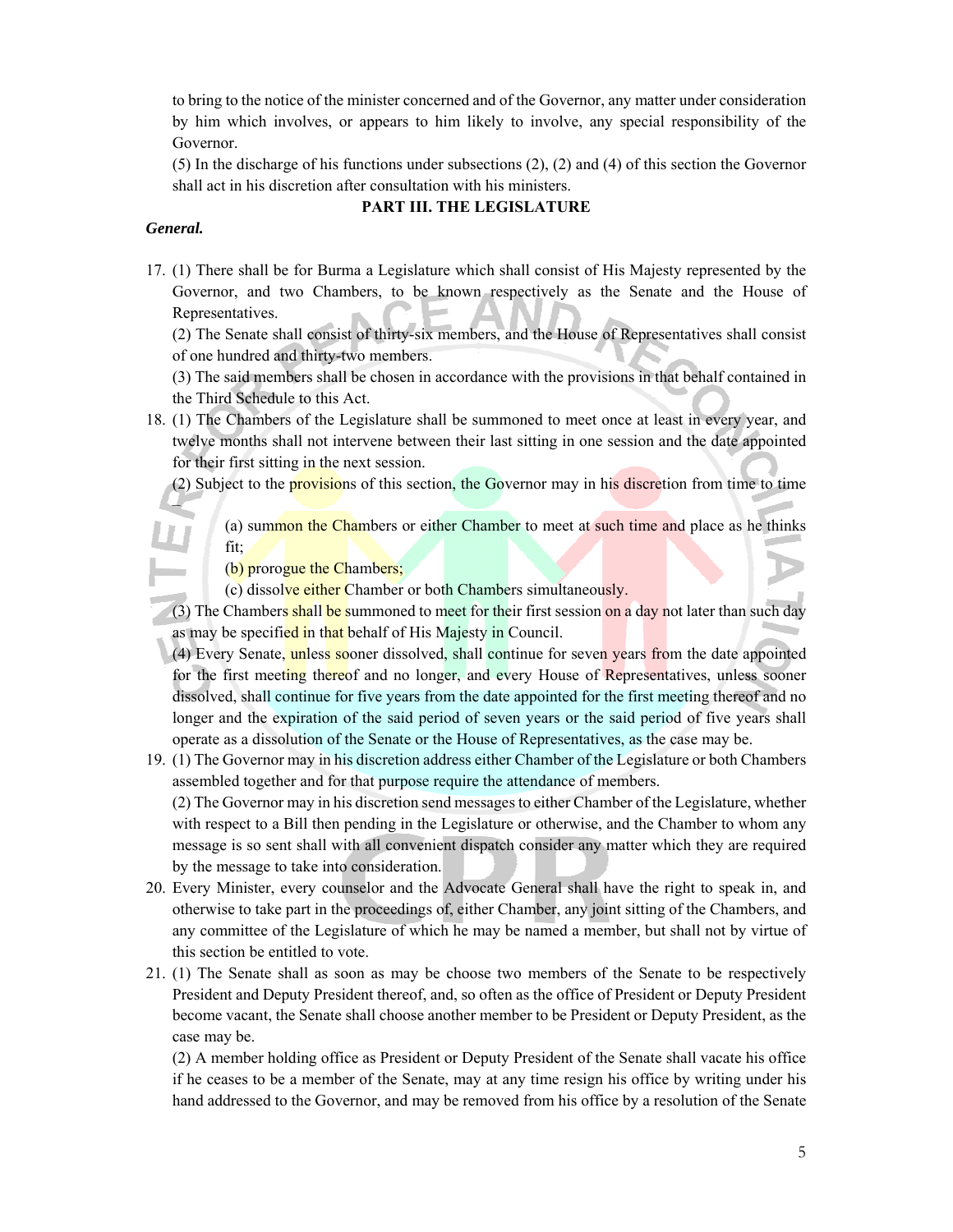to bring to the notice of the minister concerned and of the Governor, any matter under consideration by him which involves, or appears to him likely to involve, any special responsibility of the Governor.

(5) In the discharge of his functions under subsections (2), (2) and (4) of this section the Governor shall act in his discretion after consultation with his ministers.

## PART III. THE LEGISLATURE

***General.***

17. (1) There shall be for Burma a Legislature which shall consist of His Majesty represented by the Governor, and two Chambers, to be known respectively as the Senate and the House of Representatives.

    (2) The Senate shall consist of thirty-six members, and the House of Representatives shall consist of one hundred and thirty-two members.

    (3) The said members shall be chosen in accordance with the provisions in that behalf contained in the Third Schedule to this Act.

18. (1) The Chambers of the Legislature shall be summoned to meet once at least in every year, and twelve months shall not intervene between their last sitting in one session and the date appointed for their first sitting in the next session.

    (2) Subject to the provisions of this section, the Governor may in his discretion from time to time —

    > (a) summon the Chambers or either Chamber to meet at such time and place as he thinks fit;
    >
    > (b) prorogue the Chambers;
    >
    > (c) dissolve either Chamber or both Chambers simultaneously.

    (3) The Chambers shall be summoned to meet for their first session on a day not later than such day as may be specified in that behalf of His Majesty in Council.

    (4) Every Senate, unless sooner dissolved, shall continue for seven years from the date appointed for the first meeting thereof and no longer, and every House of Representatives, unless sooner dissolved, shall continue for five years from the date appointed for the first meeting thereof and no longer and the expiration of the said period of seven years or the said period of five years shall operate as a dissolution of the Senate or the House of Representatives, as the case may be.

19. (1) The Governor may in his discretion address either Chamber of the Legislature or both Chambers assembled together and for that purpose require the attendance of members.

    (2) The Governor may in his discretion send messages to either Chamber of the Legislature, whether with respect to a Bill then pending in the Legislature or otherwise, and the Chamber to whom any message is so sent shall with all convenient dispatch consider any matter which they are required by the message to take into consideration.

20. Every Minister, every counselor and the Advocate General shall have the right to speak in, and otherwise to take part in the proceedings of, either Chamber, any joint sitting of the Chambers, and any committee of the Legislature of which he may be named a member, but shall not by virtue of this section be entitled to vote.

21. (1) The Senate shall as soon as may be choose two members of the Senate to be respectively President and Deputy President thereof, and, so often as the office of President or Deputy President become vacant, the Senate shall choose another member to be President or Deputy President, as the case may be.

    (2) A member holding office as President or Deputy President of the Senate shall vacate his office if he ceases to be a member of the Senate, may at any time resign his office by writing under his hand addressed to the Governor, and may be removed from his office by a resolution of the Senate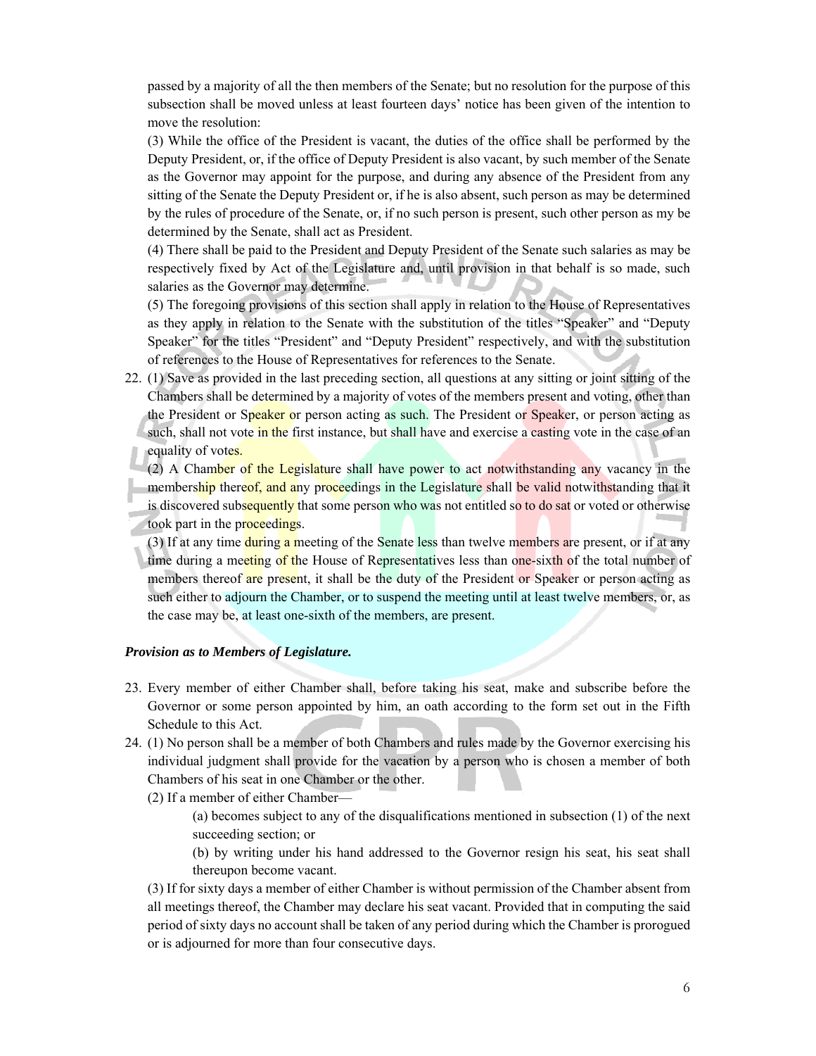passed by a majority of all the then members of the Senate; but no resolution for the purpose of this subsection shall be moved unless at least fourteen days' notice has been given of the intention to move the resolution:

(3) While the office of the President is vacant, the duties of the office shall be performed by the Deputy President, or, if the office of Deputy President is also vacant, by such member of the Senate as the Governor may appoint for the purpose, and during any absence of the President from any sitting of the Senate the Deputy President or, if he is also absent, such person as may be determined by the rules of procedure of the Senate, or, if no such person is present, such other person as my be determined by the Senate, shall act as President.

(4) There shall be paid to the President and Deputy President of the Senate such salaries as may be respectively fixed by Act of the Legislature and, until provision in that behalf is so made, such salaries as the Governor may determine.

(5) The foregoing provisions of this section shall apply in relation to the House of Representatives as they apply in relation to the Senate with the substitution of the titles "Speaker" and "Deputy Speaker" for the titles "President" and "Deputy President" respectively, and with the substitution of references to the House of Representatives for references to the Senate.

22. (1) Save as provided in the last preceding section, all questions at any sitting or joint sitting of the Chambers shall be determined by a majority of votes of the members present and voting, other than the President or Speaker or person acting as such. The President or Speaker, or person acting as such, shall not vote in the first instance, but shall have and exercise a casting vote in the case of an equality of votes.

(2) A Chamber of the Legislature shall have power to act notwithstanding any vacancy in the membership thereof, and any proceedings in the Legislature shall be valid notwithstanding that it is discovered subsequently that some person who was not entitled so to do sat or voted or otherwise took part in the proceedings.

(3) If at any time during a meeting of the Senate less than twelve members are present, or if at any time during a meeting of the House of Representatives less than one-sixth of the total number of members thereof are present, it shall be the duty of the President or Speaker or person acting as such either to adjourn the Chamber, or to suspend the meeting until at least twelve members, or, as the case may be, at least one-sixth of the members, are present.

***Provision as to Members of Legislature.***

23. Every member of either Chamber shall, before taking his seat, make and subscribe before the Governor or some person appointed by him, an oath according to the form set out in the Fifth Schedule to this Act.

24. (1) No person shall be a member of both Chambers and rules made by the Governor exercising his individual judgment shall provide for the vacation by a person who is chosen a member of both Chambers of his seat in one Chamber or the other.

(2) If a member of either Chamber—

(a) becomes subject to any of the disqualifications mentioned in subsection (1) of the next succeeding section; or

(b) by writing under his hand addressed to the Governor resign his seat, his seat shall thereupon become vacant.

(3) If for sixty days a member of either Chamber is without permission of the Chamber absent from all meetings thereof, the Chamber may declare his seat vacant. Provided that in computing the said period of sixty days no account shall be taken of any period during which the Chamber is prorogued or is adjourned for more than four consecutive days.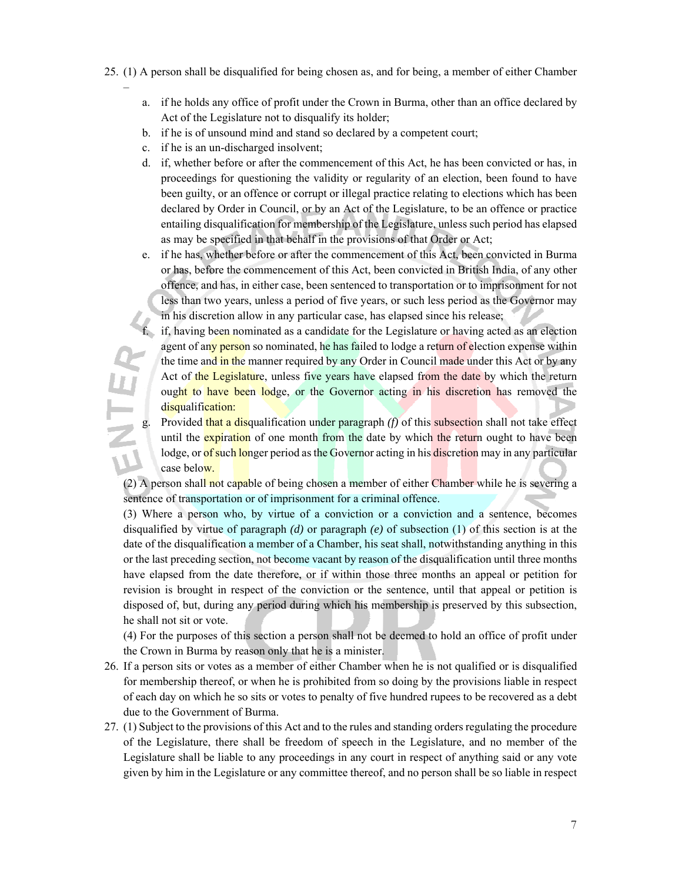25. (1) A person shall be disqualified for being chosen as, and for being, a member of either Chamber –

    a. if he holds any office of profit under the Crown in Burma, other than an office declared by Act of the Legislature not to disqualify its holder;
    b. if he is of unsound mind and stand so declared by a competent court;
    c. if he is an un-discharged insolvent;
    d. if, whether before or after the commencement of this Act, he has been convicted or has, in proceedings for questioning the validity or regularity of an election, been found to have been guilty, or an offence or corrupt or illegal practice relating to elections which has been declared by Order in Council, or by an Act of the Legislature, to be an offence or practice entailing disqualification for membership of the Legislature, unless such period has elapsed as may be specified in that behalf in the provisions of that Order or Act;
    e. if he has, whether before or after the commencement of this Act, been convicted in Burma or has, before the commencement of this Act, been convicted in British India, of any other offence, and has, in either case, been sentenced to transportation or to imprisonment for not less than two years, unless a period of five years, or such less period as the Governor may in his discretion allow in any particular case, has elapsed since his release;
    f. if, having been nominated as a candidate for the Legislature or having acted as an election agent of any person so nominated, he has failed to lodge a return of election expense within the time and in the manner required by any Order in Council made under this Act or by any Act of the Legislature, unless five years have elapsed from the date by which the return ought to have been lodge, or the Governor acting in his discretion has removed the disqualification:
    g. Provided that a disqualification under paragraph *(f)* of this subsection shall not take effect until the expiration of one month from the date by which the return ought to have been lodge, or of such longer period as the Governor acting in his discretion may in any particular case below.

    (2) A person shall not capable of being chosen a member of either Chamber while he is severing a sentence of transportation or of imprisonment for a criminal offence.

    (3) Where a person who, by virtue of a conviction or a conviction and a sentence, becomes disqualified by virtue of paragraph *(d)* or paragraph *(e)* of subsection (1) of this section is at the date of the disqualification a member of a Chamber, his seat shall, notwithstanding anything in this or the last preceding section, not become vacant by reason of the disqualification until three months have elapsed from the date therefore, or if within those three months an appeal or petition for revision is brought in respect of the conviction or the sentence, until that appeal or petition is disposed of, but, during any period during which his membership is preserved by this subsection, he shall not sit or vote.

    (4) For the purposes of this section a person shall not be deemed to hold an office of profit under the Crown in Burma by reason only that he is a minister.

26. If a person sits or votes as a member of either Chamber when he is not qualified or is disqualified for membership thereof, or when he is prohibited from so doing by the provisions liable in respect of each day on which he so sits or votes to penalty of five hundred rupees to be recovered as a debt due to the Government of Burma.

27. (1) Subject to the provisions of this Act and to the rules and standing orders regulating the procedure of the Legislature, there shall be freedom of speech in the Legislature, and no member of the Legislature shall be liable to any proceedings in any court in respect of anything said or any vote given by him in the Legislature or any committee thereof, and no person shall be so liable in respect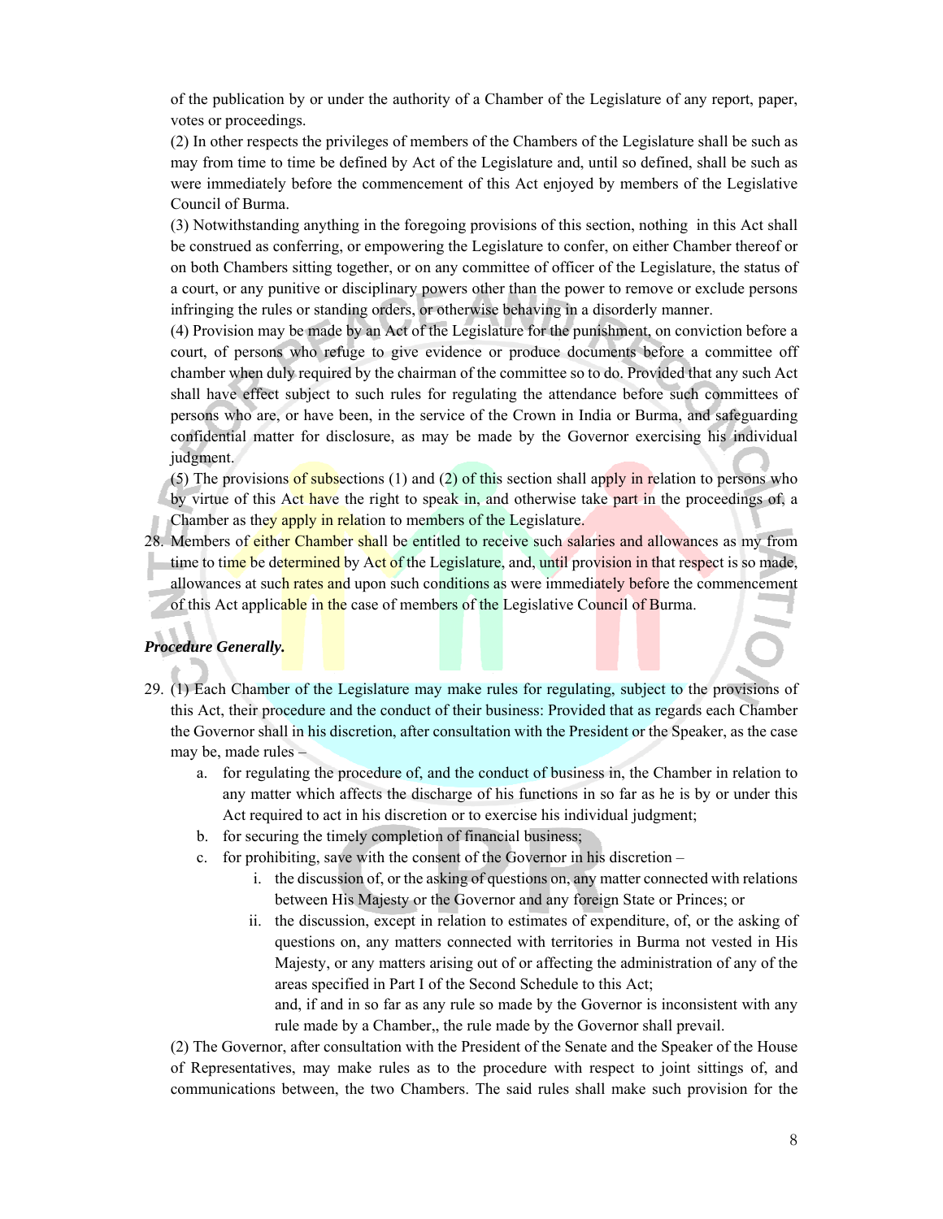of the publication by or under the authority of a Chamber of the Legislature of any report, paper, votes or proceedings.

(2) In other respects the privileges of members of the Chambers of the Legislature shall be such as may from time to time be defined by Act of the Legislature and, until so defined, shall be such as were immediately before the commencement of this Act enjoyed by members of the Legislative Council of Burma.

(3) Notwithstanding anything in the foregoing provisions of this section, nothing in this Act shall be construed as conferring, or empowering the Legislature to confer, on either Chamber thereof or on both Chambers sitting together, or on any committee of officer of the Legislature, the status of a court, or any punitive or disciplinary powers other than the power to remove or exclude persons infringing the rules or standing orders, or otherwise behaving in a disorderly manner.

(4) Provision may be made by an Act of the Legislature for the punishment, on conviction before a court, of persons who refuge to give evidence or produce documents before a committee off chamber when duly required by the chairman of the committee so to do. Provided that any such Act shall have effect subject to such rules for regulating the attendance before such committees of persons who are, or have been, in the service of the Crown in India or Burma, and safeguarding confidential matter for disclosure, as may be made by the Governor exercising his individual judgment.

(5) The provisions of subsections (1) and (2) of this section shall apply in relation to persons who by virtue of this Act have the right to speak in, and otherwise take part in the proceedings of, a Chamber as they apply in relation to members of the Legislature.

28. Members of either Chamber shall be entitled to receive such salaries and allowances as my from time to time be determined by Act of the Legislature, and, until provision in that respect is so made, allowances at such rates and upon such conditions as were immediately before the commencement of this Act applicable in the case of members of the Legislative Council of Burma.

***Procedure Generally.***

29. (1) Each Chamber of the Legislature may make rules for regulating, subject to the provisions of this Act, their procedure and the conduct of their business: Provided that as regards each Chamber the Governor shall in his discretion, after consultation with the President or the Speaker, as the case may be, made rules –

    a. for regulating the procedure of, and the conduct of business in, the Chamber in relation to any matter which affects the discharge of his functions in so far as he is by or under this Act required to act in his discretion or to exercise his individual judgment;
    b. for securing the timely completion of financial business;
    c. for prohibiting, save with the consent of the Governor in his discretion –
        i. the discussion of, or the asking of questions on, any matter connected with relations between His Majesty or the Governor and any foreign State or Princes; or
        ii. the discussion, except in relation to estimates of expenditure, of, or the asking of questions on, any matters connected with territories in Burma not vested in His Majesty, or any matters arising out of or affecting the administration of any of the areas specified in Part I of the Second Schedule to this Act;

        and, if and in so far as any rule so made by the Governor is inconsistent with any rule made by a Chamber,, the rule made by the Governor shall prevail.

(2) The Governor, after consultation with the President of the Senate and the Speaker of the House of Representatives, may make rules as to the procedure with respect to joint sittings of, and communications between, the two Chambers. The said rules shall make such provision for the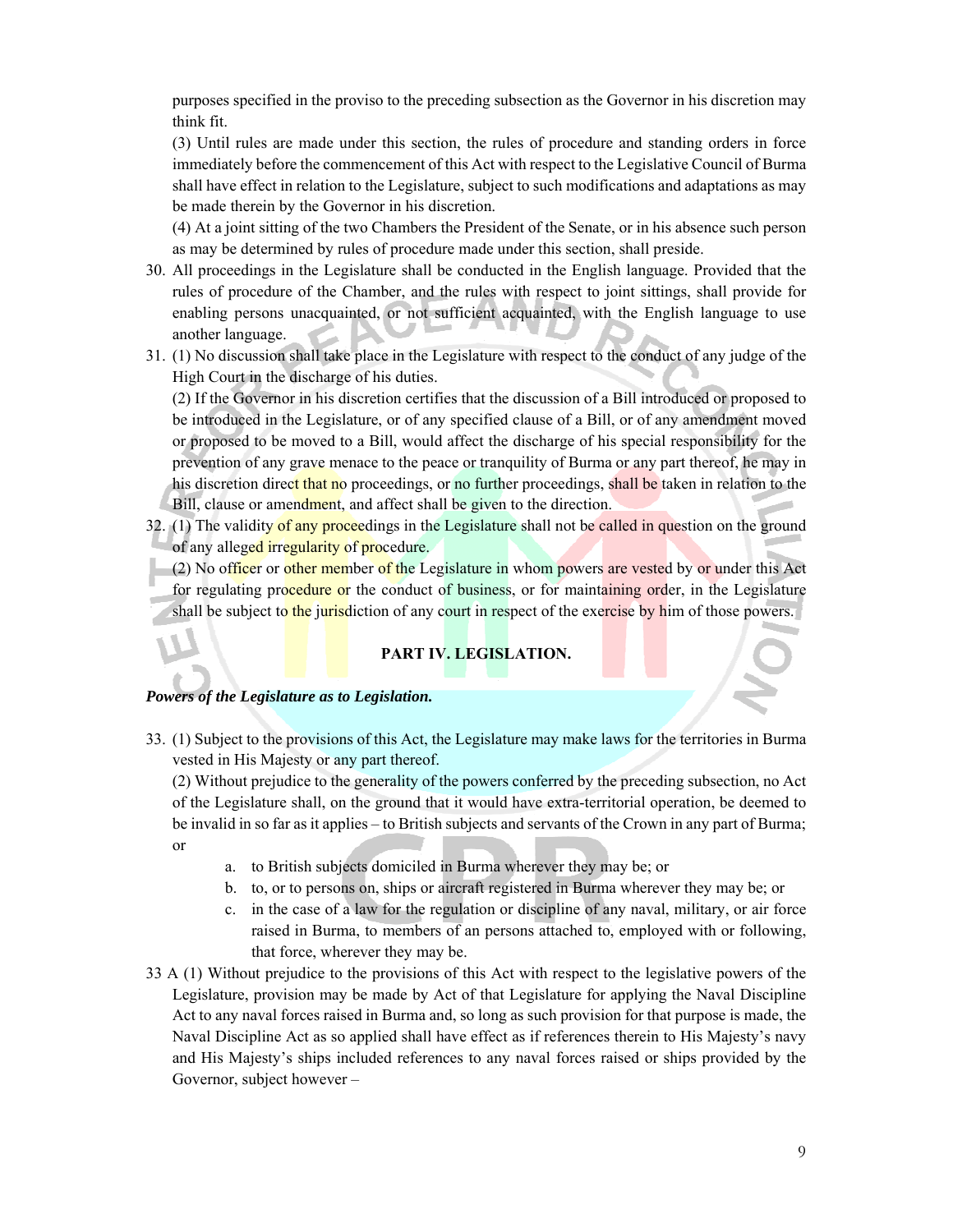purposes specified in the proviso to the preceding subsection as the Governor in his discretion may think fit.

(3) Until rules are made under this section, the rules of procedure and standing orders in force immediately before the commencement of this Act with respect to the Legislative Council of Burma shall have effect in relation to the Legislature, subject to such modifications and adaptations as may be made therein by the Governor in his discretion.

(4) At a joint sitting of the two Chambers the President of the Senate, or in his absence such person as may be determined by rules of procedure made under this section, shall preside.

30. All proceedings in the Legislature shall be conducted in the English language. Provided that the rules of procedure of the Chamber, and the rules with respect to joint sittings, shall provide for enabling persons unacquainted, or not sufficient acquainted, with the English language to use another language.

31. (1) No discussion shall take place in the Legislature with respect to the conduct of any judge of the High Court in the discharge of his duties.

(2) If the Governor in his discretion certifies that the discussion of a Bill introduced or proposed to be introduced in the Legislature, or of any specified clause of a Bill, or of any amendment moved or proposed to be moved to a Bill, would affect the discharge of his special responsibility for the prevention of any grave menace to the peace or tranquility of Burma or any part thereof, he may in his discretion direct that no proceedings, or no further proceedings, shall be taken in relation to the Bill, clause or amendment, and affect shall be given to the direction.

32. (1) The validity of any proceedings in the Legislature shall not be called in question on the ground of any alleged irregularity of procedure.

(2) No officer or other member of the Legislature in whom powers are vested by or under this Act for regulating procedure or the conduct of business, or for maintaining order, in the Legislature shall be subject to the jurisdiction of any court in respect of the exercise by him of those powers.

## PART IV. LEGISLATION.

***Powers of the Legislature as to Legislation.***

33. (1) Subject to the provisions of this Act, the Legislature may make laws for the territories in Burma vested in His Majesty or any part thereof.

(2) Without prejudice to the generality of the powers conferred by the preceding subsection, no Act of the Legislature shall, on the ground that it would have extra-territorial operation, be deemed to be invalid in so far as it applies – to British subjects and servants of the Crown in any part of Burma; or

  a. to British subjects domiciled in Burma wherever they may be; or
  b. to, or to persons on, ships or aircraft registered in Burma wherever they may be; or
  c. in the case of a law for the regulation or discipline of any naval, military, or air force raised in Burma, to members of an persons attached to, employed with or following, that force, wherever they may be.

33 A (1) Without prejudice to the provisions of this Act with respect to the legislative powers of the Legislature, provision may be made by Act of that Legislature for applying the Naval Discipline Act to any naval forces raised in Burma and, so long as such provision for that purpose is made, the Naval Discipline Act as so applied shall have effect as if references therein to His Majesty's navy and His Majesty's ships included references to any naval forces raised or ships provided by the Governor, subject however –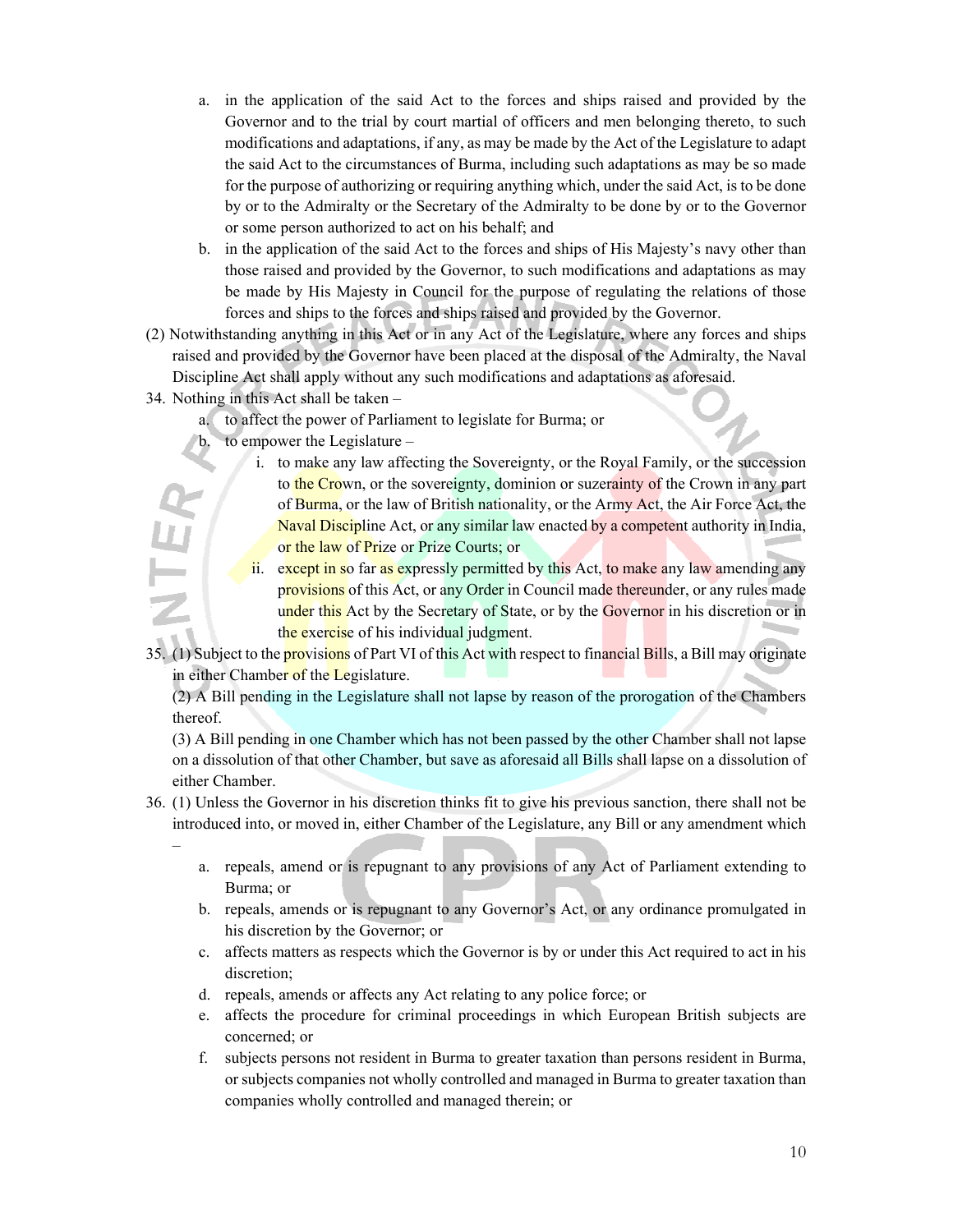a. in the application of the said Act to the forces and ships raised and provided by the Governor and to the trial by court martial of officers and men belonging thereto, to such modifications and adaptations, if any, as may be made by the Act of the Legislature to adapt the said Act to the circumstances of Burma, including such adaptations as may be so made for the purpose of authorizing or requiring anything which, under the said Act, is to be done by or to the Admiralty or the Secretary of the Admiralty to be done by or to the Governor or some person authorized to act on his behalf; and
b. in the application of the said Act to the forces and ships of His Majesty's navy other than those raised and provided by the Governor, to such modifications and adaptations as may be made by His Majesty in Council for the purpose of regulating the relations of those forces and ships to the forces and ships raised and provided by the Governor.

(2) Notwithstanding anything in this Act or in any Act of the Legislature, where any forces and ships raised and provided by the Governor have been placed at the disposal of the Admiralty, the Naval Discipline Act shall apply without any such modifications and adaptations as aforesaid.

34. Nothing in this Act shall be taken –
    a. to affect the power of Parliament to legislate for Burma; or
    b. to empower the Legislature –
        i. to make any law affecting the Sovereignty, or the Royal Family, or the succession to the Crown, or the sovereignty, dominion or suzerainty of the Crown in any part of Burma, or the law of British nationality, or the Army Act, the Air Force Act, the Naval Discipline Act, or any similar law enacted by a competent authority in India, or the law of Prize or Prize Courts; or
        ii. except in so far as expressly permitted by this Act, to make any law amending any provisions of this Act, or any Order in Council made thereunder, or any rules made under this Act by the Secretary of State, or by the Governor in his discretion or in the exercise of his individual judgment.

35. (1) Subject to the provisions of Part VI of this Act with respect to financial Bills, a Bill may originate in either Chamber of the Legislature.
(2) A Bill pending in the Legislature shall not lapse by reason of the prorogation of the Chambers thereof.
(3) A Bill pending in one Chamber which has not been passed by the other Chamber shall not lapse on a dissolution of that other Chamber, but save as aforesaid all Bills shall lapse on a dissolution of either Chamber.

36. (1) Unless the Governor in his discretion thinks fit to give his previous sanction, there shall not be introduced into, or moved in, either Chamber of the Legislature, any Bill or any amendment which –
    a. repeals, amend or is repugnant to any provisions of any Act of Parliament extending to Burma; or
    b. repeals, amends or is repugnant to any Governor's Act, or any ordinance promulgated in his discretion by the Governor; or
    c. affects matters as respects which the Governor is by or under this Act required to act in his discretion;
    d. repeals, amends or affects any Act relating to any police force; or
    e. affects the procedure for criminal proceedings in which European British subjects are concerned; or
    f. subjects persons not resident in Burma to greater taxation than persons resident in Burma, or subjects companies not wholly controlled and managed in Burma to greater taxation than companies wholly controlled and managed therein; or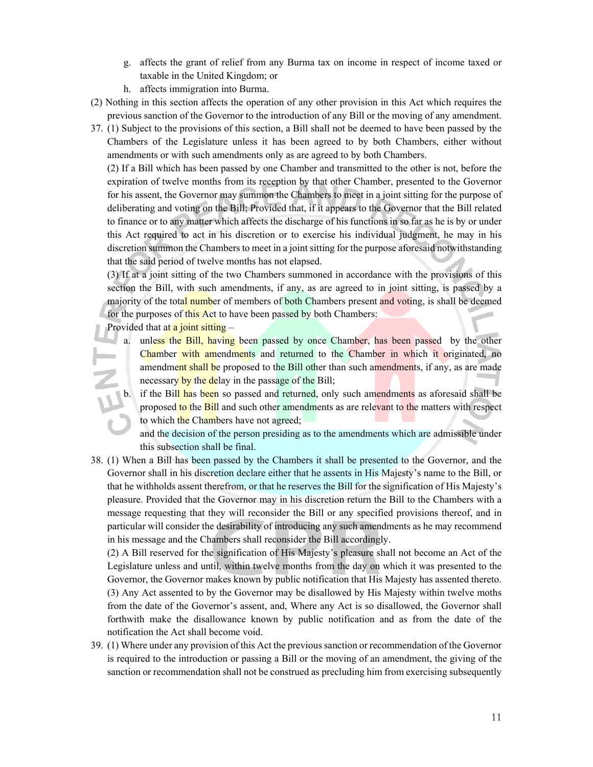g. affects the grant of relief from any Burma tax on income in respect of income taxed or taxable in the United Kingdom; or

h. affects immigration into Burma.

(2) Nothing in this section affects the operation of any other provision in this Act which requires the previous sanction of the Governor to the introduction of any Bill or the moving of any amendment.

37. (1) Subject to the provisions of this section, a Bill shall not be deemed to have been passed by the Chambers of the Legislature unless it has been agreed to by both Chambers, either without amendments or with such amendments only as are agreed to by both Chambers.

(2) If a Bill which has been passed by one Chamber and transmitted to the other is not, before the expiration of twelve months from its reception by that other Chamber, presented to the Governor for his assent, the Governor may summon the Chambers to meet in a joint sitting for the purpose of deliberating and voting on the Bill; Provided that, if it appears to the Governor that the Bill related to finance or to any matter which affects the discharge of his functions in so far as he is by or under this Act required to act in his discretion or to exercise his individual judgment, he may in his discretion summon the Chambers to meet in a joint sitting for the purpose aforesaid notwithstanding that the said period of twelve months has not elapsed.

(3) If at a joint sitting of the two Chambers summoned in accordance with the provisions of this section the Bill, with such amendments, if any, as are agreed to in joint sitting, is passed by a majority of the total number of members of both Chambers present and voting, is shall be deemed for the purposes of this Act to have been passed by both Chambers:

Provided that at a joint sitting –

a. unless the Bill, having been passed by once Chamber, has been passed by the other Chamber with amendments and returned to the Chamber in which it originated, no amendment shall be proposed to the Bill other than such amendments, if any, as are made necessary by the delay in the passage of the Bill;

b. if the Bill has been so passed and returned, only such amendments as aforesaid shall be proposed to the Bill and such other amendments as are relevant to the matters with respect to which the Chambers have not agreed;

and the decision of the person presiding as to the amendments which are admissible under this subsection shall be final.

38. (1) When a Bill has been passed by the Chambers it shall be presented to the Governor, and the Governor shall in his discretion declare either that he assents in His Majesty's name to the Bill, or that he withholds assent therefrom, or that he reserves the Bill for the signification of His Majesty's pleasure. Provided that the Governor may in his discretion return the Bill to the Chambers with a message requesting that they will reconsider the Bill or any specified provisions thereof, and in particular will consider the desirability of introducing any such amendments as he may recommend in his message and the Chambers shall reconsider the Bill accordingly.

(2) A Bill reserved for the signification of His Majesty's pleasure shall not become an Act of the Legislature unless and until, within twelve months from the day on which it was presented to the Governor, the Governor makes known by public notification that His Majesty has assented thereto.

(3) Any Act assented to by the Governor may be disallowed by His Majesty within twelve moths from the date of the Governor's assent, and, Where any Act is so disallowed, the Governor shall forthwith make the disallowance known by public notification and as from the date of the notification the Act shall become void.

39. (1) Where under any provision of this Act the previous sanction or recommendation of the Governor is required to the introduction or passing a Bill or the moving of an amendment, the giving of the sanction or recommendation shall not be construed as precluding him from exercising subsequently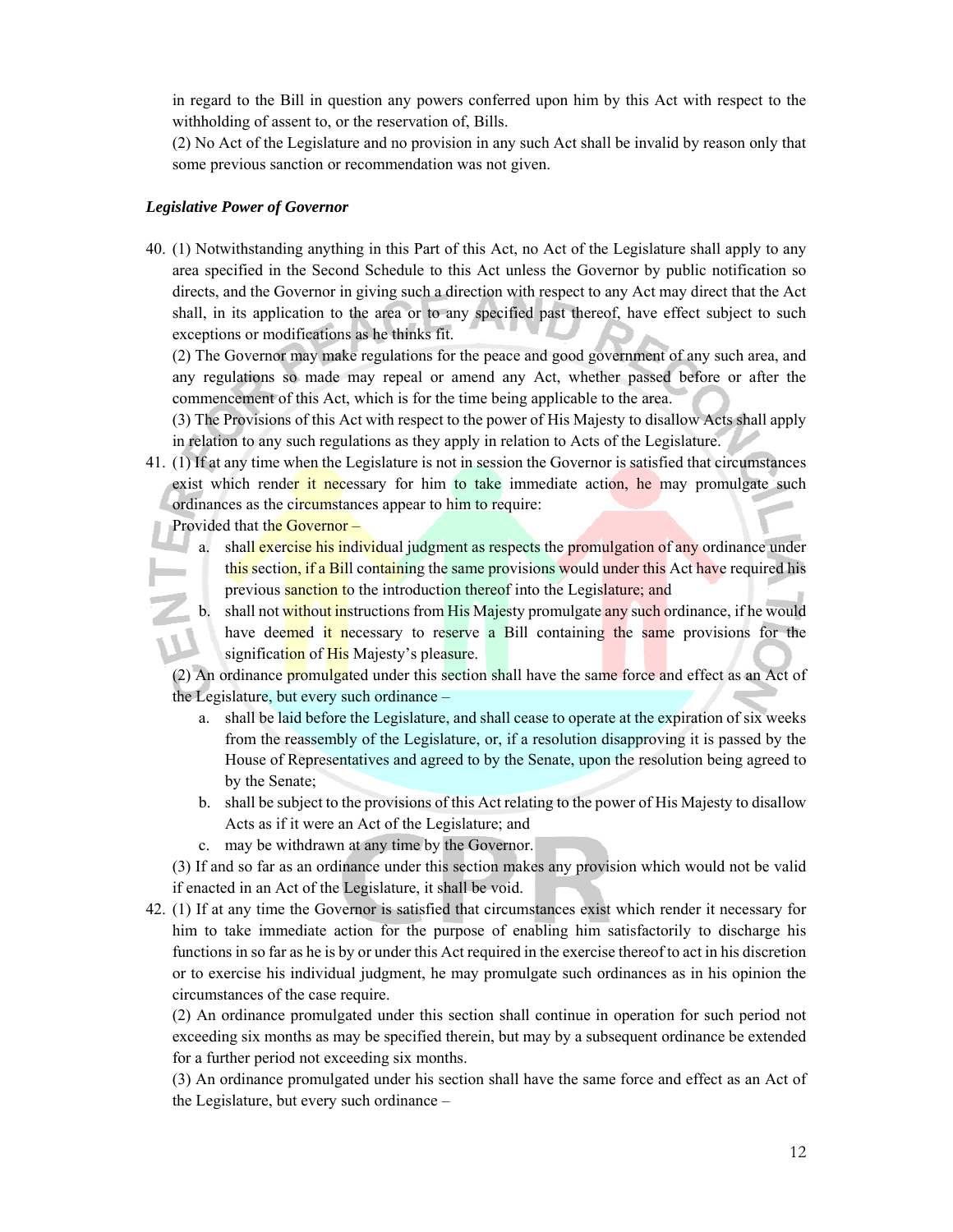in regard to the Bill in question any powers conferred upon him by this Act with respect to the withholding of assent to, or the reservation of, Bills.

(2) No Act of the Legislature and no provision in any such Act shall be invalid by reason only that some previous sanction or recommendation was not given.

***Legislative Power of Governor***

40. (1) Notwithstanding anything in this Part of this Act, no Act of the Legislature shall apply to any area specified in the Second Schedule to this Act unless the Governor by public notification so directs, and the Governor in giving such a direction with respect to any Act may direct that the Act shall, in its application to the area or to any specified past thereof, have effect subject to such exceptions or modifications as he thinks fit.

    (2) The Governor may make regulations for the peace and good government of any such area, and any regulations so made may repeal or amend any Act, whether passed before or after the commencement of this Act, which is for the time being applicable to the area.

    (3) The Provisions of this Act with respect to the power of His Majesty to disallow Acts shall apply in relation to any such regulations as they apply in relation to Acts of the Legislature.

41. (1) If at any time when the Legislature is not in session the Governor is satisfied that circumstances exist which render it necessary for him to take immediate action, he may promulgate such ordinances as the circumstances appear to him to require:

    Provided that the Governor –

    a. shall exercise his individual judgment as respects the promulgation of any ordinance under this section, if a Bill containing the same provisions would under this Act have required his previous sanction to the introduction thereof into the Legislature; and
    b. shall not without instructions from His Majesty promulgate any such ordinance, if he would have deemed it necessary to reserve a Bill containing the same provisions for the signification of His Majesty's pleasure.

    (2) An ordinance promulgated under this section shall have the same force and effect as an Act of the Legislature, but every such ordinance –

    a. shall be laid before the Legislature, and shall cease to operate at the expiration of six weeks from the reassembly of the Legislature, or, if a resolution disapproving it is passed by the House of Representatives and agreed to by the Senate, upon the resolution being agreed to by the Senate;
    b. shall be subject to the provisions of this Act relating to the power of His Majesty to disallow Acts as if it were an Act of the Legislature; and
    c. may be withdrawn at any time by the Governor.

    (3) If and so far as an ordinance under this section makes any provision which would not be valid if enacted in an Act of the Legislature, it shall be void.

42. (1) If at any time the Governor is satisfied that circumstances exist which render it necessary for him to take immediate action for the purpose of enabling him satisfactorily to discharge his functions in so far as he is by or under this Act required in the exercise thereof to act in his discretion or to exercise his individual judgment, he may promulgate such ordinances as in his opinion the circumstances of the case require.

    (2) An ordinance promulgated under this section shall continue in operation for such period not exceeding six months as may be specified therein, but may by a subsequent ordinance be extended for a further period not exceeding six months.

    (3) An ordinance promulgated under his section shall have the same force and effect as an Act of the Legislature, but every such ordinance –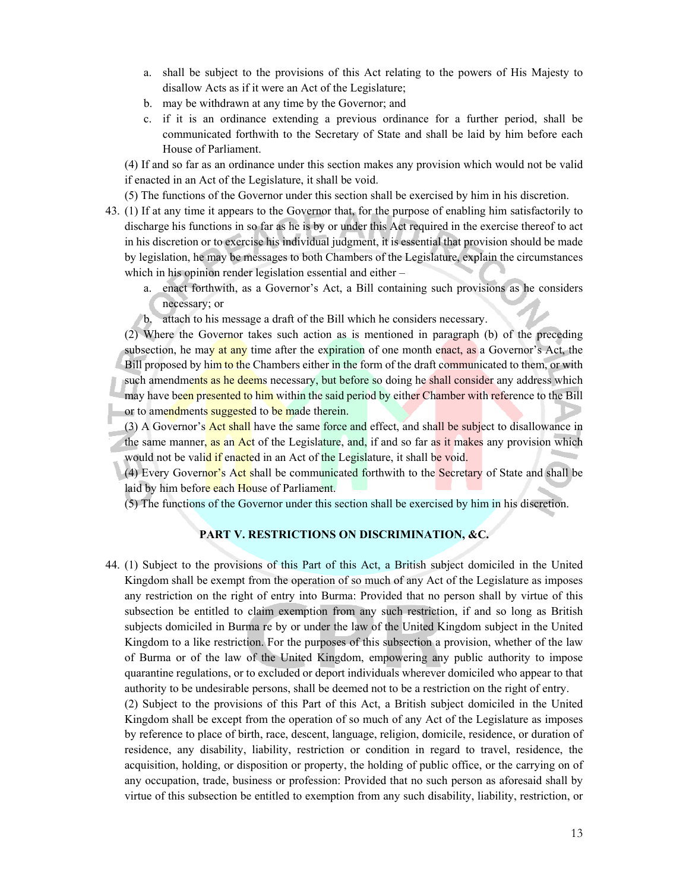a. shall be subject to the provisions of this Act relating to the powers of His Majesty to disallow Acts as if it were an Act of the Legislature;
b. may be withdrawn at any time by the Governor; and
c. if it is an ordinance extending a previous ordinance for a further period, shall be communicated forthwith to the Secretary of State and shall be laid by him before each House of Parliament.

(4) If and so far as an ordinance under this section makes any provision which would not be valid if enacted in an Act of the Legislature, it shall be void.

(5) The functions of the Governor under this section shall be exercised by him in his discretion.

43. (1) If at any time it appears to the Governor that, for the purpose of enabling him satisfactorily to discharge his functions in so far as he is by or under this Act required in the exercise thereof to act in his discretion or to exercise his individual judgment, it is essential that provision should be made by legislation, he may be messages to both Chambers of the Legislature, explain the circumstances which in his opinion render legislation essential and either –

   a. enact forthwith, as a Governor's Act, a Bill containing such provisions as he considers necessary; or
   b. attach to his message a draft of the Bill which he considers necessary.

   (2) Where the Governor takes such action as is mentioned in paragraph (b) of the preceding subsection, he may at any time after the expiration of one month enact, as a Governor's Act, the Bill proposed by him to the Chambers either in the form of the draft communicated to them, or with such amendments as he deems necessary, but before so doing he shall consider any address which may have been presented to him within the said period by either Chamber with reference to the Bill or to amendments suggested to be made therein.

   (3) A Governor's Act shall have the same force and effect, and shall be subject to disallowance in the same manner, as an Act of the Legislature, and, if and so far as it makes any provision which would not be valid if enacted in an Act of the Legislature, it shall be void.

   (4) Every Governor's Act shall be communicated forthwith to the Secretary of State and shall be laid by him before each House of Parliament.

   (5) The functions of the Governor under this section shall be exercised by him in his discretion.

## PART V. RESTRICTIONS ON DISCRIMINATION, &C.

44. (1) Subject to the provisions of this Part of this Act, a British subject domiciled in the United Kingdom shall be exempt from the operation of so much of any Act of the Legislature as imposes any restriction on the right of entry into Burma: Provided that no person shall by virtue of this subsection be entitled to claim exemption from any such restriction, if and so long as British subjects domiciled in Burma re by or under the law of the United Kingdom subject in the United Kingdom to a like restriction. For the purposes of this subsection a provision, whether of the law of Burma or of the law of the United Kingdom, empowering any public authority to impose quarantine regulations, or to excluded or deport individuals wherever domiciled who appear to that authority to be undesirable persons, shall be deemed not to be a restriction on the right of entry.

   (2) Subject to the provisions of this Part of this Act, a British subject domiciled in the United Kingdom shall be except from the operation of so much of any Act of the Legislature as imposes by reference to place of birth, race, descent, language, religion, domicile, residence, or duration of residence, any disability, liability, restriction or condition in regard to travel, residence, the acquisition, holding, or disposition or property, the holding of public office, or the carrying on of any occupation, trade, business or profession: Provided that no such person as aforesaid shall by virtue of this subsection be entitled to exemption from any such disability, liability, restriction, or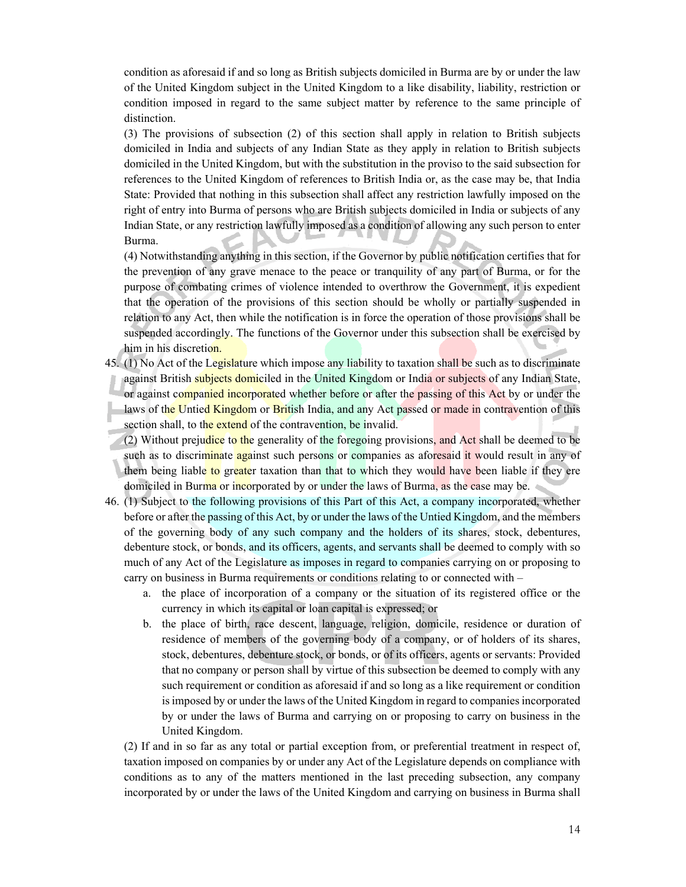condition as aforesaid if and so long as British subjects domiciled in Burma are by or under the law of the United Kingdom subject in the United Kingdom to a like disability, liability, restriction or condition imposed in regard to the same subject matter by reference to the same principle of distinction.

(3) The provisions of subsection (2) of this section shall apply in relation to British subjects domiciled in India and subjects of any Indian State as they apply in relation to British subjects domiciled in the United Kingdom, but with the substitution in the proviso to the said subsection for references to the United Kingdom of references to British India or, as the case may be, that India State: Provided that nothing in this subsection shall affect any restriction lawfully imposed on the right of entry into Burma of persons who are British subjects domiciled in India or subjects of any Indian State, or any restriction lawfully imposed as a condition of allowing any such person to enter Burma.

(4) Notwithstanding anything in this section, if the Governor by public notification certifies that for the prevention of any grave menace to the peace or tranquility of any part of Burma, or for the purpose of combating crimes of violence intended to overthrow the Government, it is expedient that the operation of the provisions of this section should be wholly or partially suspended in relation to any Act, then while the notification is in force the operation of those provisions shall be suspended accordingly. The functions of the Governor under this subsection shall be exercised by him in his discretion.

45. (1) No Act of the Legislature which impose any liability to taxation shall be such as to discriminate against British subjects domiciled in the United Kingdom or India or subjects of any Indian State, or against companied incorporated whether before or after the passing of this Act by or under the laws of the Untied Kingdom or British India, and any Act passed or made in contravention of this section shall, to the extend of the contravention, be invalid.

(2) Without prejudice to the generality of the foregoing provisions, and Act shall be deemed to be such as to discriminate against such persons or companies as aforesaid it would result in any of them being liable to greater taxation than that to which they would have been liable if they ere domiciled in Burma or incorporated by or under the laws of Burma, as the case may be.

46. (1) Subject to the following provisions of this Part of this Act, a company incorporated, whether before or after the passing of this Act, by or under the laws of the Untied Kingdom, and the members of the governing body of any such company and the holders of its shares, stock, debentures, debenture stock, or bonds, and its officers, agents, and servants shall be deemed to comply with so much of any Act of the Legislature as imposes in regard to companies carrying on or proposing to carry on business in Burma requirements or conditions relating to or connected with –

a. the place of incorporation of a company or the situation of its registered office or the currency in which its capital or loan capital is expressed; or
b. the place of birth, race descent, language, religion, domicile, residence or duration of residence of members of the governing body of a company, or of holders of its shares, stock, debentures, debenture stock, or bonds, or of its officers, agents or servants: Provided that no company or person shall by virtue of this subsection be deemed to comply with any such requirement or condition as aforesaid if and so long as a like requirement or condition is imposed by or under the laws of the United Kingdom in regard to companies incorporated by or under the laws of Burma and carrying on or proposing to carry on business in the United Kingdom.

(2) If and in so far as any total or partial exception from, or preferential treatment in respect of, taxation imposed on companies by or under any Act of the Legislature depends on compliance with conditions as to any of the matters mentioned in the last preceding subsection, any company incorporated by or under the laws of the United Kingdom and carrying on business in Burma shall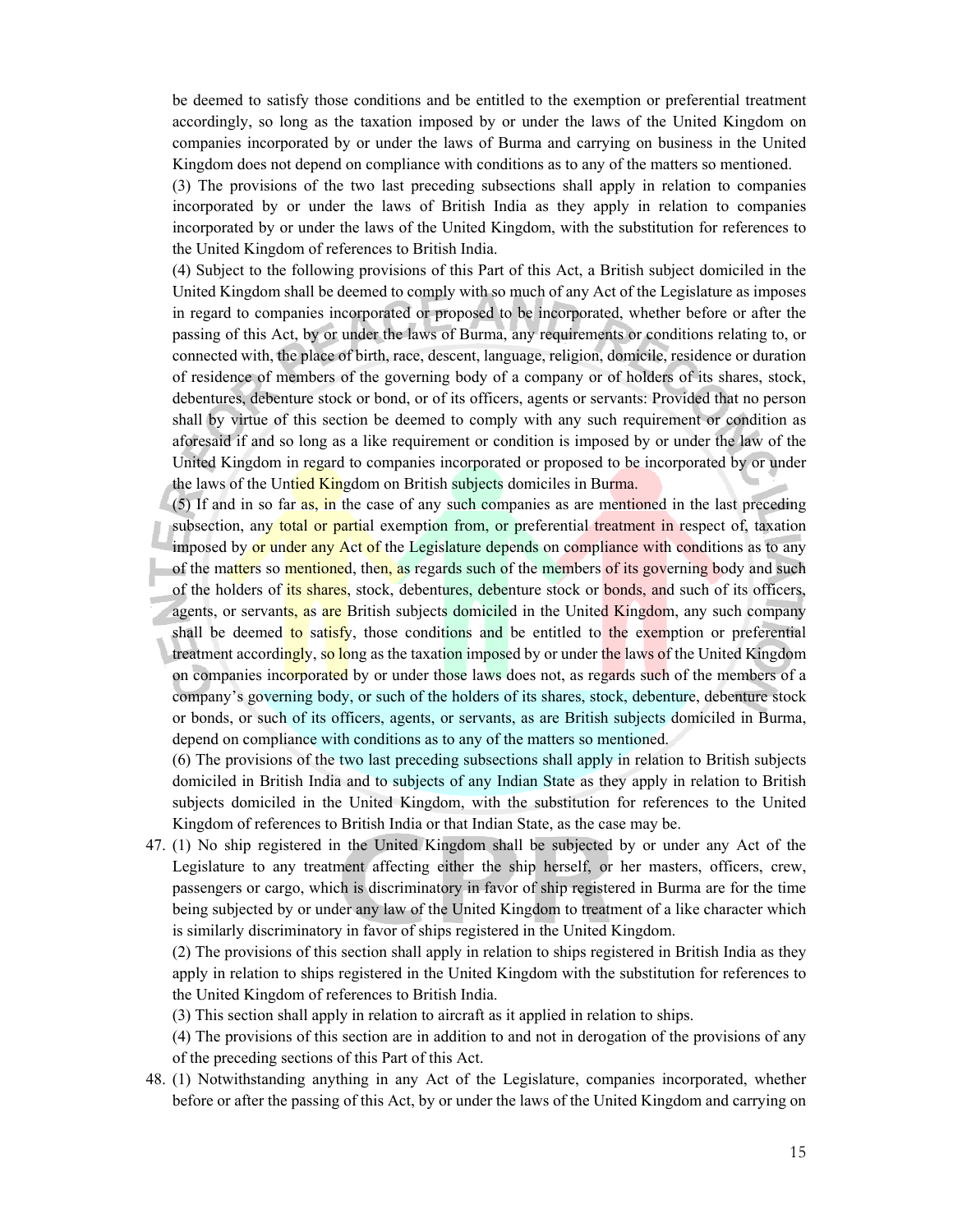be deemed to satisfy those conditions and be entitled to the exemption or preferential treatment accordingly, so long as the taxation imposed by or under the laws of the United Kingdom on companies incorporated by or under the laws of Burma and carrying on business in the United Kingdom does not depend on compliance with conditions as to any of the matters so mentioned.

(3) The provisions of the two last preceding subsections shall apply in relation to companies incorporated by or under the laws of British India as they apply in relation to companies incorporated by or under the laws of the United Kingdom, with the substitution for references to the United Kingdom of references to British India.

(4) Subject to the following provisions of this Part of this Act, a British subject domiciled in the United Kingdom shall be deemed to comply with so much of any Act of the Legislature as imposes in regard to companies incorporated or proposed to be incorporated, whether before or after the passing of this Act, by or under the laws of Burma, any requirements or conditions relating to, or connected with, the place of birth, race, descent, language, religion, domicile, residence or duration of residence of members of the governing body of a company or of holders of its shares, stock, debentures, debenture stock or bond, or of its officers, agents or servants: Provided that no person shall by virtue of this section be deemed to comply with any such requirement or condition as aforesaid if and so long as a like requirement or condition is imposed by or under the law of the United Kingdom in regard to companies incorporated or proposed to be incorporated by or under the laws of the Untied Kingdom on British subjects domiciles in Burma.

(5) If and in so far as, in the case of any such companies as are mentioned in the last preceding subsection, any total or partial exemption from, or preferential treatment in respect of, taxation imposed by or under any Act of the Legislature depends on compliance with conditions as to any of the matters so mentioned, then, as regards such of the members of its governing body and such of the holders of its shares, stock, debentures, debenture stock or bonds, and such of its officers, agents, or servants, as are British subjects domiciled in the United Kingdom, any such company shall be deemed to satisfy, those conditions and be entitled to the exemption or preferential treatment accordingly, so long as the taxation imposed by or under the laws of the United Kingdom on companies incorporated by or under those laws does not, as regards such of the members of a company's governing body, or such of the holders of its shares, stock, debenture, debenture stock or bonds, or such of its officers, agents, or servants, as are British subjects domiciled in Burma, depend on compliance with conditions as to any of the matters so mentioned.

(6) The provisions of the two last preceding subsections shall apply in relation to British subjects domiciled in British India and to subjects of any Indian State as they apply in relation to British subjects domiciled in the United Kingdom, with the substitution for references to the United Kingdom of references to British India or that Indian State, as the case may be.

47. (1) No ship registered in the United Kingdom shall be subjected by or under any Act of the Legislature to any treatment affecting either the ship herself, or her masters, officers, crew, passengers or cargo, which is discriminatory in favor of ship registered in Burma are for the time being subjected by or under any law of the United Kingdom to treatment of a like character which is similarly discriminatory in favor of ships registered in the United Kingdom.

(2) The provisions of this section shall apply in relation to ships registered in British India as they apply in relation to ships registered in the United Kingdom with the substitution for references to the United Kingdom of references to British India.

(3) This section shall apply in relation to aircraft as it applied in relation to ships.

(4) The provisions of this section are in addition to and not in derogation of the provisions of any of the preceding sections of this Part of this Act.

48. (1) Notwithstanding anything in any Act of the Legislature, companies incorporated, whether before or after the passing of this Act, by or under the laws of the United Kingdom and carrying on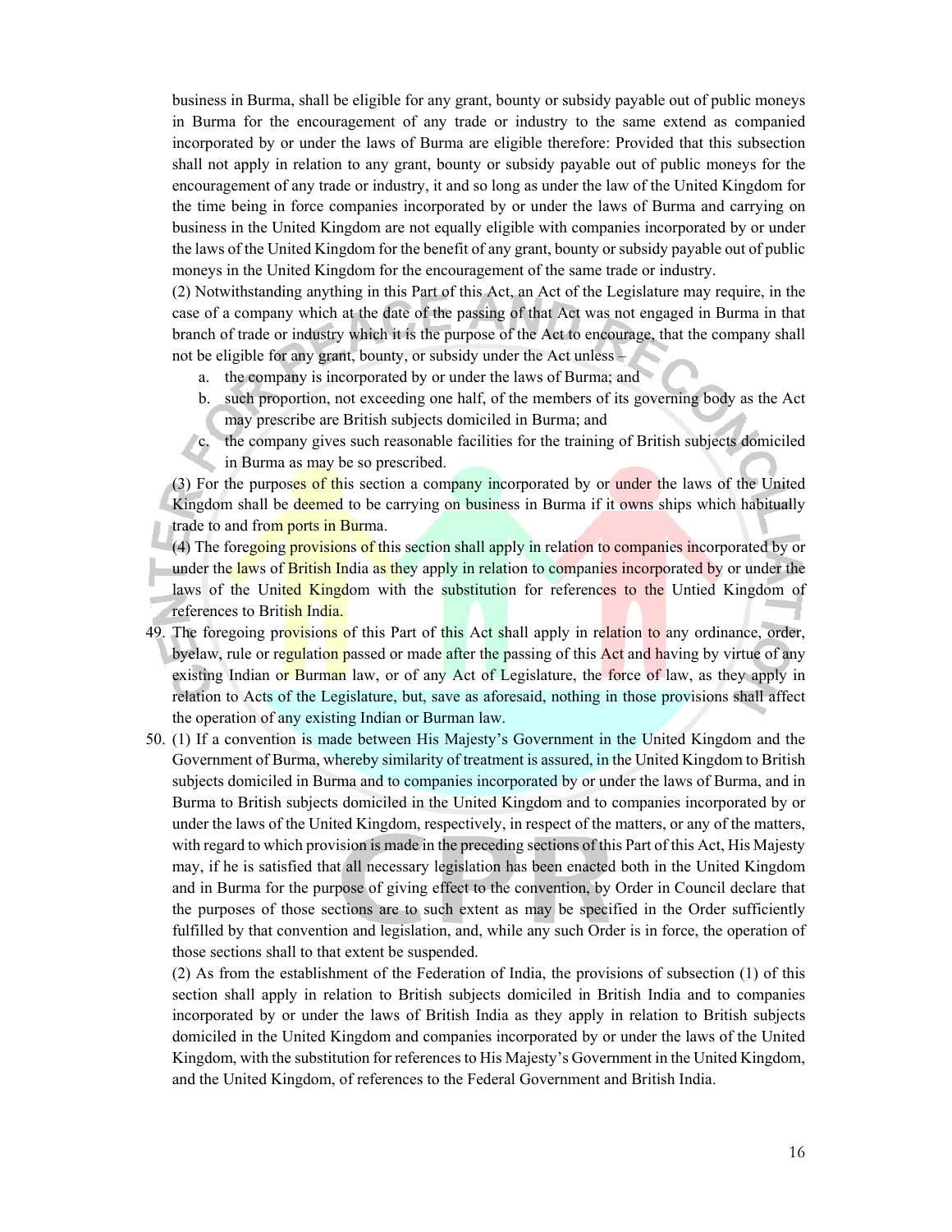business in Burma, shall be eligible for any grant, bounty or subsidy payable out of public moneys in Burma for the encouragement of any trade or industry to the same extend as companied incorporated by or under the laws of Burma are eligible therefore: Provided that this subsection shall not apply in relation to any grant, bounty or subsidy payable out of public moneys for the encouragement of any trade or industry, it and so long as under the law of the United Kingdom for the time being in force companies incorporated by or under the laws of Burma and carrying on business in the United Kingdom are not equally eligible with companies incorporated by or under the laws of the United Kingdom for the benefit of any grant, bounty or subsidy payable out of public moneys in the United Kingdom for the encouragement of the same trade or industry.

(2) Notwithstanding anything in this Part of this Act, an Act of the Legislature may require, in the case of a company which at the date of the passing of that Act was not engaged in Burma in that branch of trade or industry which it is the purpose of the Act to encourage, that the company shall not be eligible for any grant, bounty, or subsidy under the Act unless –

a. the company is incorporated by or under the laws of Burma; and
b. such proportion, not exceeding one half, of the members of its governing body as the Act may prescribe are British subjects domiciled in Burma; and
c. the company gives such reasonable facilities for the training of British subjects domiciled in Burma as may be so prescribed.

(3) For the purposes of this section a company incorporated by or under the laws of the United Kingdom shall be deemed to be carrying on business in Burma if it owns ships which habitually trade to and from ports in Burma.

(4) The foregoing provisions of this section shall apply in relation to companies incorporated by or under the laws of British India as they apply in relation to companies incorporated by or under the laws of the United Kingdom with the substitution for references to the Untied Kingdom of references to British India.

49. The foregoing provisions of this Part of this Act shall apply in relation to any ordinance, order, byelaw, rule or regulation passed or made after the passing of this Act and having by virtue of any existing Indian or Burman law, or of any Act of Legislature, the force of law, as they apply in relation to Acts of the Legislature, but, save as aforesaid, nothing in those provisions shall affect the operation of any existing Indian or Burman law.

50. (1) If a convention is made between His Majesty's Government in the United Kingdom and the Government of Burma, whereby similarity of treatment is assured, in the United Kingdom to British subjects domiciled in Burma and to companies incorporated by or under the laws of Burma, and in Burma to British subjects domiciled in the United Kingdom and to companies incorporated by or under the laws of the United Kingdom, respectively, in respect of the matters, or any of the matters, with regard to which provision is made in the preceding sections of this Part of this Act, His Majesty may, if he is satisfied that all necessary legislation has been enacted both in the United Kingdom and in Burma for the purpose of giving effect to the convention, by Order in Council declare that the purposes of those sections are to such extent as may be specified in the Order sufficiently fulfilled by that convention and legislation, and, while any such Order is in force, the operation of those sections shall to that extent be suspended.

(2) As from the establishment of the Federation of India, the provisions of subsection (1) of this section shall apply in relation to British subjects domiciled in British India and to companies incorporated by or under the laws of British India as they apply in relation to British subjects domiciled in the United Kingdom and companies incorporated by or under the laws of the United Kingdom, with the substitution for references to His Majesty's Government in the United Kingdom, and the United Kingdom, of references to the Federal Government and British India.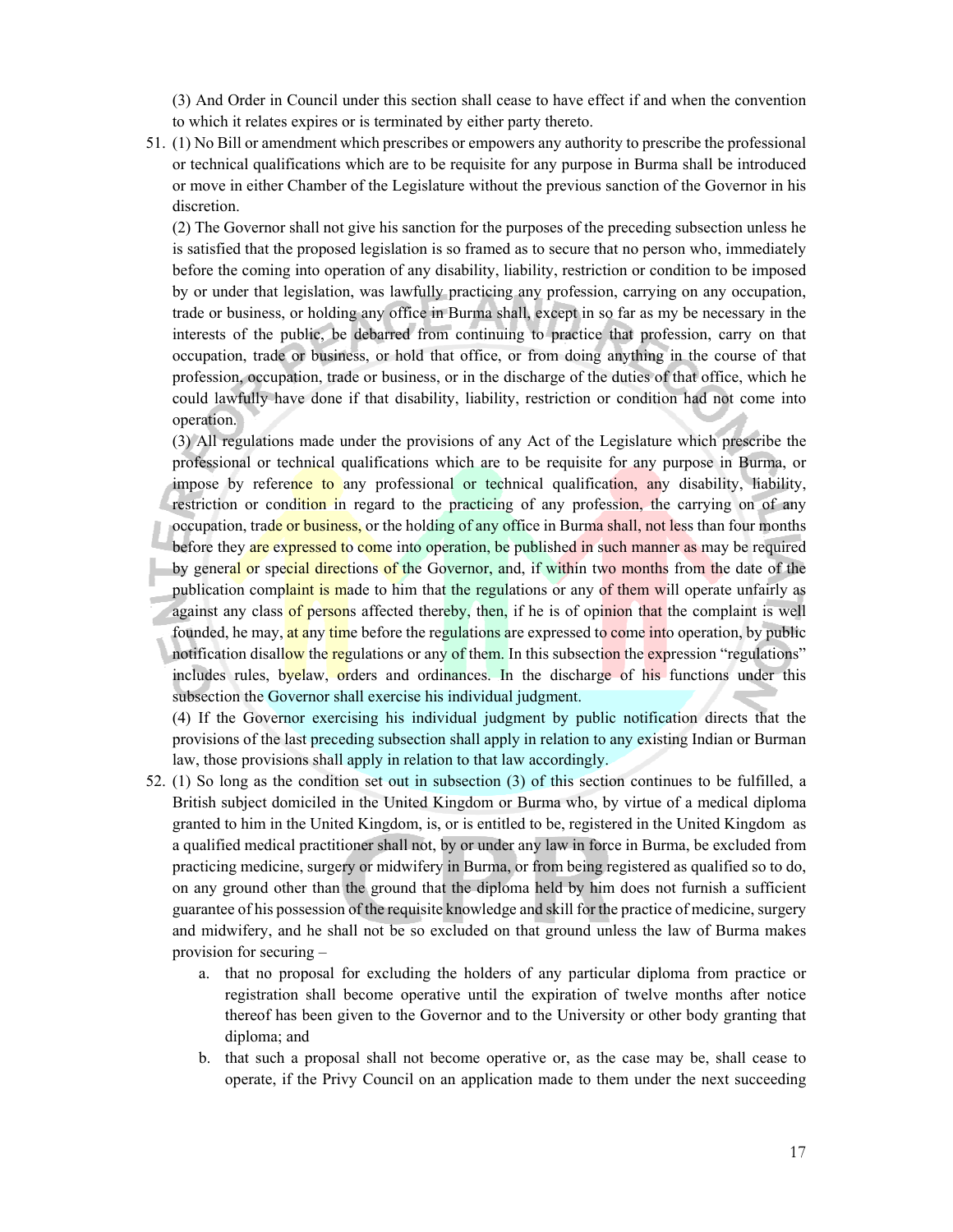(3) And Order in Council under this section shall cease to have effect if and when the convention to which it relates expires or is terminated by either party thereto.

51. (1) No Bill or amendment which prescribes or empowers any authority to prescribe the professional or technical qualifications which are to be requisite for any purpose in Burma shall be introduced or move in either Chamber of the Legislature without the previous sanction of the Governor in his discretion.

    (2) The Governor shall not give his sanction for the purposes of the preceding subsection unless he is satisfied that the proposed legislation is so framed as to secure that no person who, immediately before the coming into operation of any disability, liability, restriction or condition to be imposed by or under that legislation, was lawfully practicing any profession, carrying on any occupation, trade or business, or holding any office in Burma shall, except in so far as my be necessary in the interests of the public, be debarred from continuing to practice that profession, carry on that occupation, trade or business, or hold that office, or from doing anything in the course of that profession, occupation, trade or business, or in the discharge of the duties of that office, which he could lawfully have done if that disability, liability, restriction or condition had not come into operation.

    (3) All regulations made under the provisions of any Act of the Legislature which prescribe the professional or technical qualifications which are to be requisite for any purpose in Burma, or impose by reference to any professional or technical qualification, any disability, liability, restriction or condition in regard to the practicing of any profession, the carrying on of any occupation, trade or business, or the holding of any office in Burma shall, not less than four months before they are expressed to come into operation, be published in such manner as may be required by general or special directions of the Governor, and, if within two months from the date of the publication complaint is made to him that the regulations or any of them will operate unfairly as against any class of persons affected thereby, then, if he is of opinion that the complaint is well founded, he may, at any time before the regulations are expressed to come into operation, by public notification disallow the regulations or any of them. In this subsection the expression "regulations" includes rules, byelaw, orders and ordinances. In the discharge of his functions under this subsection the Governor shall exercise his individual judgment.

    (4) If the Governor exercising his individual judgment by public notification directs that the provisions of the last preceding subsection shall apply in relation to any existing Indian or Burman law, those provisions shall apply in relation to that law accordingly.

52. (1) So long as the condition set out in subsection (3) of this section continues to be fulfilled, a British subject domiciled in the United Kingdom or Burma who, by virtue of a medical diploma granted to him in the United Kingdom, is, or is entitled to be, registered in the United Kingdom as a qualified medical practitioner shall not, by or under any law in force in Burma, be excluded from practicing medicine, surgery or midwifery in Burma, or from being registered as qualified so to do, on any ground other than the ground that the diploma held by him does not furnish a sufficient guarantee of his possession of the requisite knowledge and skill for the practice of medicine, surgery and midwifery, and he shall not be so excluded on that ground unless the law of Burma makes provision for securing –

    a. that no proposal for excluding the holders of any particular diploma from practice or registration shall become operative until the expiration of twelve months after notice thereof has been given to the Governor and to the University or other body granting that diploma; and
    b. that such a proposal shall not become operative or, as the case may be, shall cease to operate, if the Privy Council on an application made to them under the next succeeding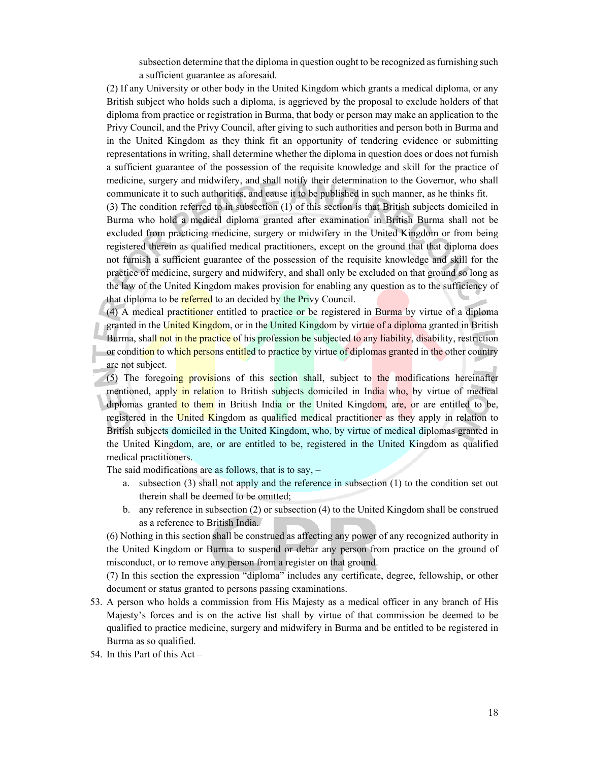subsection determine that the diploma in question ought to be recognized as furnishing such a sufficient guarantee as aforesaid.

(2) If any University or other body in the United Kingdom which grants a medical diploma, or any British subject who holds such a diploma, is aggrieved by the proposal to exclude holders of that diploma from practice or registration in Burma, that body or person may make an application to the Privy Council, and the Privy Council, after giving to such authorities and person both in Burma and in the United Kingdom as they think fit an opportunity of tendering evidence or submitting representations in writing, shall determine whether the diploma in question does or does not furnish a sufficient guarantee of the possession of the requisite knowledge and skill for the practice of medicine, surgery and midwifery, and shall notify their determination to the Governor, who shall communicate it to such authorities, and cause it to be published in such manner, as he thinks fit.

(3) The condition referred to in subsection (1) of this section is that British subjects domiciled in Burma who hold a medical diploma granted after examination in British Burma shall not be excluded from practicing medicine, surgery or midwifery in the United Kingdom or from being registered therein as qualified medical practitioners, except on the ground that that diploma does not furnish a sufficient guarantee of the possession of the requisite knowledge and skill for the practice of medicine, surgery and midwifery, and shall only be excluded on that ground so long as the law of the United Kingdom makes provision for enabling any question as to the sufficiency of that diploma to be referred to an decided by the Privy Council.

(4) A medical practitioner entitled to practice or be registered in Burma by virtue of a diploma granted in the United Kingdom, or in the United Kingdom by virtue of a diploma granted in British Burma, shall not in the practice of his profession be subjected to any liability, disability, restriction or condition to which persons entitled to practice by virtue of diplomas granted in the other country are not subject.

(5) The foregoing provisions of this section shall, subject to the modifications hereinafter mentioned, apply in relation to British subjects domiciled in India who, by virtue of medical diplomas granted to them in British India or the United Kingdom, are, or are entitled to be, registered in the United Kingdom as qualified medical practitioner as they apply in relation to British subjects domiciled in the United Kingdom, who, by virtue of medical diplomas granted in the United Kingdom, are, or are entitled to be, registered in the United Kingdom as qualified medical practitioners.

The said modifications are as follows, that is to say, –

a. subsection (3) shall not apply and the reference in subsection (1) to the condition set out therein shall be deemed to be omitted;
b. any reference in subsection (2) or subsection (4) to the United Kingdom shall be construed as a reference to British India.

(6) Nothing in this section shall be construed as affecting any power of any recognized authority in the United Kingdom or Burma to suspend or debar any person from practice on the ground of misconduct, or to remove any person from a register on that ground.

(7) In this section the expression "diploma" includes any certificate, degree, fellowship, or other document or status granted to persons passing examinations.

53. A person who holds a commission from His Majesty as a medical officer in any branch of His Majesty's forces and is on the active list shall by virtue of that commission be deemed to be qualified to practice medicine, surgery and midwifery in Burma and be entitled to be registered in Burma as so qualified.

54. In this Part of this Act –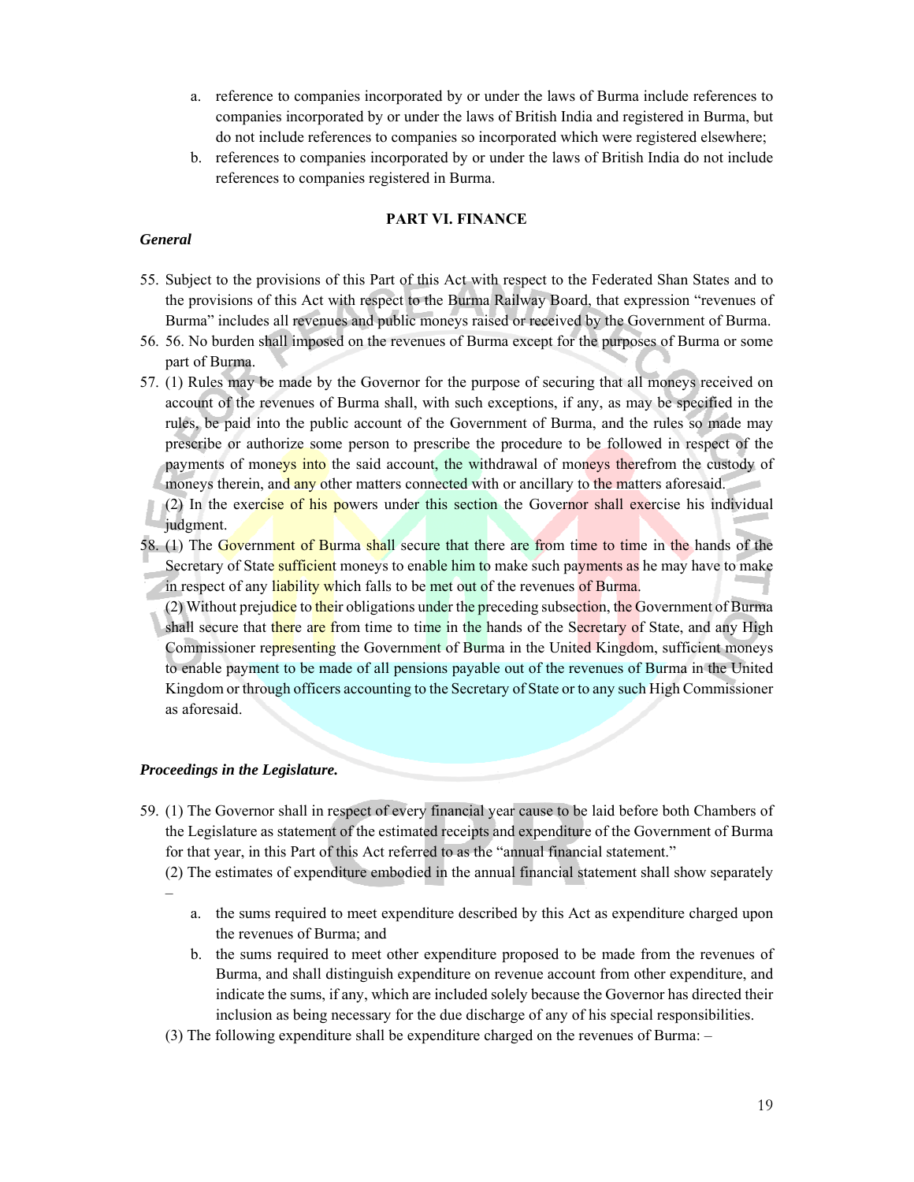a. reference to companies incorporated by or under the laws of Burma include references to companies incorporated by or under the laws of British India and registered in Burma, but do not include references to companies so incorporated which were registered elsewhere;
b. references to companies incorporated by or under the laws of British India do not include references to companies registered in Burma.

## PART VI. FINANCE

***General***

55. Subject to the provisions of this Part of this Act with respect to the Federated Shan States and to the provisions of this Act with respect to the Burma Railway Board, that expression "revenues of Burma" includes all revenues and public moneys raised or received by the Government of Burma.
56. 56. No burden shall imposed on the revenues of Burma except for the purposes of Burma or some part of Burma.
57. (1) Rules may be made by the Governor for the purpose of securing that all moneys received on account of the revenues of Burma shall, with such exceptions, if any, as may be specified in the rules, be paid into the public account of the Government of Burma, and the rules so made may prescribe or authorize some person to prescribe the procedure to be followed in respect of the payments of moneys into the said account, the withdrawal of moneys therefrom the custody of moneys therein, and any other matters connected with or ancillary to the matters aforesaid.
(2) In the exercise of his powers under this section the Governor shall exercise his individual judgment.
58. (1) The Government of Burma shall secure that there are from time to time in the hands of the Secretary of State sufficient moneys to enable him to make such payments as he may have to make in respect of any liability which falls to be met out of the revenues of Burma.
(2) Without prejudice to their obligations under the preceding subsection, the Government of Burma shall secure that there are from time to time in the hands of the Secretary of State, and any High Commissioner representing the Government of Burma in the United Kingdom, sufficient moneys to enable payment to be made of all pensions payable out of the revenues of Burma in the United Kingdom or through officers accounting to the Secretary of State or to any such High Commissioner as aforesaid.

***Proceedings in the Legislature.***

59. (1) The Governor shall in respect of every financial year cause to be laid before both Chambers of the Legislature as statement of the estimated receipts and expenditure of the Government of Burma for that year, in this Part of this Act referred to as the "annual financial statement."
(2) The estimates of expenditure embodied in the annual financial statement shall show separately –
    a. the sums required to meet expenditure described by this Act as expenditure charged upon the revenues of Burma; and
    b. the sums required to meet other expenditure proposed to be made from the revenues of Burma, and shall distinguish expenditure on revenue account from other expenditure, and indicate the sums, if any, which are included solely because the Governor has directed their inclusion as being necessary for the due discharge of any of his special responsibilities.

(3) The following expenditure shall be expenditure charged on the revenues of Burma: –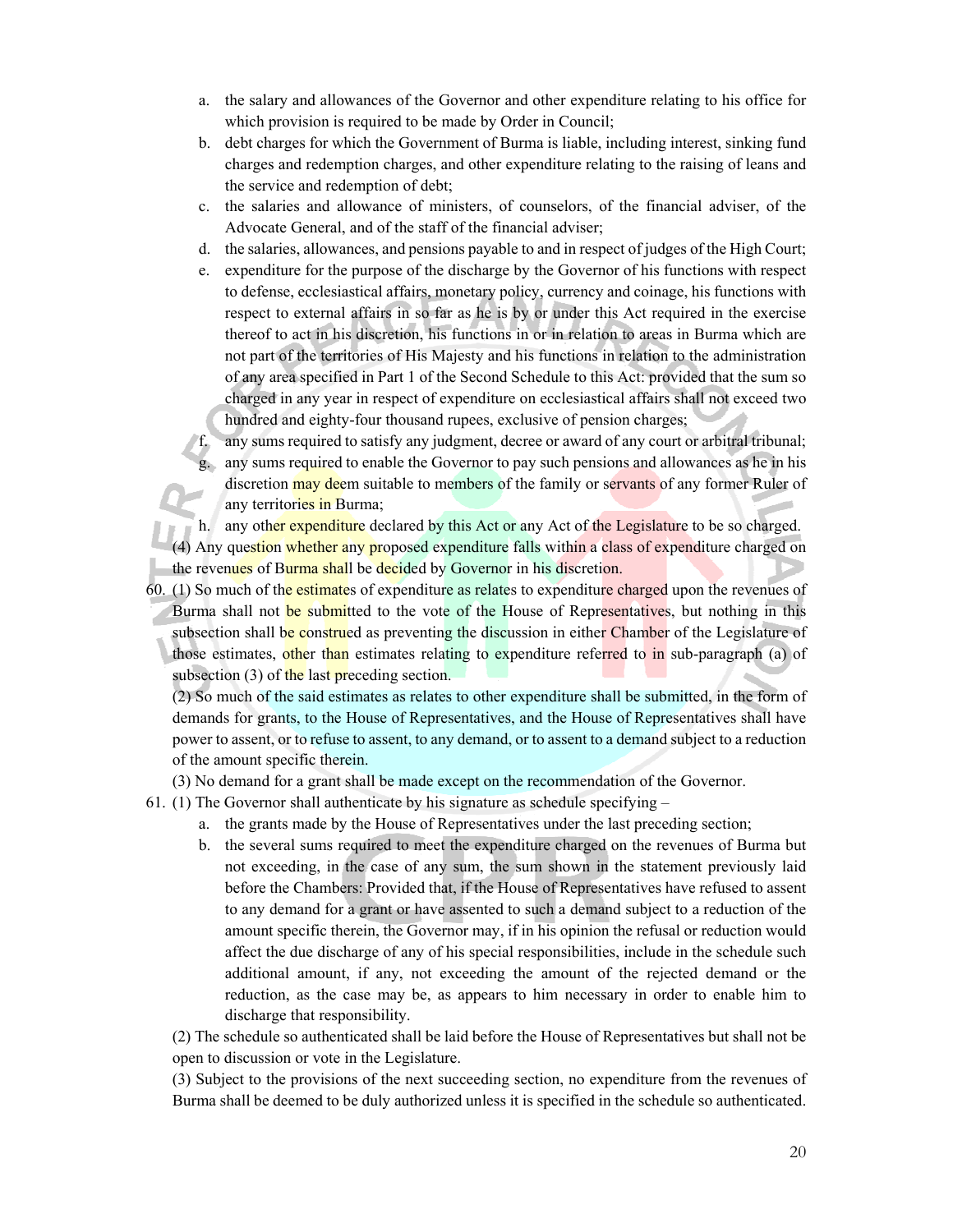a. the salary and allowances of the Governor and other expenditure relating to his office for which provision is required to be made by Order in Council;
b. debt charges for which the Government of Burma is liable, including interest, sinking fund charges and redemption charges, and other expenditure relating to the raising of leans and the service and redemption of debt;
c. the salaries and allowance of ministers, of counselors, of the financial adviser, of the Advocate General, and of the staff of the financial adviser;
d. the salaries, allowances, and pensions payable to and in respect of judges of the High Court;
e. expenditure for the purpose of the discharge by the Governor of his functions with respect to defense, ecclesiastical affairs, monetary policy, currency and coinage, his functions with respect to external affairs in so far as he is by or under this Act required in the exercise thereof to act in his discretion, his functions in or in relation to areas in Burma which are not part of the territories of His Majesty and his functions in relation to the administration of any area specified in Part 1 of the Second Schedule to this Act: provided that the sum so charged in any year in respect of expenditure on ecclesiastical affairs shall not exceed two hundred and eighty-four thousand rupees, exclusive of pension charges;
f. any sums required to satisfy any judgment, decree or award of any court or arbitral tribunal;
g. any sums required to enable the Governor to pay such pensions and allowances as he in his discretion may deem suitable to members of the family or servants of any former Ruler of any territories in Burma;
h. any other expenditure declared by this Act or any Act of the Legislature to be so charged.

(4) Any question whether any proposed expenditure falls within a class of expenditure charged on the revenues of Burma shall be decided by Governor in his discretion.

60. (1) So much of the estimates of expenditure as relates to expenditure charged upon the revenues of Burma shall not be submitted to the vote of the House of Representatives, but nothing in this subsection shall be construed as preventing the discussion in either Chamber of the Legislature of those estimates, other than estimates relating to expenditure referred to in sub-paragraph (a) of subsection (3) of the last preceding section.

(2) So much of the said estimates as relates to other expenditure shall be submitted, in the form of demands for grants, to the House of Representatives, and the House of Representatives shall have power to assent, or to refuse to assent, to any demand, or to assent to a demand subject to a reduction of the amount specific therein.

(3) No demand for a grant shall be made except on the recommendation of the Governor.

61. (1) The Governor shall authenticate by his signature as schedule specifying –
a. the grants made by the House of Representatives under the last preceding section;
b. the several sums required to meet the expenditure charged on the revenues of Burma but not exceeding, in the case of any sum, the sum shown in the statement previously laid before the Chambers: Provided that, if the House of Representatives have refused to assent to any demand for a grant or have assented to such a demand subject to a reduction of the amount specific therein, the Governor may, if in his opinion the refusal or reduction would affect the due discharge of any of his special responsibilities, include in the schedule such additional amount, if any, not exceeding the amount of the rejected demand or the reduction, as the case may be, as appears to him necessary in order to enable him to discharge that responsibility.

(2) The schedule so authenticated shall be laid before the House of Representatives but shall not be open to discussion or vote in the Legislature.

(3) Subject to the provisions of the next succeeding section, no expenditure from the revenues of Burma shall be deemed to be duly authorized unless it is specified in the schedule so authenticated.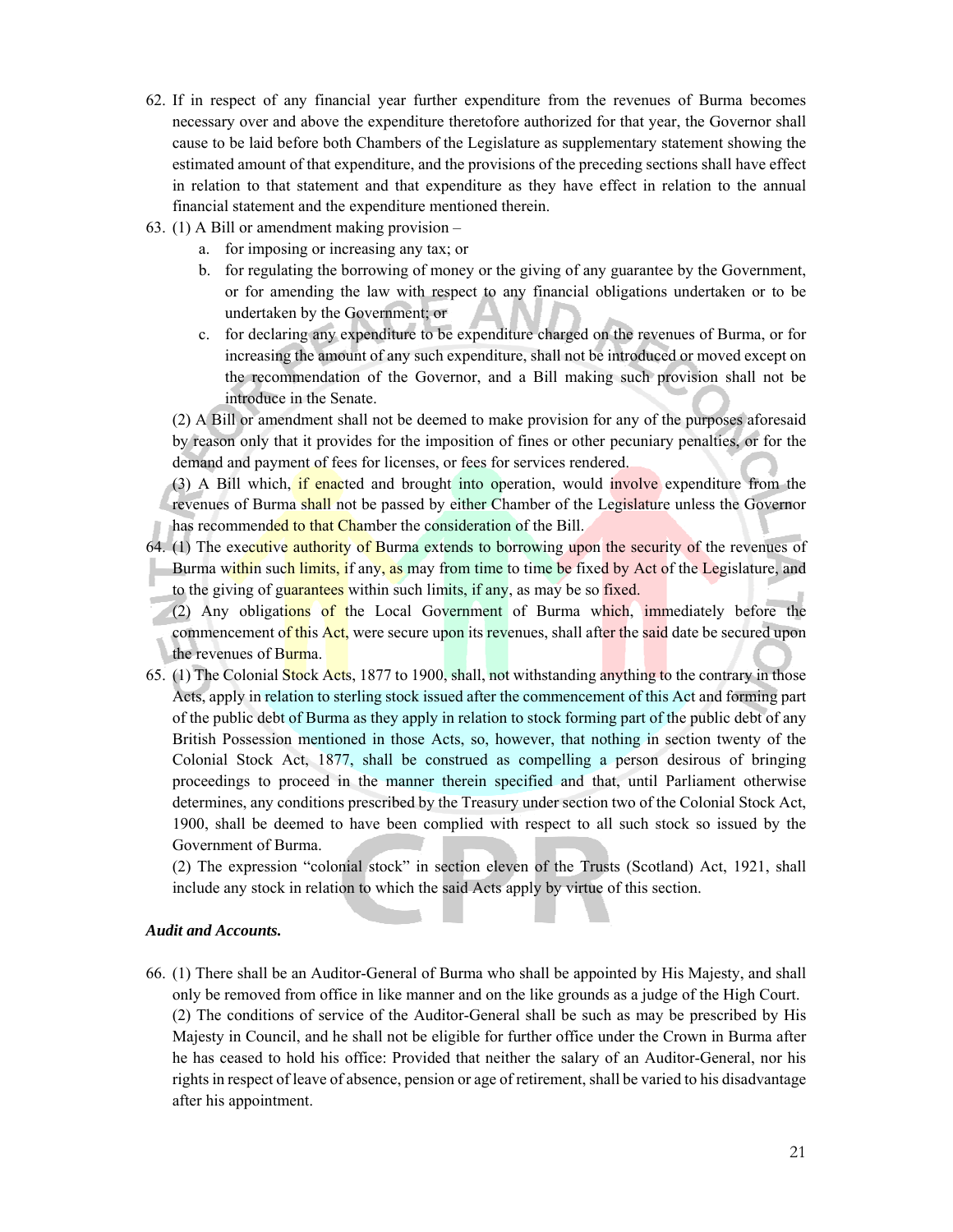62. If in respect of any financial year further expenditure from the revenues of Burma becomes necessary over and above the expenditure theretofore authorized for that year, the Governor shall cause to be laid before both Chambers of the Legislature as supplementary statement showing the estimated amount of that expenditure, and the provisions of the preceding sections shall have effect in relation to that statement and that expenditure as they have effect in relation to the annual financial statement and the expenditure mentioned therein.

63. (1) A Bill or amendment making provision –
    a. for imposing or increasing any tax; or
    b. for regulating the borrowing of money or the giving of any guarantee by the Government, or for amending the law with respect to any financial obligations undertaken or to be undertaken by the Government; or
    c. for declaring any expenditure to be expenditure charged on the revenues of Burma, or for increasing the amount of any such expenditure, shall not be introduced or moved except on the recommendation of the Governor, and a Bill making such provision shall not be introduce in the Senate.

    (2) A Bill or amendment shall not be deemed to make provision for any of the purposes aforesaid by reason only that it provides for the imposition of fines or other pecuniary penalties, or for the demand and payment of fees for licenses, or fees for services rendered.

    (3) A Bill which, if enacted and brought into operation, would involve expenditure from the revenues of Burma shall not be passed by either Chamber of the Legislature unless the Governor has recommended to that Chamber the consideration of the Bill.

64. (1) The executive authority of Burma extends to borrowing upon the security of the revenues of Burma within such limits, if any, as may from time to time be fixed by Act of the Legislature, and to the giving of guarantees within such limits, if any, as may be so fixed.

    (2) Any obligations of the Local Government of Burma which, immediately before the commencement of this Act, were secure upon its revenues, shall after the said date be secured upon the revenues of Burma.

65. (1) The Colonial Stock Acts, 1877 to 1900, shall, not withstanding anything to the contrary in those Acts, apply in relation to sterling stock issued after the commencement of this Act and forming part of the public debt of Burma as they apply in relation to stock forming part of the public debt of any British Possession mentioned in those Acts, so, however, that nothing in section twenty of the Colonial Stock Act, 1877, shall be construed as compelling a person desirous of bringing proceedings to proceed in the manner therein specified and that, until Parliament otherwise determines, any conditions prescribed by the Treasury under section two of the Colonial Stock Act, 1900, shall be deemed to have been complied with respect to all such stock so issued by the Government of Burma.

    (2) The expression "colonial stock" in section eleven of the Trusts (Scotland) Act, 1921, shall include any stock in relation to which the said Acts apply by virtue of this section.

***Audit and Accounts.***

66. (1) There shall be an Auditor-General of Burma who shall be appointed by His Majesty, and shall only be removed from office in like manner and on the like grounds as a judge of the High Court.

    (2) The conditions of service of the Auditor-General shall be such as may be prescribed by His Majesty in Council, and he shall not be eligible for further office under the Crown in Burma after he has ceased to hold his office: Provided that neither the salary of an Auditor-General, nor his rights in respect of leave of absence, pension or age of retirement, shall be varied to his disadvantage after his appointment.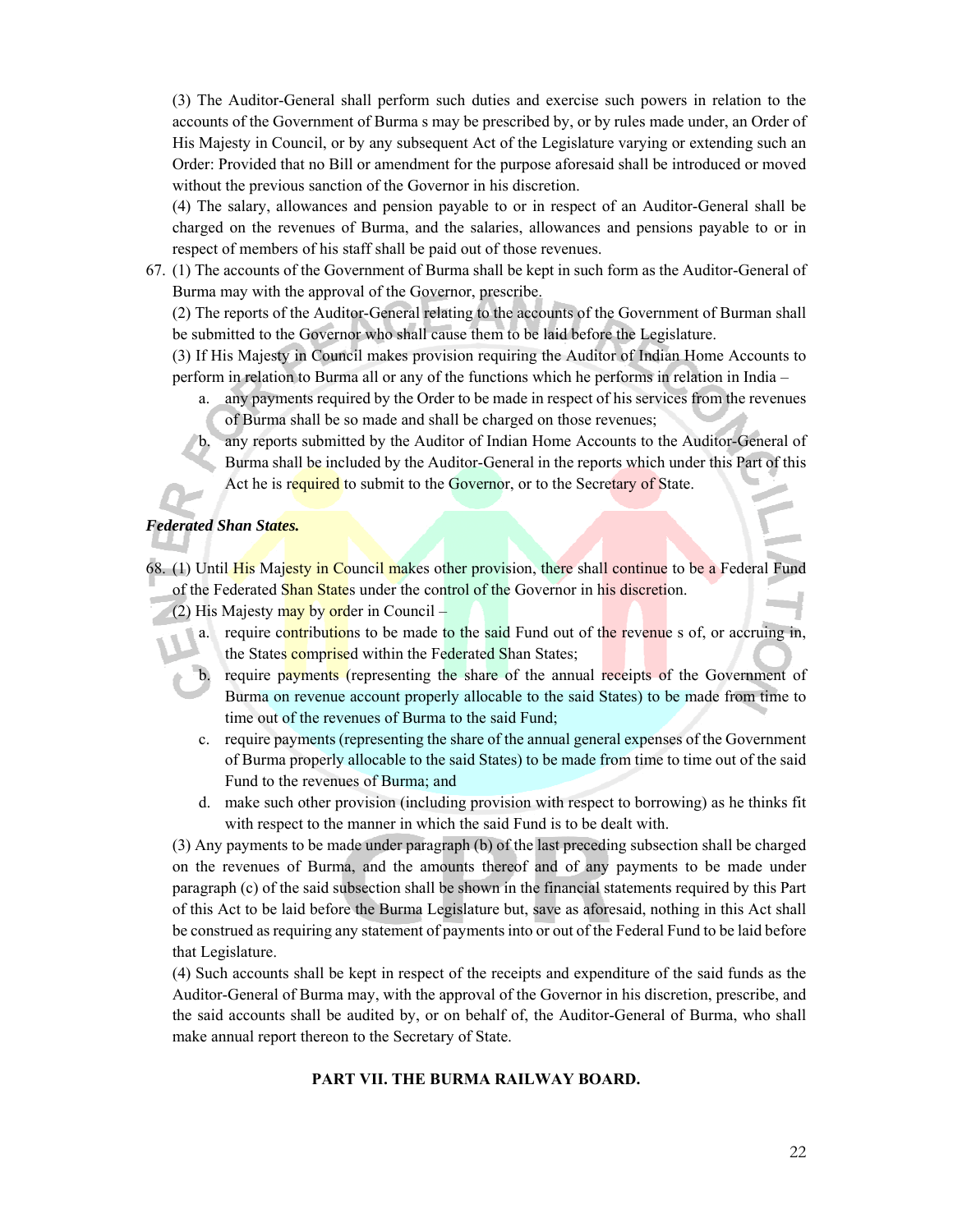(3) The Auditor-General shall perform such duties and exercise such powers in relation to the accounts of the Government of Burma s may be prescribed by, or by rules made under, an Order of His Majesty in Council, or by any subsequent Act of the Legislature varying or extending such an Order: Provided that no Bill or amendment for the purpose aforesaid shall be introduced or moved without the previous sanction of the Governor in his discretion.

(4) The salary, allowances and pension payable to or in respect of an Auditor-General shall be charged on the revenues of Burma, and the salaries, allowances and pensions payable to or in respect of members of his staff shall be paid out of those revenues.

67. (1) The accounts of the Government of Burma shall be kept in such form as the Auditor-General of Burma may with the approval of the Governor, prescribe.

(2) The reports of the Auditor-General relating to the accounts of the Government of Burman shall be submitted to the Governor who shall cause them to be laid before the Legislature.

(3) If His Majesty in Council makes provision requiring the Auditor of Indian Home Accounts to perform in relation to Burma all or any of the functions which he performs in relation in India –

a. any payments required by the Order to be made in respect of his services from the revenues of Burma shall be so made and shall be charged on those revenues;
b. any reports submitted by the Auditor of Indian Home Accounts to the Auditor-General of Burma shall be included by the Auditor-General in the reports which under this Part of this Act he is required to submit to the Governor, or to the Secretary of State.

***Federated Shan States.***

68. (1) Until His Majesty in Council makes other provision, there shall continue to be a Federal Fund of the Federated Shan States under the control of the Governor in his discretion.

(2) His Majesty may by order in Council –

a. require contributions to be made to the said Fund out of the revenue s of, or accruing in, the States comprised within the Federated Shan States;
b. require payments (representing the share of the annual receipts of the Government of Burma on revenue account properly allocable to the said States) to be made from time to time out of the revenues of Burma to the said Fund;
c. require payments (representing the share of the annual general expenses of the Government of Burma properly allocable to the said States) to be made from time to time out of the said Fund to the revenues of Burma; and
d. make such other provision (including provision with respect to borrowing) as he thinks fit with respect to the manner in which the said Fund is to be dealt with.

(3) Any payments to be made under paragraph (b) of the last preceding subsection shall be charged on the revenues of Burma, and the amounts thereof and of any payments to be made under paragraph (c) of the said subsection shall be shown in the financial statements required by this Part of this Act to be laid before the Burma Legislature but, save as aforesaid, nothing in this Act shall be construed as requiring any statement of payments into or out of the Federal Fund to be laid before that Legislature.

(4) Such accounts shall be kept in respect of the receipts and expenditure of the said funds as the Auditor-General of Burma may, with the approval of the Governor in his discretion, prescribe, and the said accounts shall be audited by, or on behalf of, the Auditor-General of Burma, who shall make annual report thereon to the Secretary of State.

## PART VII. THE BURMA RAILWAY BOARD.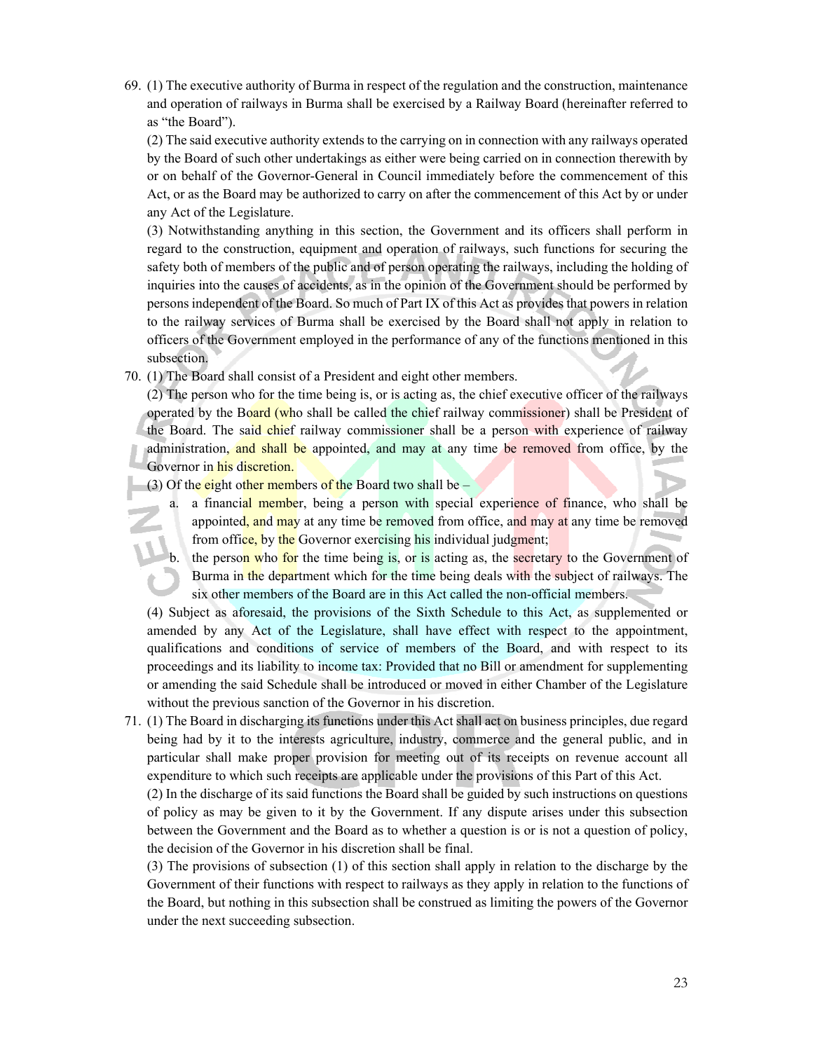69. (1) The executive authority of Burma in respect of the regulation and the construction, maintenance and operation of railways in Burma shall be exercised by a Railway Board (hereinafter referred to as "the Board").

    (2) The said executive authority extends to the carrying on in connection with any railways operated by the Board of such other undertakings as either were being carried on in connection therewith by or on behalf of the Governor-General in Council immediately before the commencement of this Act, or as the Board may be authorized to carry on after the commencement of this Act by or under any Act of the Legislature.

    (3) Notwithstanding anything in this section, the Government and its officers shall perform in regard to the construction, equipment and operation of railways, such functions for securing the safety both of members of the public and of person operating the railways, including the holding of inquiries into the causes of accidents, as in the opinion of the Government should be performed by persons independent of the Board. So much of Part IX of this Act as provides that powers in relation to the railway services of Burma shall be exercised by the Board shall not apply in relation to officers of the Government employed in the performance of any of the functions mentioned in this subsection.

70. (1) The Board shall consist of a President and eight other members.

    (2) The person who for the time being is, or is acting as, the chief executive officer of the railways operated by the Board (who shall be called the chief railway commissioner) shall be President of the Board. The said chief railway commissioner shall be a person with experience of railway administration, and shall be appointed, and may at any time be removed from office, by the Governor in his discretion.

    (3) Of the eight other members of the Board two shall be –

    a. a financial member, being a person with special experience of finance, who shall be appointed, and may at any time be removed from office, and may at any time be removed from office, by the Governor exercising his individual judgment;
    b. the person who for the time being is, or is acting as, the secretary to the Government of Burma in the department which for the time being deals with the subject of railways. The six other members of the Board are in this Act called the non-official members.

    (4) Subject as aforesaid, the provisions of the Sixth Schedule to this Act, as supplemented or amended by any Act of the Legislature, shall have effect with respect to the appointment, qualifications and conditions of service of members of the Board, and with respect to its proceedings and its liability to income tax: Provided that no Bill or amendment for supplementing or amending the said Schedule shall be introduced or moved in either Chamber of the Legislature without the previous sanction of the Governor in his discretion.

71. (1) The Board in discharging its functions under this Act shall act on business principles, due regard being had by it to the interests agriculture, industry, commerce and the general public, and in particular shall make proper provision for meeting out of its receipts on revenue account all expenditure to which such receipts are applicable under the provisions of this Part of this Act.

    (2) In the discharge of its said functions the Board shall be guided by such instructions on questions of policy as may be given to it by the Government. If any dispute arises under this subsection between the Government and the Board as to whether a question is or is not a question of policy, the decision of the Governor in his discretion shall be final.

    (3) The provisions of subsection (1) of this section shall apply in relation to the discharge by the Government of their functions with respect to railways as they apply in relation to the functions of the Board, but nothing in this subsection shall be construed as limiting the powers of the Governor under the next succeeding subsection.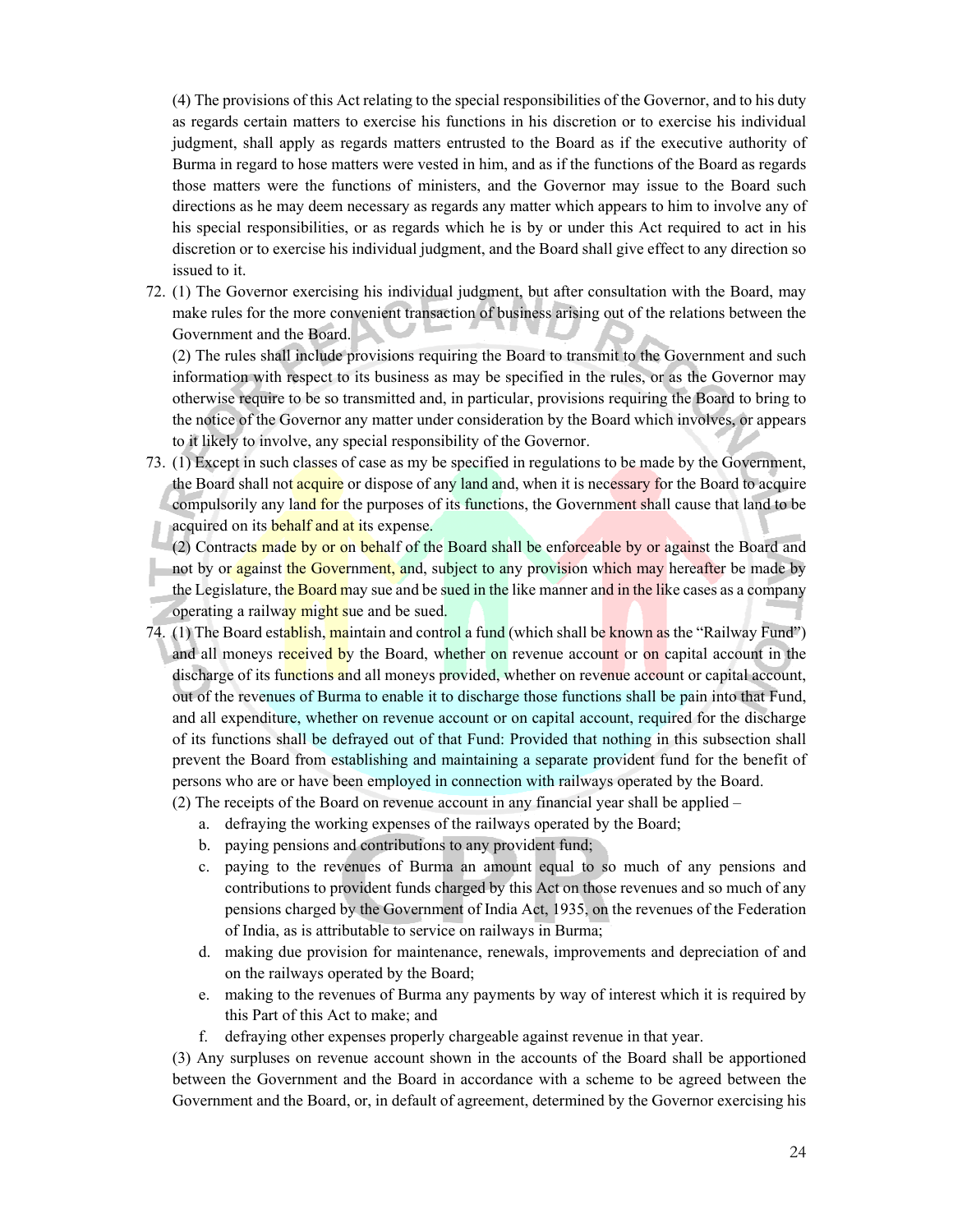(4) The provisions of this Act relating to the special responsibilities of the Governor, and to his duty as regards certain matters to exercise his functions in his discretion or to exercise his individual judgment, shall apply as regards matters entrusted to the Board as if the executive authority of Burma in regard to hose matters were vested in him, and as if the functions of the Board as regards those matters were the functions of ministers, and the Governor may issue to the Board such directions as he may deem necessary as regards any matter which appears to him to involve any of his special responsibilities, or as regards which he is by or under this Act required to act in his discretion or to exercise his individual judgment, and the Board shall give effect to any direction so issued to it.

72. (1) The Governor exercising his individual judgment, but after consultation with the Board, may make rules for the more convenient transaction of business arising out of the relations between the Government and the Board.

(2) The rules shall include provisions requiring the Board to transmit to the Government and such information with respect to its business as may be specified in the rules, or as the Governor may otherwise require to be so transmitted and, in particular, provisions requiring the Board to bring to the notice of the Governor any matter under consideration by the Board which involves, or appears to it likely to involve, any special responsibility of the Governor.

73. (1) Except in such classes of case as my be specified in regulations to be made by the Government, the Board shall not acquire or dispose of any land and, when it is necessary for the Board to acquire compulsorily any land for the purposes of its functions, the Government shall cause that land to be acquired on its behalf and at its expense.

(2) Contracts made by or on behalf of the Board shall be enforceable by or against the Board and not by or against the Government, and, subject to any provision which may hereafter be made by the Legislature, the Board may sue and be sued in the like manner and in the like cases as a company operating a railway might sue and be sued.

74. (1) The Board establish, maintain and control a fund (which shall be known as the "Railway Fund") and all moneys received by the Board, whether on revenue account or on capital account in the discharge of its functions and all moneys provided, whether on revenue account or capital account, out of the revenues of Burma to enable it to discharge those functions shall be pain into that Fund, and all expenditure, whether on revenue account or on capital account, required for the discharge of its functions shall be defrayed out of that Fund: Provided that nothing in this subsection shall prevent the Board from establishing and maintaining a separate provident fund for the benefit of persons who are or have been employed in connection with railways operated by the Board.

(2) The receipts of the Board on revenue account in any financial year shall be applied –

a. defraying the working expenses of the railways operated by the Board;
b. paying pensions and contributions to any provident fund;
c. paying to the revenues of Burma an amount equal to so much of any pensions and contributions to provident funds charged by this Act on those revenues and so much of any pensions charged by the Government of India Act, 1935, on the revenues of the Federation of India, as is attributable to service on railways in Burma;
d. making due provision for maintenance, renewals, improvements and depreciation of and on the railways operated by the Board;
e. making to the revenues of Burma any payments by way of interest which it is required by this Part of this Act to make; and
f. defraying other expenses properly chargeable against revenue in that year.

(3) Any surpluses on revenue account shown in the accounts of the Board shall be apportioned between the Government and the Board in accordance with a scheme to be agreed between the Government and the Board, or, in default of agreement, determined by the Governor exercising his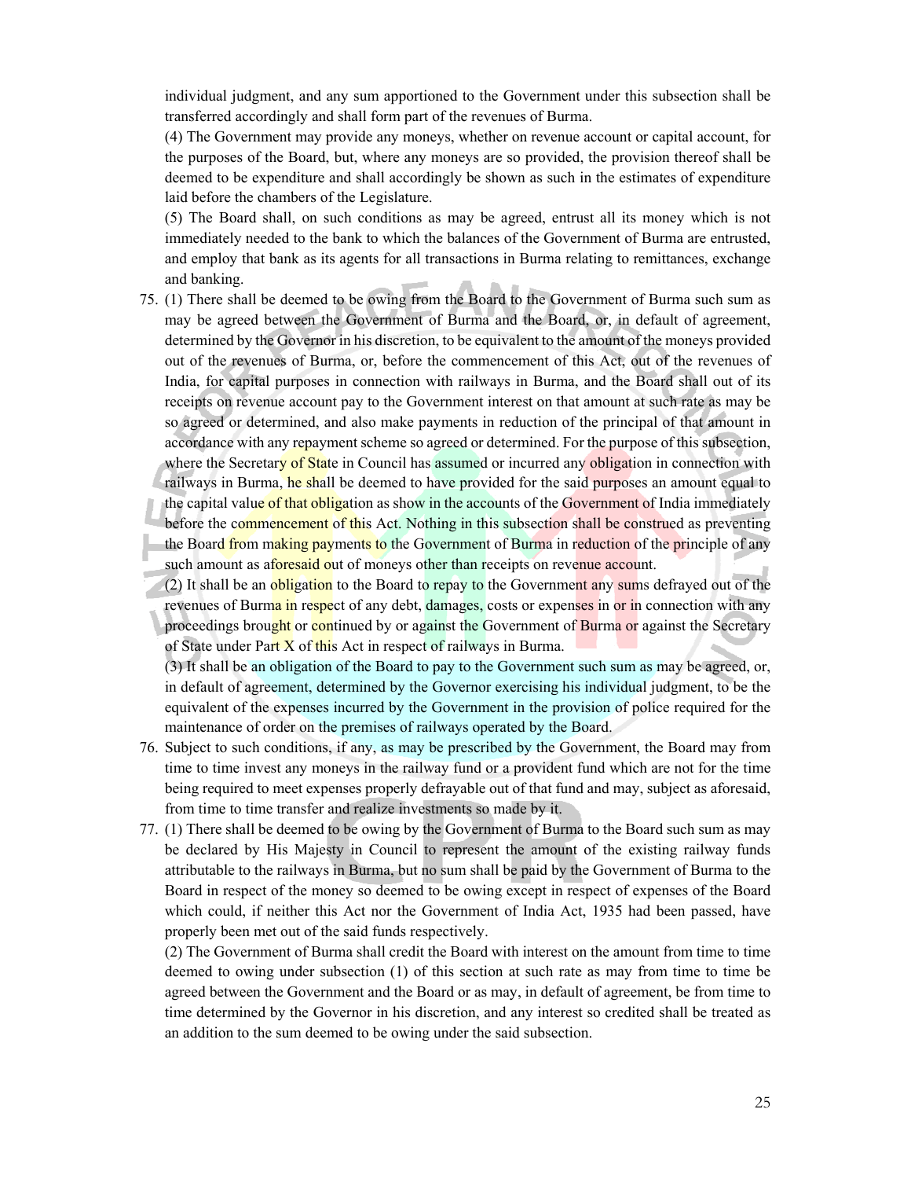individual judgment, and any sum apportioned to the Government under this subsection shall be transferred accordingly and shall form part of the revenues of Burma.

(4) The Government may provide any moneys, whether on revenue account or capital account, for the purposes of the Board, but, where any moneys are so provided, the provision thereof shall be deemed to be expenditure and shall accordingly be shown as such in the estimates of expenditure laid before the chambers of the Legislature.

(5) The Board shall, on such conditions as may be agreed, entrust all its money which is not immediately needed to the bank to which the balances of the Government of Burma are entrusted, and employ that bank as its agents for all transactions in Burma relating to remittances, exchange and banking.

75. (1) There shall be deemed to be owing from the Board to the Government of Burma such sum as may be agreed between the Government of Burma and the Board, or, in default of agreement, determined by the Governor in his discretion, to be equivalent to the amount of the moneys provided out of the revenues of Burma, or, before the commencement of this Act, out of the revenues of India, for capital purposes in connection with railways in Burma, and the Board shall out of its receipts on revenue account pay to the Government interest on that amount at such rate as may be so agreed or determined, and also make payments in reduction of the principal of that amount in accordance with any repayment scheme so agreed or determined. For the purpose of this subsection, where the Secretary of State in Council has assumed or incurred any obligation in connection with railways in Burma, he shall be deemed to have provided for the said purposes an amount equal to the capital value of that obligation as show in the accounts of the Government of India immediately before the commencement of this Act. Nothing in this subsection shall be construed as preventing the Board from making payments to the Government of Burma in reduction of the principle of any such amount as aforesaid out of moneys other than receipts on revenue account.

(2) It shall be an obligation to the Board to repay to the Government any sums defrayed out of the revenues of Burma in respect of any debt, damages, costs or expenses in or in connection with any proceedings brought or continued by or against the Government of Burma or against the Secretary of State under Part X of this Act in respect of railways in Burma.

(3) It shall be an obligation of the Board to pay to the Government such sum as may be agreed, or, in default of agreement, determined by the Governor exercising his individual judgment, to be the equivalent of the expenses incurred by the Government in the provision of police required for the maintenance of order on the premises of railways operated by the Board.

76. Subject to such conditions, if any, as may be prescribed by the Government, the Board may from time to time invest any moneys in the railway fund or a provident fund which are not for the time being required to meet expenses properly defrayable out of that fund and may, subject as aforesaid, from time to time transfer and realize investments so made by it.

77. (1) There shall be deemed to be owing by the Government of Burma to the Board such sum as may be declared by His Majesty in Council to represent the amount of the existing railway funds attributable to the railways in Burma, but no sum shall be paid by the Government of Burma to the Board in respect of the money so deemed to be owing except in respect of expenses of the Board which could, if neither this Act nor the Government of India Act, 1935 had been passed, have properly been met out of the said funds respectively.

(2) The Government of Burma shall credit the Board with interest on the amount from time to time deemed to owing under subsection (1) of this section at such rate as may from time to time be agreed between the Government and the Board or as may, in default of agreement, be from time to time determined by the Governor in his discretion, and any interest so credited shall be treated as an addition to the sum deemed to be owing under the said subsection.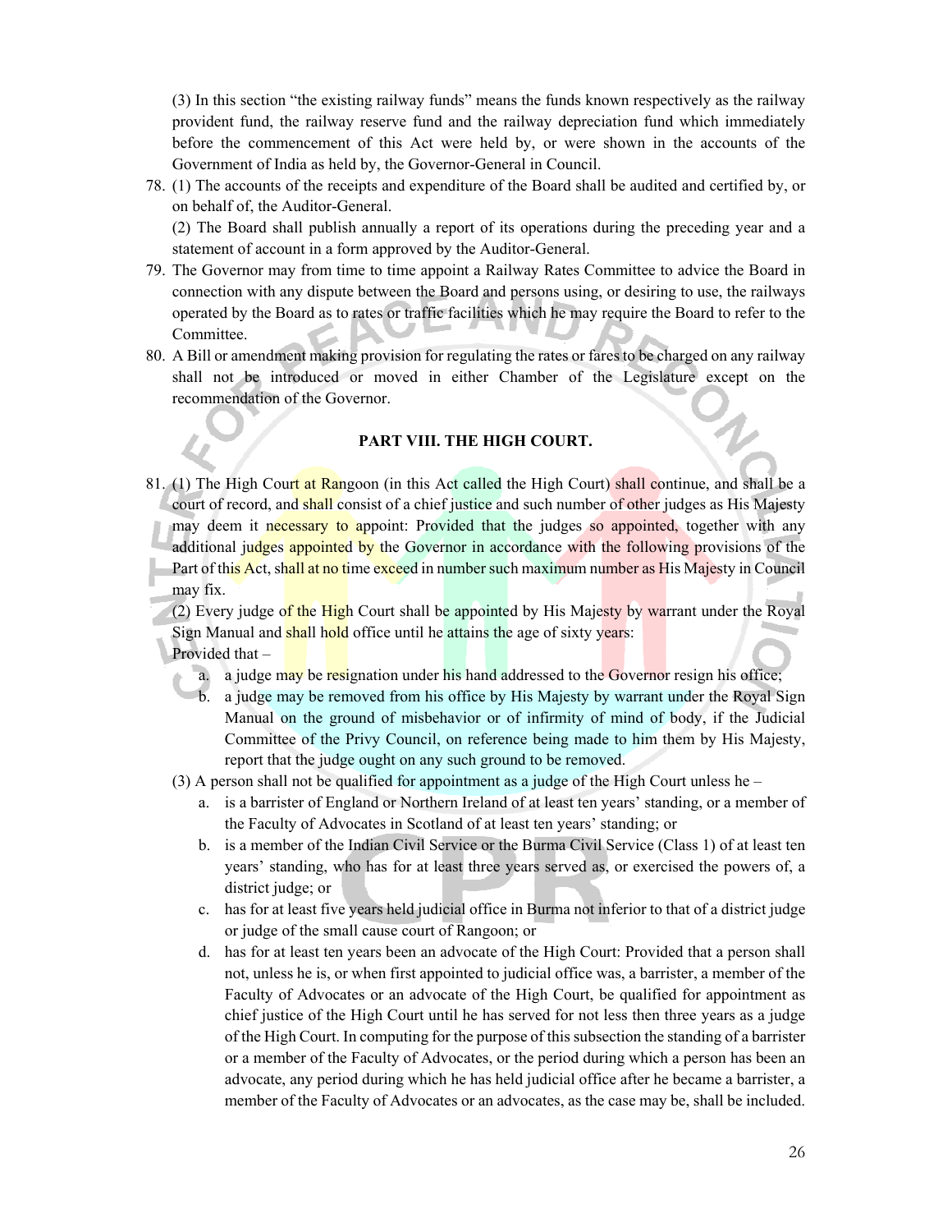(3) In this section "the existing railway funds" means the funds known respectively as the railway provident fund, the railway reserve fund and the railway depreciation fund which immediately before the commencement of this Act were held by, or were shown in the accounts of the Government of India as held by, the Governor-General in Council.

78. (1) The accounts of the receipts and expenditure of the Board shall be audited and certified by, or on behalf of, the Auditor-General.

    (2) The Board shall publish annually a report of its operations during the preceding year and a statement of account in a form approved by the Auditor-General.

79. The Governor may from time to time appoint a Railway Rates Committee to advice the Board in connection with any dispute between the Board and persons using, or desiring to use, the railways operated by the Board as to rates or traffic facilities which he may require the Board to refer to the Committee.

80. A Bill or amendment making provision for regulating the rates or fares to be charged on any railway shall not be introduced or moved in either Chamber of the Legislature except on the recommendation of the Governor.

## PART VIII. THE HIGH COURT.

81. (1) The High Court at Rangoon (in this Act called the High Court) shall continue, and shall be a court of record, and shall consist of a chief justice and such number of other judges as His Majesty may deem it necessary to appoint: Provided that the judges so appointed, together with any additional judges appointed by the Governor in accordance with the following provisions of the Part of this Act, shall at no time exceed in number such maximum number as His Majesty in Council may fix.

    (2) Every judge of the High Court shall be appointed by His Majesty by warrant under the Royal Sign Manual and shall hold office until he attains the age of sixty years:

    Provided that –

    a. a judge may be resignation under his hand addressed to the Governor resign his office;
    b. a judge may be removed from his office by His Majesty by warrant under the Royal Sign Manual on the ground of misbehavior or of infirmity of mind of body, if the Judicial Committee of the Privy Council, on reference being made to him them by His Majesty, report that the judge ought on any such ground to be removed.

    (3) A person shall not be qualified for appointment as a judge of the High Court unless he –

    a. is a barrister of England or Northern Ireland of at least ten years' standing, or a member of the Faculty of Advocates in Scotland of at least ten years' standing; or
    b. is a member of the Indian Civil Service or the Burma Civil Service (Class 1) of at least ten years' standing, who has for at least three years served as, or exercised the powers of, a district judge; or
    c. has for at least five years held judicial office in Burma not inferior to that of a district judge or judge of the small cause court of Rangoon; or
    d. has for at least ten years been an advocate of the High Court: Provided that a person shall not, unless he is, or when first appointed to judicial office was, a barrister, a member of the Faculty of Advocates or an advocate of the High Court, be qualified for appointment as chief justice of the High Court until he has served for not less then three years as a judge of the High Court. In computing for the purpose of this subsection the standing of a barrister or a member of the Faculty of Advocates, or the period during which a person has been an advocate, any period during which he has held judicial office after he became a barrister, a member of the Faculty of Advocates or an advocates, as the case may be, shall be included.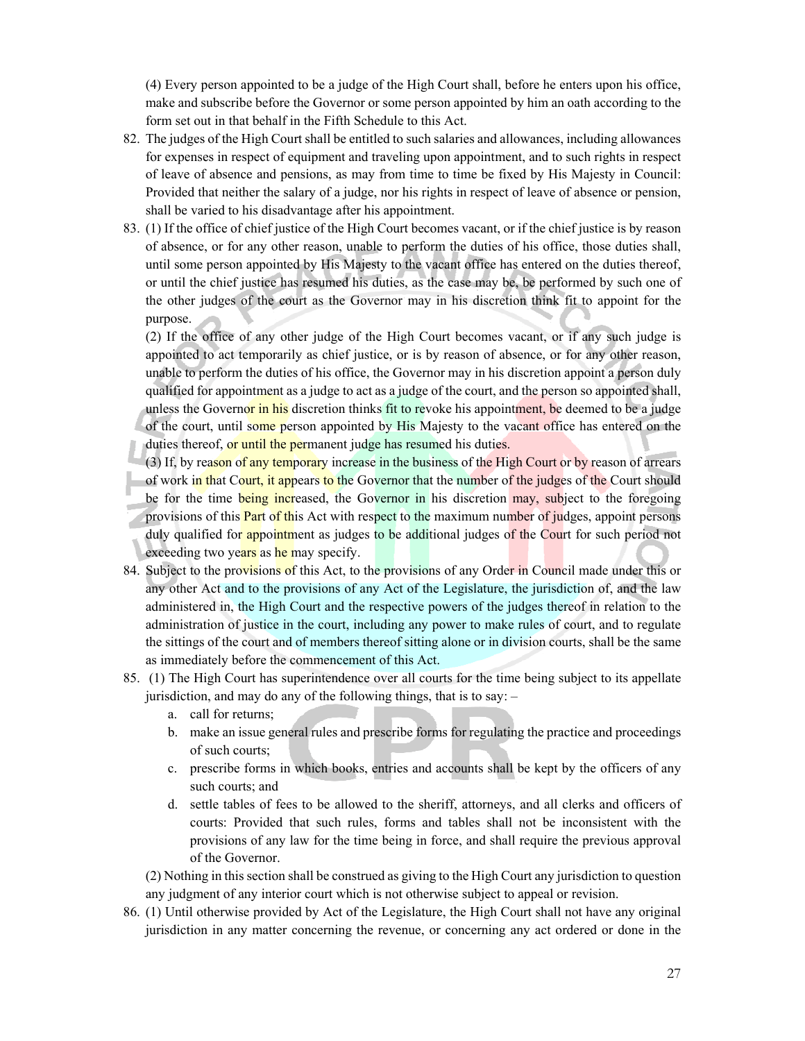(4) Every person appointed to be a judge of the High Court shall, before he enters upon his office, make and subscribe before the Governor or some person appointed by him an oath according to the form set out in that behalf in the Fifth Schedule to this Act.

82. The judges of the High Court shall be entitled to such salaries and allowances, including allowances for expenses in respect of equipment and traveling upon appointment, and to such rights in respect of leave of absence and pensions, as may from time to time be fixed by His Majesty in Council: Provided that neither the salary of a judge, nor his rights in respect of leave of absence or pension, shall be varied to his disadvantage after his appointment.

83. (1) If the office of chief justice of the High Court becomes vacant, or if the chief justice is by reason of absence, or for any other reason, unable to perform the duties of his office, those duties shall, until some person appointed by His Majesty to the vacant office has entered on the duties thereof, or until the chief justice has resumed his duties, as the case may be, be performed by such one of the other judges of the court as the Governor may in his discretion think fit to appoint for the purpose.

(2) If the office of any other judge of the High Court becomes vacant, or if any such judge is appointed to act temporarily as chief justice, or is by reason of absence, or for any other reason, unable to perform the duties of his office, the Governor may in his discretion appoint a person duly qualified for appointment as a judge to act as a judge of the court, and the person so appointed shall, unless the Governor in his discretion thinks fit to revoke his appointment, be deemed to be a judge of the court, until some person appointed by His Majesty to the vacant office has entered on the duties thereof, or until the permanent judge has resumed his duties.

(3) If, by reason of any temporary increase in the business of the High Court or by reason of arrears of work in that Court, it appears to the Governor that the number of the judges of the Court should be for the time being increased, the Governor in his discretion may, subject to the foregoing provisions of this Part of this Act with respect to the maximum number of judges, appoint persons duly qualified for appointment as judges to be additional judges of the Court for such period not exceeding two years as he may specify.

84. Subject to the provisions of this Act, to the provisions of any Order in Council made under this or any other Act and to the provisions of any Act of the Legislature, the jurisdiction of, and the law administered in, the High Court and the respective powers of the judges thereof in relation to the administration of justice in the court, including any power to make rules of court, and to regulate the sittings of the court and of members thereof sitting alone or in division courts, shall be the same as immediately before the commencement of this Act.

85. (1) The High Court has superintendence over all courts for the time being subject to its appellate jurisdiction, and may do any of the following things, that is to say: –

    a. call for returns;
    b. make an issue general rules and prescribe forms for regulating the practice and proceedings of such courts;
    c. prescribe forms in which books, entries and accounts shall be kept by the officers of any such courts; and
    d. settle tables of fees to be allowed to the sheriff, attorneys, and all clerks and officers of courts: Provided that such rules, forms and tables shall not be inconsistent with the provisions of any law for the time being in force, and shall require the previous approval of the Governor.

(2) Nothing in this section shall be construed as giving to the High Court any jurisdiction to question any judgment of any interior court which is not otherwise subject to appeal or revision.

86. (1) Until otherwise provided by Act of the Legislature, the High Court shall not have any original jurisdiction in any matter concerning the revenue, or concerning any act ordered or done in the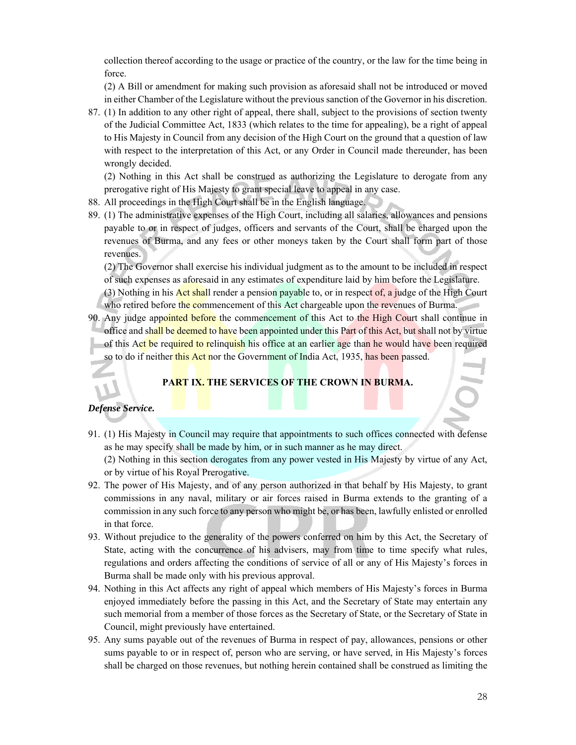collection thereof according to the usage or practice of the country, or the law for the time being in force.

(2) A Bill or amendment for making such provision as aforesaid shall not be introduced or moved in either Chamber of the Legislature without the previous sanction of the Governor in his discretion.

87. (1) In addition to any other right of appeal, there shall, subject to the provisions of section twenty of the Judicial Committee Act, 1833 (which relates to the time for appealing), be a right of appeal to His Majesty in Council from any decision of the High Court on the ground that a question of law with respect to the interpretation of this Act, or any Order in Council made thereunder, has been wrongly decided.

   (2) Nothing in this Act shall be construed as authorizing the Legislature to derogate from any prerogative right of His Majesty to grant special leave to appeal in any case.

88. All proceedings in the High Court shall be in the English language.

89. (1) The administrative expenses of the High Court, including all salaries, allowances and pensions payable to or in respect of judges, officers and servants of the Court, shall be charged upon the revenues of Burma, and any fees or other moneys taken by the Court shall form part of those revenues.

   (2) The Governor shall exercise his individual judgment as to the amount to be included in respect of such expenses as aforesaid in any estimates of expenditure laid by him before the Legislature.

   (3) Nothing in his Act shall render a pension payable to, or in respect of, a judge of the High Court who retired before the commencement of this Act chargeable upon the revenues of Burma.

90. Any judge appointed before the commencement of this Act to the High Court shall continue in office and shall be deemed to have been appointed under this Part of this Act, but shall not by virtue of this Act be required to relinquish his office at an earlier age than he would have been required so to do if neither this Act nor the Government of India Act, 1935, has been passed.

## PART IX. THE SERVICES OF THE CROWN IN BURMA.

***Defense Service.***

91. (1) His Majesty in Council may require that appointments to such offices connected with defense as he may specify shall be made by him, or in such manner as he may direct.

   (2) Nothing in this section derogates from any power vested in His Majesty by virtue of any Act, or by virtue of his Royal Prerogative.

92. The power of His Majesty, and of any person authorized in that behalf by His Majesty, to grant commissions in any naval, military or air forces raised in Burma extends to the granting of a commission in any such force to any person who might be, or has been, lawfully enlisted or enrolled in that force.

93. Without prejudice to the generality of the powers conferred on him by this Act, the Secretary of State, acting with the concurrence of his advisers, may from time to time specify what rules, regulations and orders affecting the conditions of service of all or any of His Majesty's forces in Burma shall be made only with his previous approval.

94. Nothing in this Act affects any right of appeal which members of His Majesty's forces in Burma enjoyed immediately before the passing in this Act, and the Secretary of State may entertain any such memorial from a member of those forces as the Secretary of State, or the Secretary of State in Council, might previously have entertained.

95. Any sums payable out of the revenues of Burma in respect of pay, allowances, pensions or other sums payable to or in respect of, person who are serving, or have served, in His Majesty's forces shall be charged on those revenues, but nothing herein contained shall be construed as limiting the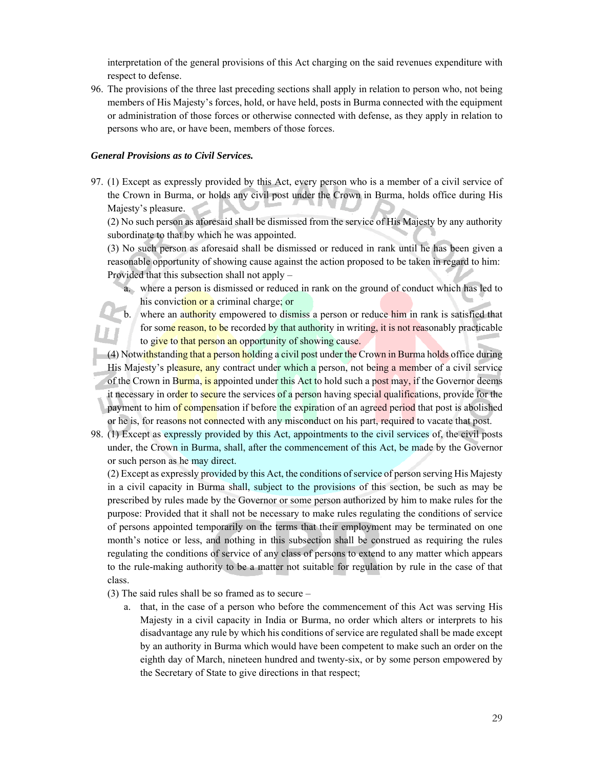interpretation of the general provisions of this Act charging on the said revenues expenditure with respect to defense.

96. The provisions of the three last preceding sections shall apply in relation to person who, not being members of His Majesty's forces, hold, or have held, posts in Burma connected with the equipment or administration of those forces or otherwise connected with defense, as they apply in relation to persons who are, or have been, members of those forces.

***General Provisions as to Civil Services.***

97. (1) Except as expressly provided by this Act, every person who is a member of a civil service of the Crown in Burma, or holds any civil post under the Crown in Burma, holds office during His Majesty's pleasure.

    (2) No such person as aforesaid shall be dismissed from the service of His Majesty by any authority subordinate to that by which he was appointed.

    (3) No such person as aforesaid shall be dismissed or reduced in rank until he has been given a reasonable opportunity of showing cause against the action proposed to be taken in regard to him: Provided that this subsection shall not apply –

    a. where a person is dismissed or reduced in rank on the ground of conduct which has led to his conviction or a criminal charge; or
    b. where an authority empowered to dismiss a person or reduce him in rank is satisfied that for some reason, to be recorded by that authority in writing, it is not reasonably practicable to give to that person an opportunity of showing cause.

    (4) Notwithstanding that a person holding a civil post under the Crown in Burma holds office during His Majesty's pleasure, any contract under which a person, not being a member of a civil service of the Crown in Burma, is appointed under this Act to hold such a post may, if the Governor deems it necessary in order to secure the services of a person having special qualifications, provide for the payment to him of compensation if before the expiration of an agreed period that post is abolished or he is, for reasons not connected with any misconduct on his part, required to vacate that post.

98. (1) Except as expressly provided by this Act, appointments to the civil services of, the civil posts under, the Crown in Burma, shall, after the commencement of this Act, be made by the Governor or such person as he may direct.

    (2) Except as expressly provided by this Act, the conditions of service of person serving His Majesty in a civil capacity in Burma shall, subject to the provisions of this section, be such as may be prescribed by rules made by the Governor or some person authorized by him to make rules for the purpose: Provided that it shall not be necessary to make rules regulating the conditions of service of persons appointed temporarily on the terms that their employment may be terminated on one month's notice or less, and nothing in this subsection shall be construed as requiring the rules regulating the conditions of service of any class of persons to extend to any matter which appears to the rule-making authority to be a matter not suitable for regulation by rule in the case of that class.

    (3) The said rules shall be so framed as to secure –

    a. that, in the case of a person who before the commencement of this Act was serving His Majesty in a civil capacity in India or Burma, no order which alters or interprets to his disadvantage any rule by which his conditions of service are regulated shall be made except by an authority in Burma which would have been competent to make such an order on the eighth day of March, nineteen hundred and twenty-six, or by some person empowered by the Secretary of State to give directions in that respect;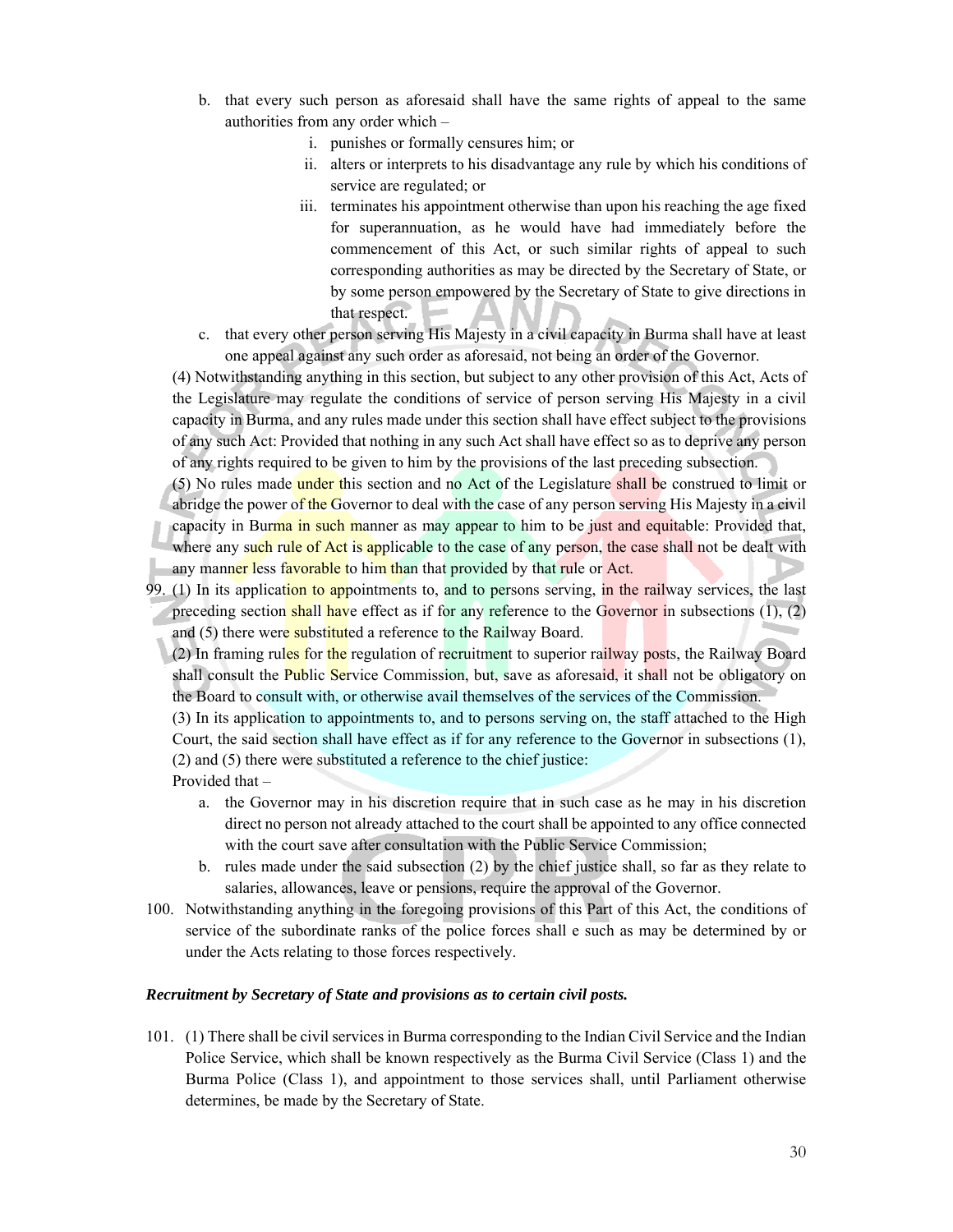b. that every such person as aforesaid shall have the same rights of appeal to the same authorities from any order which –
   i. punishes or formally censures him; or
   ii. alters or interprets to his disadvantage any rule by which his conditions of service are regulated; or
   iii. terminates his appointment otherwise than upon his reaching the age fixed for superannuation, as he would have had immediately before the commencement of this Act, or such similar rights of appeal to such corresponding authorities as may be directed by the Secretary of State, or by some person empowered by the Secretary of State to give directions in that respect.

c. that every other person serving His Majesty in a civil capacity in Burma shall have at least one appeal against any such order as aforesaid, not being an order of the Governor.

(4) Notwithstanding anything in this section, but subject to any other provision of this Act, Acts of the Legislature may regulate the conditions of service of person serving His Majesty in a civil capacity in Burma, and any rules made under this section shall have effect subject to the provisions of any such Act: Provided that nothing in any such Act shall have effect so as to deprive any person of any rights required to be given to him by the provisions of the last preceding subsection.

(5) No rules made under this section and no Act of the Legislature shall be construed to limit or abridge the power of the Governor to deal with the case of any person serving His Majesty in a civil capacity in Burma in such manner as may appear to him to be just and equitable: Provided that, where any such rule of Act is applicable to the case of any person, the case shall not be dealt with any manner less favorable to him than that provided by that rule or Act.

99. (1) In its application to appointments to, and to persons serving, in the railway services, the last preceding section shall have effect as if for any reference to the Governor in subsections (1), (2) and (5) there were substituted a reference to the Railway Board.

(2) In framing rules for the regulation of recruitment to superior railway posts, the Railway Board shall consult the Public Service Commission, but, save as aforesaid, it shall not be obligatory on the Board to consult with, or otherwise avail themselves of the services of the Commission.

(3) In its application to appointments to, and to persons serving on, the staff attached to the High Court, the said section shall have effect as if for any reference to the Governor in subsections (1), (2) and (5) there were substituted a reference to the chief justice:

Provided that –

a. the Governor may in his discretion require that in such case as he may in his discretion direct no person not already attached to the court shall be appointed to any office connected with the court save after consultation with the Public Service Commission;

b. rules made under the said subsection (2) by the chief justice shall, so far as they relate to salaries, allowances, leave or pensions, require the approval of the Governor.

100. Notwithstanding anything in the foregoing provisions of this Part of this Act, the conditions of service of the subordinate ranks of the police forces shall e such as may be determined by or under the Acts relating to those forces respectively.

***Recruitment by Secretary of State and provisions as to certain civil posts.***

101. (1) There shall be civil services in Burma corresponding to the Indian Civil Service and the Indian Police Service, which shall be known respectively as the Burma Civil Service (Class 1) and the Burma Police (Class 1), and appointment to those services shall, until Parliament otherwise determines, be made by the Secretary of State.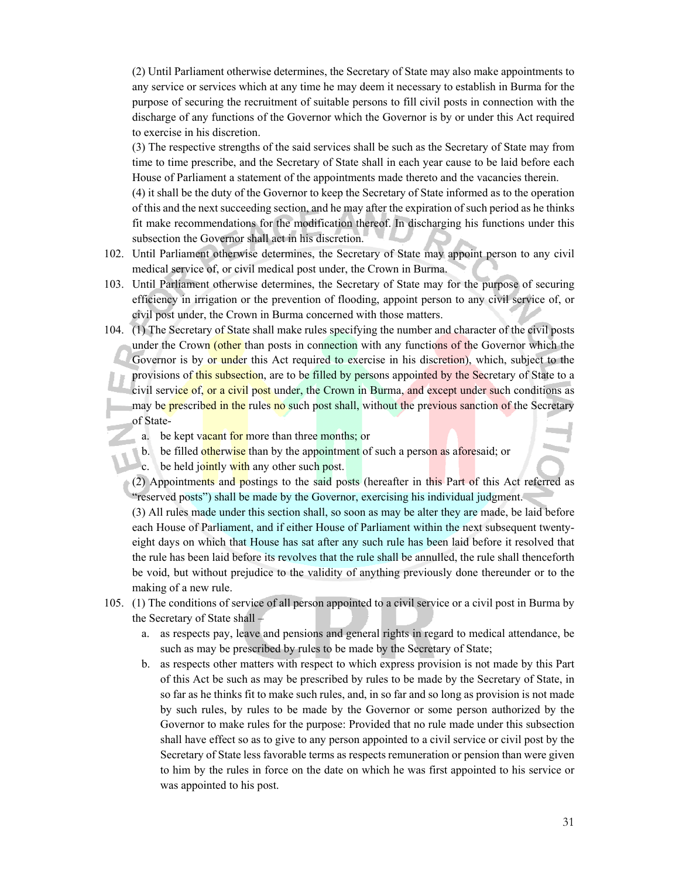(2) Until Parliament otherwise determines, the Secretary of State may also make appointments to any service or services which at any time he may deem it necessary to establish in Burma for the purpose of securing the recruitment of suitable persons to fill civil posts in connection with the discharge of any functions of the Governor which the Governor is by or under this Act required to exercise in his discretion.

(3) The respective strengths of the said services shall be such as the Secretary of State may from time to time prescribe, and the Secretary of State shall in each year cause to be laid before each House of Parliament a statement of the appointments made thereto and the vacancies therein.

(4) it shall be the duty of the Governor to keep the Secretary of State informed as to the operation of this and the next succeeding section, and he may after the expiration of such period as he thinks fit make recommendations for the modification thereof. In discharging his functions under this subsection the Governor shall act in his discretion.

102. Until Parliament otherwise determines, the Secretary of State may appoint person to any civil medical service of, or civil medical post under, the Crown in Burma.

103. Until Parliament otherwise determines, the Secretary of State may for the purpose of securing efficiency in irrigation or the prevention of flooding, appoint person to any civil service of, or civil post under, the Crown in Burma concerned with those matters.

104. (1) The Secretary of State shall make rules specifying the number and character of the civil posts under the Crown (other than posts in connection with any functions of the Governor which the Governor is by or under this Act required to exercise in his discretion), which, subject to the provisions of this subsection, are to be filled by persons appointed by the Secretary of State to a civil service of, or a civil post under, the Crown in Burma, and except under such conditions as may be prescribed in the rules no such post shall, without the previous sanction of the Secretary of State-

   a. be kept vacant for more than three months; or
   b. be filled otherwise than by the appointment of such a person as aforesaid; or
   c. be held jointly with any other such post.

   (2) Appointments and postings to the said posts (hereafter in this Part of this Act referred as "reserved posts") shall be made by the Governor, exercising his individual judgment.

   (3) All rules made under this section shall, so soon as may be alter they are made, be laid before each House of Parliament, and if either House of Parliament within the next subsequent twenty-eight days on which that House has sat after any such rule has been laid before it resolved that the rule has been laid before its revolves that the rule shall be annulled, the rule shall thenceforth be void, but without prejudice to the validity of anything previously done thereunder or to the making of a new rule.

105. (1) The conditions of service of all person appointed to a civil service or a civil post in Burma by the Secretary of State shall –

   a. as respects pay, leave and pensions and general rights in regard to medical attendance, be such as may be prescribed by rules to be made by the Secretary of State;
   b. as respects other matters with respect to which express provision is not made by this Part of this Act be such as may be prescribed by rules to be made by the Secretary of State, in so far as he thinks fit to make such rules, and, in so far and so long as provision is not made by such rules, by rules to be made by the Governor or some person authorized by the Governor to make rules for the purpose: Provided that no rule made under this subsection shall have effect so as to give to any person appointed to a civil service or civil post by the Secretary of State less favorable terms as respects remuneration or pension than were given to him by the rules in force on the date on which he was first appointed to his service or was appointed to his post.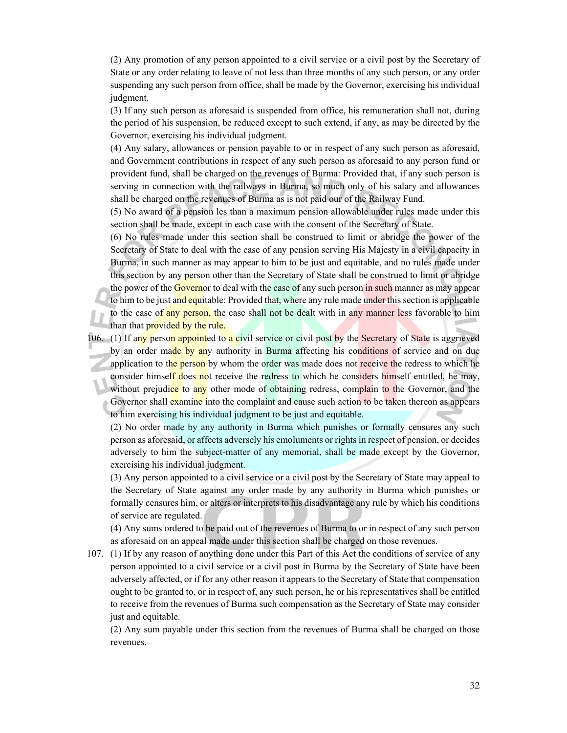(2) Any promotion of any person appointed to a civil service or a civil post by the Secretary of State or any order relating to leave of not less than three months of any such person, or any order suspending any such person from office, shall be made by the Governor, exercising his individual judgment.

(3) If any such person as aforesaid is suspended from office, his remuneration shall not, during the period of his suspension, be reduced except to such extend, if any, as may be directed by the Governor, exercising his individual judgment.

(4) Any salary, allowances or pension payable to or in respect of any such person as aforesaid, and Government contributions in respect of any such person as aforesaid to any person fund or provident fund, shall be charged on the revenues of Burma: Provided that, if any such person is serving in connection with the railways in Burma, so much only of his salary and allowances shall be charged on the revenues of Burma as is not paid our of the Railway Fund.

(5) No award of a pension les than a maximum pension allowable under rules made under this section shall be made, except in each case with the consent of the Secretary of State.

(6) No rules made under this section shall be construed to limit or abridge the power of the Secretary of State to deal with the case of any pension serving His Majesty in a civil capacity in Burma, in such manner as may appear to him to be just and equitable, and no rules made under this section by any person other than the Secretary of State shall be construed to limit or abridge the power of the Governor to deal with the case of any such person in such manner as may appear to him to be just and equitable: Provided that, where any rule made under this section is applicable to the case of any person, the case shall not be dealt with in any manner less favorable to him than that provided by the rule.

106. (1) If any person appointed to a civil service or civil post by the Secretary of State is aggrieved by an order made by any authority in Burma affecting his conditions of service and on due application to the person by whom the order was made does not receive the redress to which he consider himself does not receive the redress to which he considers himself entitled, he may, without prejudice to any other mode of obtaining redress, complain to the Governor, and the Governor shall examine into the complaint and cause such action to be taken thereon as appears to him exercising his individual judgment to be just and equitable.

(2) No order made by any authority in Burma which punishes or formally censures any such person as aforesaid, or affects adversely his emoluments or rights in respect of pension, or decides adversely to him the subject-matter of any memorial, shall be made except by the Governor, exercising his individual judgment.

(3) Any person appointed to a civil service or a civil post by the Secretary of State may appeal to the Secretary of State against any order made by any authority in Burma which punishes or formally censures him, or alters or interprets to his disadvantage any rule by which his conditions of service are regulated.

(4) Any sums ordered to be paid out of the revenues of Burma to or in respect of any such person as aforesaid on an appeal made under this section shall be charged on those revenues.

107. (1) If by any reason of anything done under this Part of this Act the conditions of service of any person appointed to a civil service or a civil post in Burma by the Secretary of State have been adversely affected, or if for any other reason it appears to the Secretary of State that compensation ought to be granted to, or in respect of, any such person, he or his representatives shall be entitled to receive from the revenues of Burma such compensation as the Secretary of State may consider just and equitable.

(2) Any sum payable under this section from the revenues of Burma shall be charged on those revenues.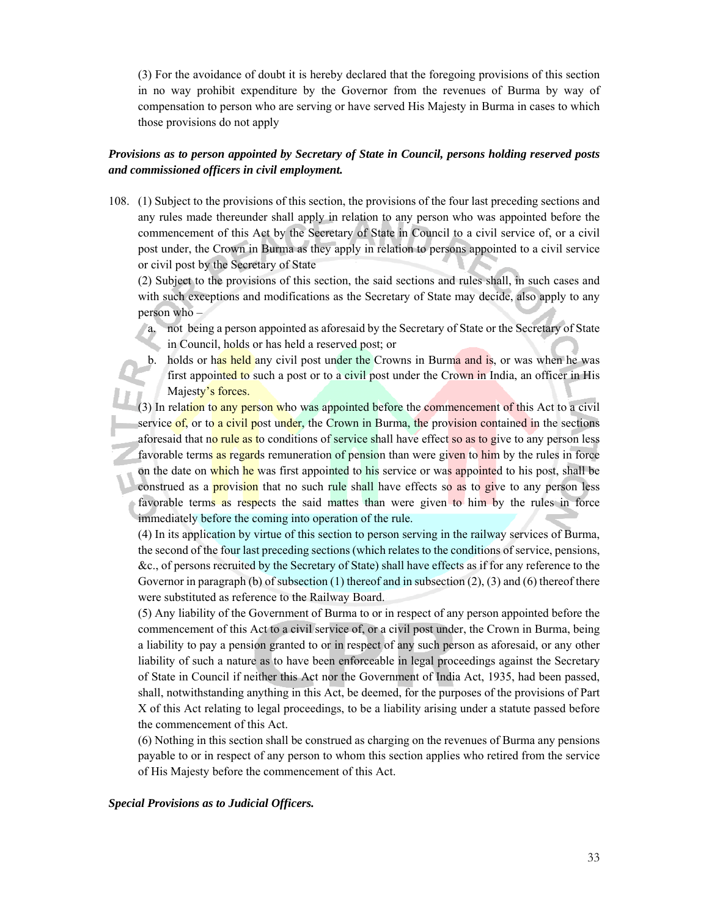(3) For the avoidance of doubt it is hereby declared that the foregoing provisions of this section in no way prohibit expenditure by the Governor from the revenues of Burma by way of compensation to person who are serving or have served His Majesty in Burma in cases to which those provisions do not apply

***Provisions as to person appointed by Secretary of State in Council, persons holding reserved posts and commissioned officers in civil employment.***

108. (1) Subject to the provisions of this section, the provisions of the four last preceding sections and any rules made thereunder shall apply in relation to any person who was appointed before the commencement of this Act by the Secretary of State in Council to a civil service of, or a civil post under, the Crown in Burma as they apply in relation to persons appointed to a civil service or civil post by the Secretary of State

(2) Subject to the provisions of this section, the said sections and rules shall, in such cases and with such exceptions and modifications as the Secretary of State may decide, also apply to any person who –

a. not being a person appointed as aforesaid by the Secretary of State or the Secretary of State in Council, holds or has held a reserved post; or
b. holds or has held any civil post under the Crowns in Burma and is, or was when he was first appointed to such a post or to a civil post under the Crown in India, an officer in His Majesty's forces.

(3) In relation to any person who was appointed before the commencement of this Act to a civil service of, or to a civil post under, the Crown in Burma, the provision contained in the sections aforesaid that no rule as to conditions of service shall have effect so as to give to any person less favorable terms as regards remuneration of pension than were given to him by the rules in force on the date on which he was first appointed to his service or was appointed to his post, shall be construed as a provision that no such rule shall have effects so as to give to any person less favorable terms as respects the said mattes than were given to him by the rules in force immediately before the coming into operation of the rule.

(4) In its application by virtue of this section to person serving in the railway services of Burma, the second of the four last preceding sections (which relates to the conditions of service, pensions, &c., of persons recruited by the Secretary of State) shall have effects as if for any reference to the Governor in paragraph (b) of subsection (1) thereof and in subsection (2), (3) and (6) thereof there were substituted as reference to the Railway Board.

(5) Any liability of the Government of Burma to or in respect of any person appointed before the commencement of this Act to a civil service of, or a civil post under, the Crown in Burma, being a liability to pay a pension granted to or in respect of any such person as aforesaid, or any other liability of such a nature as to have been enforceable in legal proceedings against the Secretary of State in Council if neither this Act nor the Government of India Act, 1935, had been passed, shall, notwithstanding anything in this Act, be deemed, for the purposes of the provisions of Part X of this Act relating to legal proceedings, to be a liability arising under a statute passed before the commencement of this Act.

(6) Nothing in this section shall be construed as charging on the revenues of Burma any pensions payable to or in respect of any person to whom this section applies who retired from the service of His Majesty before the commencement of this Act.

***Special Provisions as to Judicial Officers.***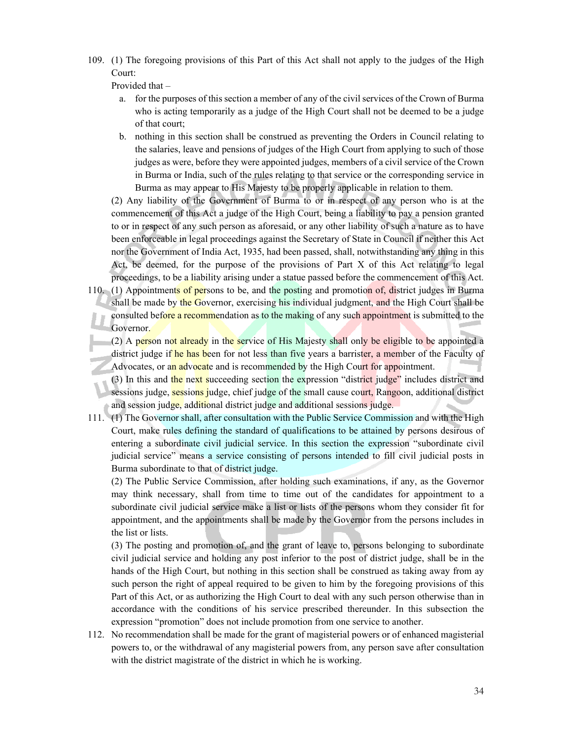109. (1) The foregoing provisions of this Part of this Act shall not apply to the judges of the High Court:

     Provided that –

     a. for the purposes of this section a member of any of the civil services of the Crown of Burma who is acting temporarily as a judge of the High Court shall not be deemed to be a judge of that court;
     b. nothing in this section shall be construed as preventing the Orders in Council relating to the salaries, leave and pensions of judges of the High Court from applying to such of those judges as were, before they were appointed judges, members of a civil service of the Crown in Burma or India, such of the rules relating to that service or the corresponding service in Burma as may appear to His Majesty to be properly applicable in relation to them.

     (2) Any liability of the Government of Burma to or in respect of any person who is at the commencement of this Act a judge of the High Court, being a liability to pay a pension granted to or in respect of any such person as aforesaid, or any other liability of such a nature as to have been enforceable in legal proceedings against the Secretary of State in Council if neither this Act nor the Government of India Act, 1935, had been passed, shall, notwithstanding any thing in this Act, be deemed, for the purpose of the provisions of Part X of this Act relating to legal proceedings, to be a liability arising under a statue passed before the commencement of this Act.

110. (1) Appointments of persons to be, and the posting and promotion of, district judges in Burma shall be made by the Governor, exercising his individual judgment, and the High Court shall be consulted before a recommendation as to the making of any such appointment is submitted to the Governor.

     (2) A person not already in the service of His Majesty shall only be eligible to be appointed a district judge if he has been for not less than five years a barrister, a member of the Faculty of Advocates, or an advocate and is recommended by the High Court for appointment.

     (3) In this and the next succeeding section the expression "district judge" includes district and sessions judge, sessions judge, chief judge of the small cause court, Rangoon, additional district and session judge, additional district judge and additional sessions judge.

111. (1) The Governor shall, after consultation with the Public Service Commission and with the High Court, make rules defining the standard of qualifications to be attained by persons desirous of entering a subordinate civil judicial service. In this section the expression "subordinate civil judicial service" means a service consisting of persons intended to fill civil judicial posts in Burma subordinate to that of district judge.

     (2) The Public Service Commission, after holding such examinations, if any, as the Governor may think necessary, shall from time to time out of the candidates for appointment to a subordinate civil judicial service make a list or lists of the persons whom they consider fit for appointment, and the appointments shall be made by the Governor from the persons includes in the list or lists.

     (3) The posting and promotion of, and the grant of leave to, persons belonging to subordinate civil judicial service and holding any post inferior to the post of district judge, shall be in the hands of the High Court, but nothing in this section shall be construed as taking away from ay such person the right of appeal required to be given to him by the foregoing provisions of this Part of this Act, or as authorizing the High Court to deal with any such person otherwise than in accordance with the conditions of his service prescribed thereunder. In this subsection the expression "promotion" does not include promotion from one service to another.

112. No recommendation shall be made for the grant of magisterial powers or of enhanced magisterial powers to, or the withdrawal of any magisterial powers from, any person save after consultation with the district magistrate of the district in which he is working.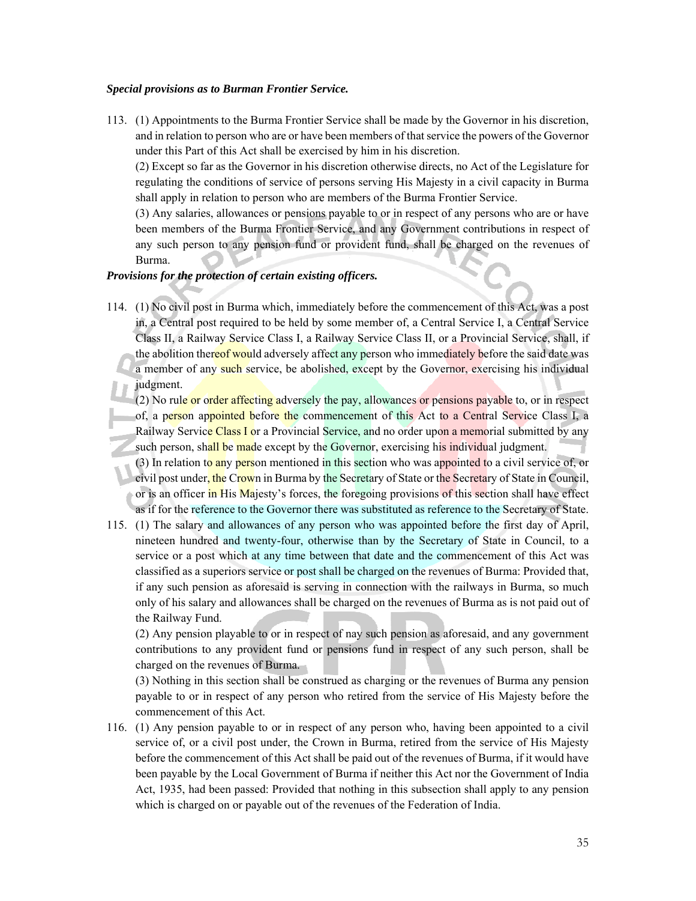***Special provisions as to Burman Frontier Service.***

113. (1) Appointments to the Burma Frontier Service shall be made by the Governor in his discretion, and in relation to person who are or have been members of that service the powers of the Governor under this Part of this Act shall be exercised by him in his discretion.
(2) Except so far as the Governor in his discretion otherwise directs, no Act of the Legislature for regulating the conditions of service of persons serving His Majesty in a civil capacity in Burma shall apply in relation to person who are members of the Burma Frontier Service.
(3) Any salaries, allowances or pensions payable to or in respect of any persons who are or have been members of the Burma Frontier Service, and any Government contributions in respect of any such person to any pension fund or provident fund, shall be charged on the revenues of Burma.

***Provisions for the protection of certain existing officers.***

114. (1) No civil post in Burma which, immediately before the commencement of this Act, was a post in, a Central post required to be held by some member of, a Central Service I, a Central Service Class II, a Railway Service Class I, a Railway Service Class II, or a Provincial Service, shall, if the abolition thereof would adversely affect any person who immediately before the said date was a member of any such service, be abolished, except by the Governor, exercising his individual judgment.
(2) No rule or order affecting adversely the pay, allowances or pensions payable to, or in respect of, a person appointed before the commencement of this Act to a Central Service Class I, a Railway Service Class I or a Provincial Service, and no order upon a memorial submitted by any such person, shall be made except by the Governor, exercising his individual judgment.
(3) In relation to any person mentioned in this section who was appointed to a civil service of, or civil post under, the Crown in Burma by the Secretary of State or the Secretary of State in Council, or is an officer in His Majesty's forces, the foregoing provisions of this section shall have effect as if for the reference to the Governor there was substituted as reference to the Secretary of State.

115. (1) The salary and allowances of any person who was appointed before the first day of April, nineteen hundred and twenty-four, otherwise than by the Secretary of State in Council, to a service or a post which at any time between that date and the commencement of this Act was classified as a superiors service or post shall be charged on the revenues of Burma: Provided that, if any such pension as aforesaid is serving in connection with the railways in Burma, so much only of his salary and allowances shall be charged on the revenues of Burma as is not paid out of the Railway Fund.
(2) Any pension playable to or in respect of nay such pension as aforesaid, and any government contributions to any provident fund or pensions fund in respect of any such person, shall be charged on the revenues of Burma.
(3) Nothing in this section shall be construed as charging or the revenues of Burma any pension payable to or in respect of any person who retired from the service of His Majesty before the commencement of this Act.

116. (1) Any pension payable to or in respect of any person who, having been appointed to a civil service of, or a civil post under, the Crown in Burma, retired from the service of His Majesty before the commencement of this Act shall be paid out of the revenues of Burma, if it would have been payable by the Local Government of Burma if neither this Act nor the Government of India Act, 1935, had been passed: Provided that nothing in this subsection shall apply to any pension which is charged on or payable out of the revenues of the Federation of India.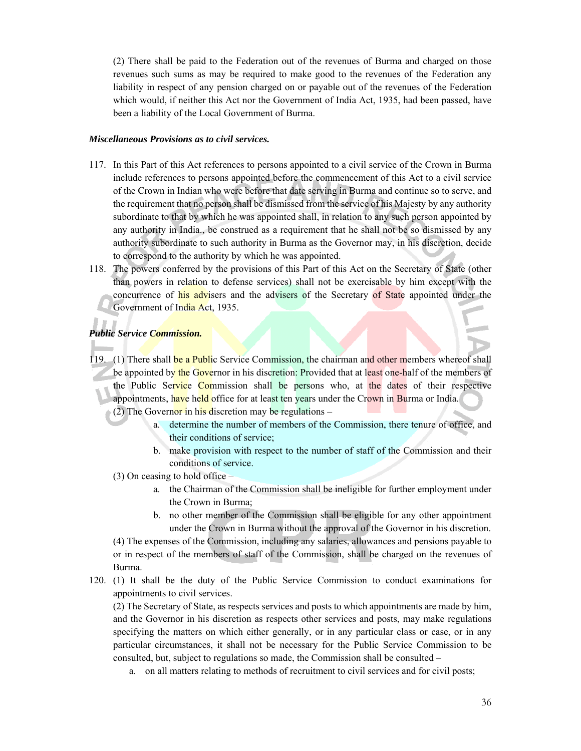(2) There shall be paid to the Federation out of the revenues of Burma and charged on those revenues such sums as may be required to make good to the revenues of the Federation any liability in respect of any pension charged on or payable out of the revenues of the Federation which would, if neither this Act nor the Government of India Act, 1935, had been passed, have been a liability of the Local Government of Burma.

***Miscellaneous Provisions as to civil services.***

117. In this Part of this Act references to persons appointed to a civil service of the Crown in Burma include references to persons appointed before the commencement of this Act to a civil service of the Crown in Indian who were before that date serving in Burma and continue so to serve, and the requirement that no person shall be dismissed from the service of his Majesty by any authority subordinate to that by which he was appointed shall, in relation to any such person appointed by any authority in India., be construed as a requirement that he shall not be so dismissed by any authority subordinate to such authority in Burma as the Governor may, in his discretion, decide to correspond to the authority by which he was appointed.

118. The powers conferred by the provisions of this Part of this Act on the Secretary of State (other than powers in relation to defense services) shall not be exercisable by him except with the concurrence of his advisers and the advisers of the Secretary of State appointed under the Government of India Act, 1935.

***Public Service Commission.***

119. (1) There shall be a Public Service Commission, the chairman and other members whereof shall be appointed by the Governor in his discretion: Provided that at least one-half of the members of the Public Service Commission shall be persons who, at the dates of their respective appointments, have held office for at least ten years under the Crown in Burma or India.

(2) The Governor in his discretion may be regulations –

a. determine the number of members of the Commission, there tenure of office, and their conditions of service;
b. make provision with respect to the number of staff of the Commission and their conditions of service.

(3) On ceasing to hold office –

a. the Chairman of the Commission shall be ineligible for further employment under the Crown in Burma;
b. no other member of the Commission shall be eligible for any other appointment under the Crown in Burma without the approval of the Governor in his discretion.

(4) The expenses of the Commission, including any salaries, allowances and pensions payable to or in respect of the members of staff of the Commission, shall be charged on the revenues of Burma.

120. (1) It shall be the duty of the Public Service Commission to conduct examinations for appointments to civil services.

(2) The Secretary of State, as respects services and posts to which appointments are made by him, and the Governor in his discretion as respects other services and posts, may make regulations specifying the matters on which either generally, or in any particular class or case, or in any particular circumstances, it shall not be necessary for the Public Service Commission to be consulted, but, subject to regulations so made, the Commission shall be consulted –

a. on all matters relating to methods of recruitment to civil services and for civil posts;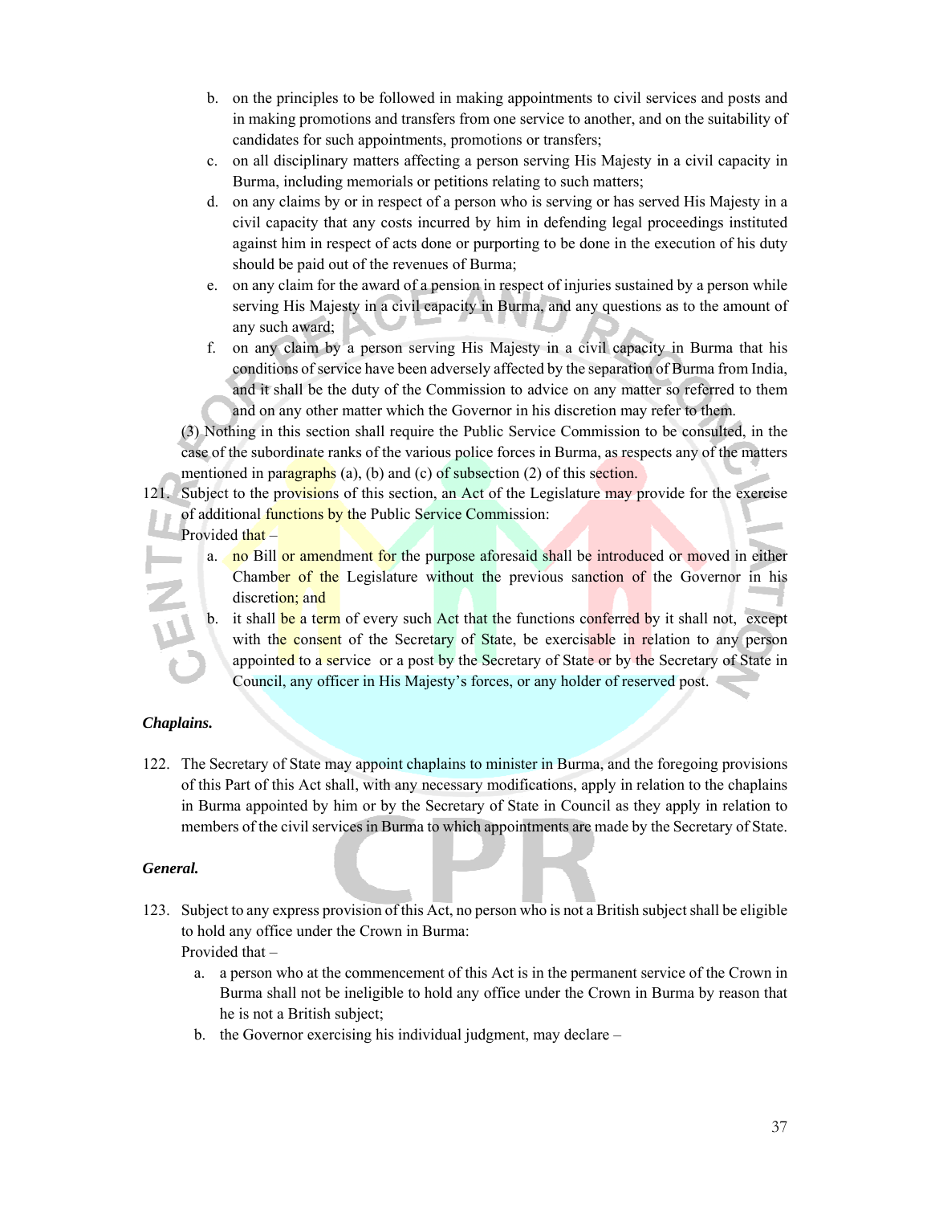b. on the principles to be followed in making appointments to civil services and posts and in making promotions and transfers from one service to another, and on the suitability of candidates for such appointments, promotions or transfers;
c. on all disciplinary matters affecting a person serving His Majesty in a civil capacity in Burma, including memorials or petitions relating to such matters;
d. on any claims by or in respect of a person who is serving or has served His Majesty in a civil capacity that any costs incurred by him in defending legal proceedings instituted against him in respect of acts done or purporting to be done in the execution of his duty should be paid out of the revenues of Burma;
e. on any claim for the award of a pension in respect of injuries sustained by a person while serving His Majesty in a civil capacity in Burma, and any questions as to the amount of any such award;
f. on any claim by a person serving His Majesty in a civil capacity in Burma that his conditions of service have been adversely affected by the separation of Burma from India, and it shall be the duty of the Commission to advice on any matter so referred to them and on any other matter which the Governor in his discretion may refer to them.

(3) Nothing in this section shall require the Public Service Commission to be consulted, in the case of the subordinate ranks of the various police forces in Burma, as respects any of the matters mentioned in paragraphs (a), (b) and (c) of subsection (2) of this section.

121. Subject to the provisions of this section, an Act of the Legislature may provide for the exercise of additional functions by the Public Service Commission:
Provided that –
   a. no Bill or amendment for the purpose aforesaid shall be introduced or moved in either Chamber of the Legislature without the previous sanction of the Governor in his discretion; and
   b. it shall be a term of every such Act that the functions conferred by it shall not, except with the consent of the Secretary of State, be exercisable in relation to any person appointed to a service or a post by the Secretary of State or by the Secretary of State in Council, any officer in His Majesty's forces, or any holder of reserved post.

***Chaplains.***

122. The Secretary of State may appoint chaplains to minister in Burma, and the foregoing provisions of this Part of this Act shall, with any necessary modifications, apply in relation to the chaplains in Burma appointed by him or by the Secretary of State in Council as they apply in relation to members of the civil services in Burma to which appointments are made by the Secretary of State.

***General.***

123. Subject to any express provision of this Act, no person who is not a British subject shall be eligible to hold any office under the Crown in Burma:
Provided that –
   a. a person who at the commencement of this Act is in the permanent service of the Crown in Burma shall not be ineligible to hold any office under the Crown in Burma by reason that he is not a British subject;
   b. the Governor exercising his individual judgment, may declare –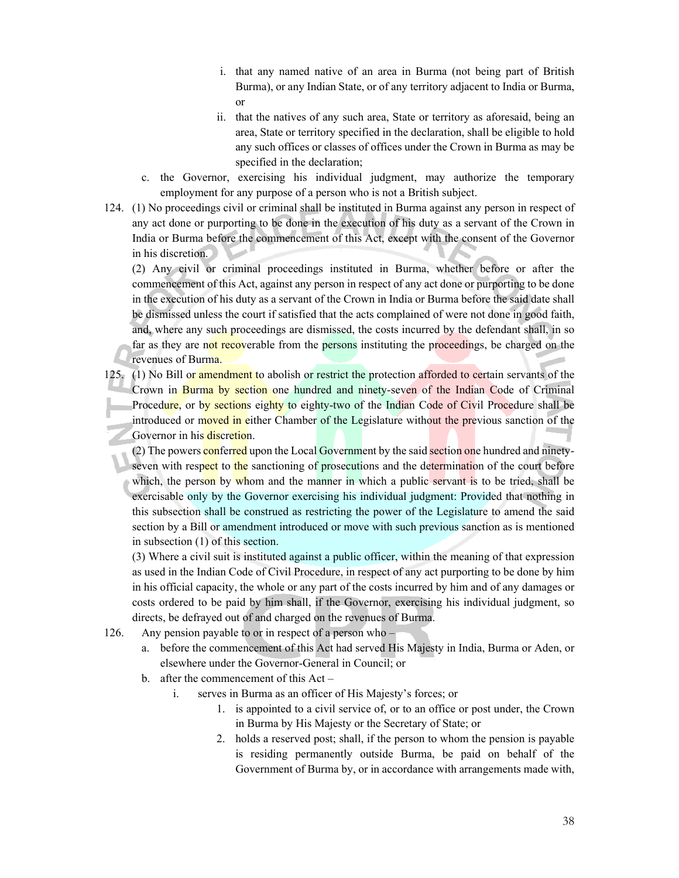i. that any named native of an area in Burma (not being part of British Burma), or any Indian State, or of any territory adjacent to India or Burma, or

ii. that the natives of any such area, State or territory as aforesaid, being an area, State or territory specified in the declaration, shall be eligible to hold any such offices or classes of offices under the Crown in Burma as may be specified in the declaration;

c. the Governor, exercising his individual judgment, may authorize the temporary employment for any purpose of a person who is not a British subject.

124. (1) No proceedings civil or criminal shall be instituted in Burma against any person in respect of any act done or purporting to be done in the execution of his duty as a servant of the Crown in India or Burma before the commencement of this Act, except with the consent of the Governor in his discretion.

(2) Any civil or criminal proceedings instituted in Burma, whether before or after the commencement of this Act, against any person in respect of any act done or purporting to be done in the execution of his duty as a servant of the Crown in India or Burma before the said date shall be dismissed unless the court if satisfied that the acts complained of were not done in good faith, and, where any such proceedings are dismissed, the costs incurred by the defendant shall, in so far as they are not recoverable from the persons instituting the proceedings, be charged on the revenues of Burma.

125. (1) No Bill or amendment to abolish or restrict the protection afforded to certain servants of the Crown in Burma by section one hundred and ninety-seven of the Indian Code of Criminal Procedure, or by sections eighty to eighty-two of the Indian Code of Civil Procedure shall be introduced or moved in either Chamber of the Legislature without the previous sanction of the Governor in his discretion.

(2) The powers conferred upon the Local Government by the said section one hundred and ninety-seven with respect to the sanctioning of prosecutions and the determination of the court before which, the person by whom and the manner in which a public servant is to be tried, shall be exercisable only by the Governor exercising his individual judgment: Provided that nothing in this subsection shall be construed as restricting the power of the Legislature to amend the said section by a Bill or amendment introduced or move with such previous sanction as is mentioned in subsection (1) of this section.

(3) Where a civil suit is instituted against a public officer, within the meaning of that expression as used in the Indian Code of Civil Procedure, in respect of any act purporting to be done by him in his official capacity, the whole or any part of the costs incurred by him and of any damages or costs ordered to be paid by him shall, if the Governor, exercising his individual judgment, so directs, be defrayed out of and charged on the revenues of Burma.

126. Any pension payable to or in respect of a person who –

a. before the commencement of this Act had served His Majesty in India, Burma or Aden, or elsewhere under the Governor-General in Council; or

b. after the commencement of this Act –

i. serves in Burma as an officer of His Majesty's forces; or

1. is appointed to a civil service of, or to an office or post under, the Crown in Burma by His Majesty or the Secretary of State; or

2. holds a reserved post; shall, if the person to whom the pension is payable is residing permanently outside Burma, be paid on behalf of the Government of Burma by, or in accordance with arrangements made with,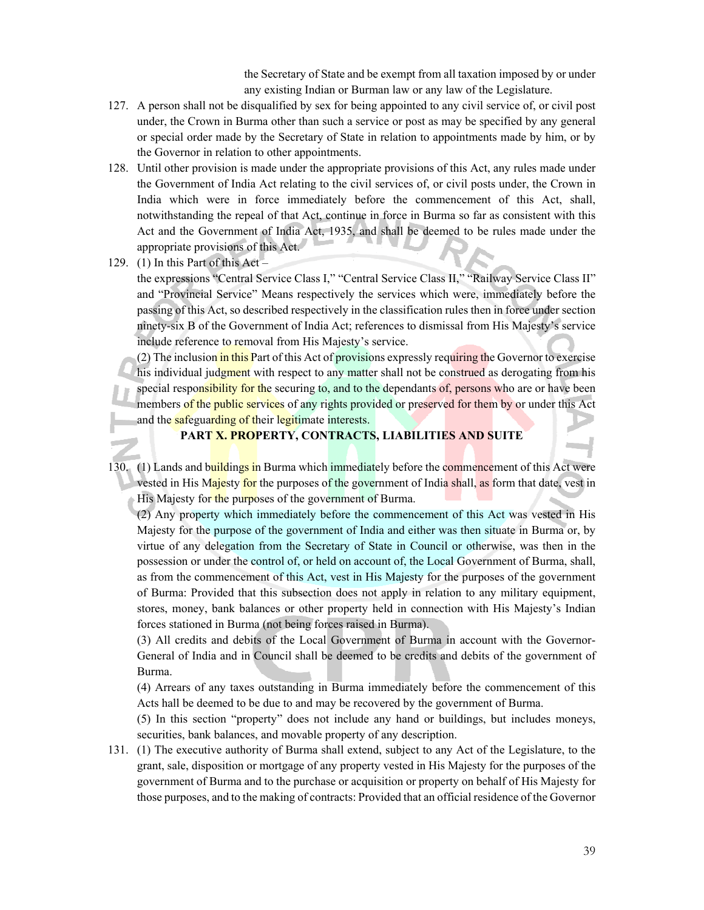the Secretary of State and be exempt from all taxation imposed by or under any existing Indian or Burman law or any law of the Legislature.

127. A person shall not be disqualified by sex for being appointed to any civil service of, or civil post under, the Crown in Burma other than such a service or post as may be specified by any general or special order made by the Secretary of State in relation to appointments made by him, or by the Governor in relation to other appointments.

128. Until other provision is made under the appropriate provisions of this Act, any rules made under the Government of India Act relating to the civil services of, or civil posts under, the Crown in India which were in force immediately before the commencement of this Act, shall, notwithstanding the repeal of that Act, continue in force in Burma so far as consistent with this Act and the Government of India Act, 1935, and shall be deemed to be rules made under the appropriate provisions of this Act.

129. (1) In this Part of this Act –

the expressions "Central Service Class I," "Central Service Class II," "Railway Service Class II" and "Provincial Service" Means respectively the services which were, immediately before the passing of this Act, so described respectively in the classification rules then in force under section ninety-six B of the Government of India Act; references to dismissal from His Majesty's service include reference to removal from His Majesty's service.

(2) The inclusion in this Part of this Act of provisions expressly requiring the Governor to exercise his individual judgment with respect to any matter shall not be construed as derogating from his special responsibility for the securing to, and to the dependants of, persons who are or have been members of the public services of any rights provided or preserved for them by or under this Act and the safeguarding of their legitimate interests.

## PART X. PROPERTY, CONTRACTS, LIABILITIES AND SUITE

130. (1) Lands and buildings in Burma which immediately before the commencement of this Act were vested in His Majesty for the purposes of the government of India shall, as form that date, vest in His Majesty for the purposes of the government of Burma.

(2) Any property which immediately before the commencement of this Act was vested in His Majesty for the purpose of the government of India and either was then situate in Burma or, by virtue of any delegation from the Secretary of State in Council or otherwise, was then in the possession or under the control of, or held on account of, the Local Government of Burma, shall, as from the commencement of this Act, vest in His Majesty for the purposes of the government of Burma: Provided that this subsection does not apply in relation to any military equipment, stores, money, bank balances or other property held in connection with His Majesty's Indian forces stationed in Burma (not being forces raised in Burma).

(3) All credits and debits of the Local Government of Burma in account with the Governor-General of India and in Council shall be deemed to be credits and debits of the government of Burma.

(4) Arrears of any taxes outstanding in Burma immediately before the commencement of this Acts hall be deemed to be due to and may be recovered by the government of Burma.

(5) In this section "property" does not include any hand or buildings, but includes moneys, securities, bank balances, and movable property of any description.

131. (1) The executive authority of Burma shall extend, subject to any Act of the Legislature, to the grant, sale, disposition or mortgage of any property vested in His Majesty for the purposes of the government of Burma and to the purchase or acquisition or property on behalf of His Majesty for those purposes, and to the making of contracts: Provided that an official residence of the Governor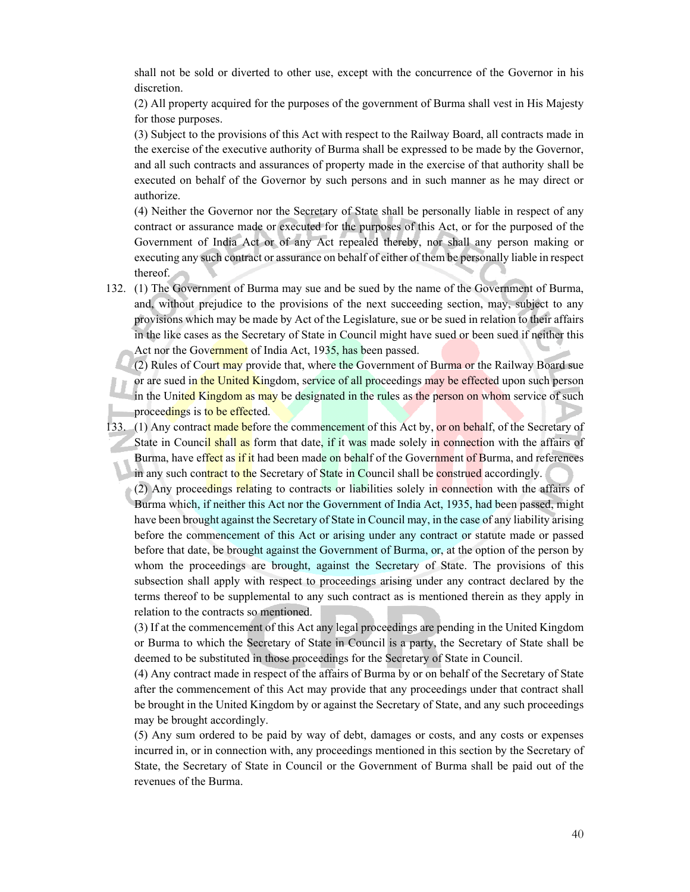shall not be sold or diverted to other use, except with the concurrence of the Governor in his discretion.

(2) All property acquired for the purposes of the government of Burma shall vest in His Majesty for those purposes.

(3) Subject to the provisions of this Act with respect to the Railway Board, all contracts made in the exercise of the executive authority of Burma shall be expressed to be made by the Governor, and all such contracts and assurances of property made in the exercise of that authority shall be executed on behalf of the Governor by such persons and in such manner as he may direct or authorize.

(4) Neither the Governor nor the Secretary of State shall be personally liable in respect of any contract or assurance made or executed for the purposes of this Act, or for the purposed of the Government of India Act or of any Act repealed thereby, nor shall any person making or executing any such contract or assurance on behalf of either of them be personally liable in respect thereof.

132. (1) The Government of Burma may sue and be sued by the name of the Government of Burma, and, without prejudice to the provisions of the next succeeding section, may, subject to any provisions which may be made by Act of the Legislature, sue or be sued in relation to their affairs in the like cases as the Secretary of State in Council might have sued or been sued if neither this Act nor the Government of India Act, 1935, has been passed.

(2) Rules of Court may provide that, where the Government of Burma or the Railway Board sue or are sued in the United Kingdom, service of all proceedings may be effected upon such person in the United Kingdom as may be designated in the rules as the person on whom service of such proceedings is to be effected.

133. (1) Any contract made before the commencement of this Act by, or on behalf, of the Secretary of State in Council shall as form that date, if it was made solely in connection with the affairs of Burma, have effect as if it had been made on behalf of the Government of Burma, and references in any such contract to the Secretary of State in Council shall be construed accordingly.

(2) Any proceedings relating to contracts or liabilities solely in connection with the affairs of Burma which, if neither this Act nor the Government of India Act, 1935, had been passed, might have been brought against the Secretary of State in Council may, in the case of any liability arising before the commencement of this Act or arising under any contract or statute made or passed before that date, be brought against the Government of Burma, or, at the option of the person by whom the proceedings are brought, against the Secretary of State. The provisions of this subsection shall apply with respect to proceedings arising under any contract declared by the terms thereof to be supplemental to any such contract as is mentioned therein as they apply in relation to the contracts so mentioned.

(3) If at the commencement of this Act any legal proceedings are pending in the United Kingdom or Burma to which the Secretary of State in Council is a party, the Secretary of State shall be deemed to be substituted in those proceedings for the Secretary of State in Council.

(4) Any contract made in respect of the affairs of Burma by or on behalf of the Secretary of State after the commencement of this Act may provide that any proceedings under that contract shall be brought in the United Kingdom by or against the Secretary of State, and any such proceedings may be brought accordingly.

(5) Any sum ordered to be paid by way of debt, damages or costs, and any costs or expenses incurred in, or in connection with, any proceedings mentioned in this section by the Secretary of State, the Secretary of State in Council or the Government of Burma shall be paid out of the revenues of the Burma.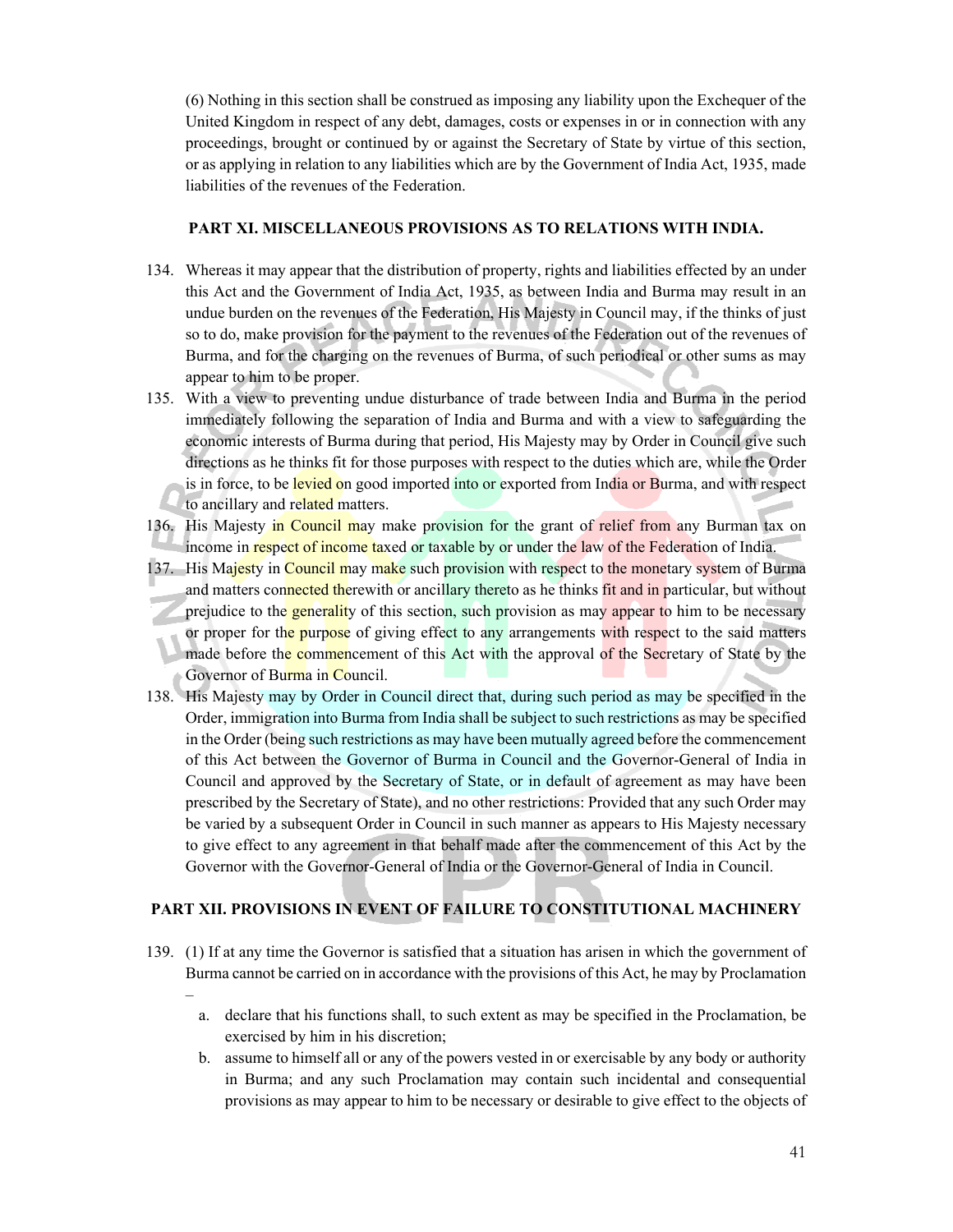(6) Nothing in this section shall be construed as imposing any liability upon the Exchequer of the United Kingdom in respect of any debt, damages, costs or expenses in or in connection with any proceedings, brought or continued by or against the Secretary of State by virtue of this section, or as applying in relation to any liabilities which are by the Government of India Act, 1935, made liabilities of the revenues of the Federation.

## PART XI. MISCELLANEOUS PROVISIONS AS TO RELATIONS WITH INDIA.

134. Whereas it may appear that the distribution of property, rights and liabilities effected by an under this Act and the Government of India Act, 1935, as between India and Burma may result in an undue burden on the revenues of the Federation, His Majesty in Council may, if the thinks of just so to do, make provision for the payment to the revenues of the Federation out of the revenues of Burma, and for the charging on the revenues of Burma, of such periodical or other sums as may appear to him to be proper.
135. With a view to preventing undue disturbance of trade between India and Burma in the period immediately following the separation of India and Burma and with a view to safeguarding the economic interests of Burma during that period, His Majesty may by Order in Council give such directions as he thinks fit for those purposes with respect to the duties which are, while the Order is in force, to be levied on good imported into or exported from India or Burma, and with respect to ancillary and related matters.
136. His Majesty in Council may make provision for the grant of relief from any Burman tax on income in respect of income taxed or taxable by or under the law of the Federation of India.
137. His Majesty in Council may make such provision with respect to the monetary system of Burma and matters connected therewith or ancillary thereto as he thinks fit and in particular, but without prejudice to the generality of this section, such provision as may appear to him to be necessary or proper for the purpose of giving effect to any arrangements with respect to the said matters made before the commencement of this Act with the approval of the Secretary of State by the Governor of Burma in Council.
138. His Majesty may by Order in Council direct that, during such period as may be specified in the Order, immigration into Burma from India shall be subject to such restrictions as may be specified in the Order (being such restrictions as may have been mutually agreed before the commencement of this Act between the Governor of Burma in Council and the Governor-General of India in Council and approved by the Secretary of State, or in default of agreement as may have been prescribed by the Secretary of State), and no other restrictions: Provided that any such Order may be varied by a subsequent Order in Council in such manner as appears to His Majesty necessary to give effect to any agreement in that behalf made after the commencement of this Act by the Governor with the Governor-General of India or the Governor-General of India in Council.

## PART XII. PROVISIONS IN EVENT OF FAILURE TO CONSTITUTIONAL MACHINERY

139. (1) If at any time the Governor is satisfied that a situation has arisen in which the government of Burma cannot be carried on in accordance with the provisions of this Act, he may by Proclamation –
    a. declare that his functions shall, to such extent as may be specified in the Proclamation, be exercised by him in his discretion;
    b. assume to himself all or any of the powers vested in or exercisable by any body or authority in Burma; and any such Proclamation may contain such incidental and consequential provisions as may appear to him to be necessary or desirable to give effect to the objects of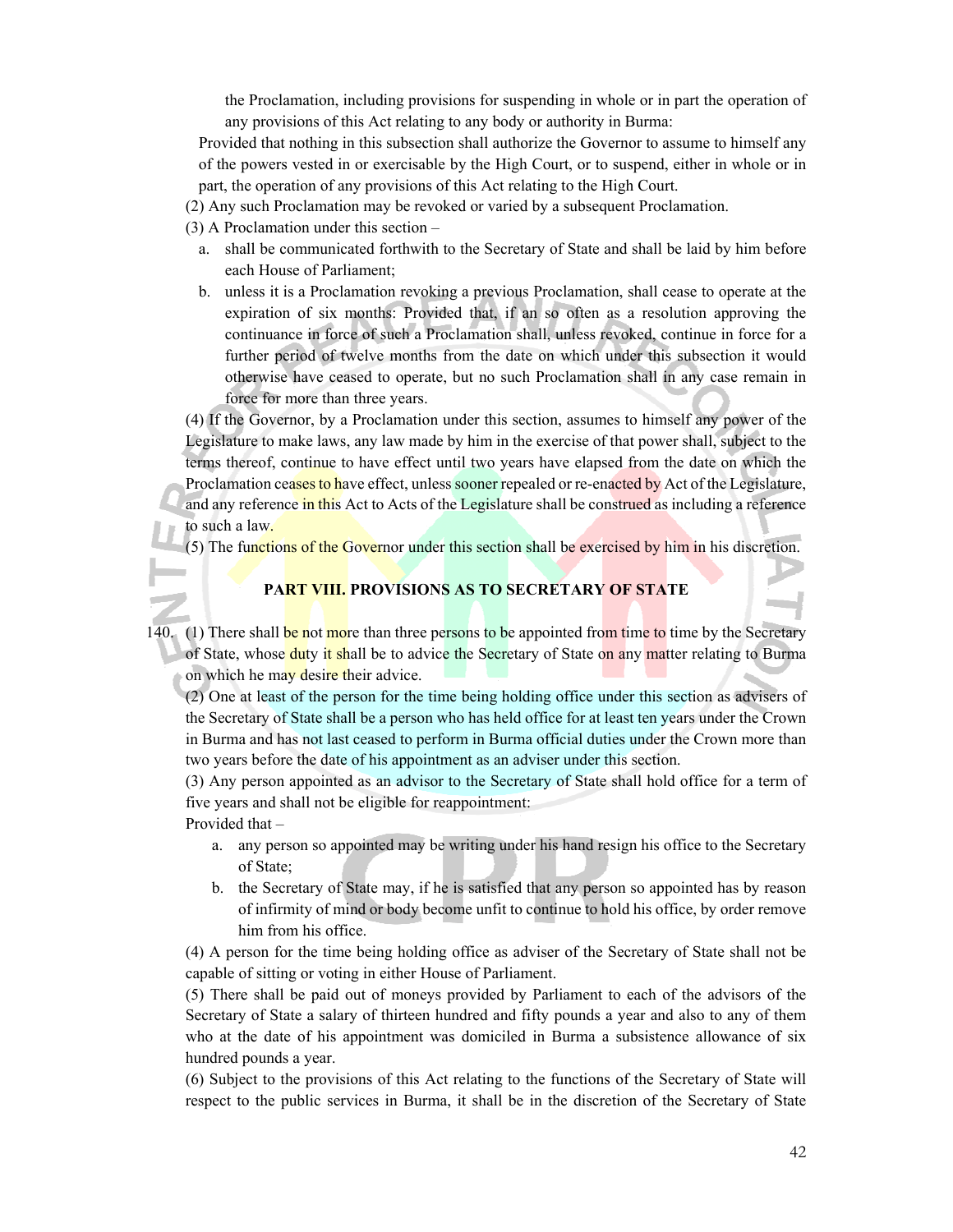the Proclamation, including provisions for suspending in whole or in part the operation of any provisions of this Act relating to any body or authority in Burma:

Provided that nothing in this subsection shall authorize the Governor to assume to himself any of the powers vested in or exercisable by the High Court, or to suspend, either in whole or in part, the operation of any provisions of this Act relating to the High Court.

(2) Any such Proclamation may be revoked or varied by a subsequent Proclamation.

(3) A Proclamation under this section –

a. shall be communicated forthwith to the Secretary of State and shall be laid by him before each House of Parliament;
b. unless it is a Proclamation revoking a previous Proclamation, shall cease to operate at the expiration of six months: Provided that, if an so often as a resolution approving the continuance in force of such a Proclamation shall, unless revoked, continue in force for a further period of twelve months from the date on which under this subsection it would otherwise have ceased to operate, but no such Proclamation shall in any case remain in force for more than three years.

(4) If the Governor, by a Proclamation under this section, assumes to himself any power of the Legislature to make laws, any law made by him in the exercise of that power shall, subject to the terms thereof, continue to have effect until two years have elapsed from the date on which the Proclamation ceases to have effect, unless sooner repealed or re-enacted by Act of the Legislature, and any reference in this Act to Acts of the Legislature shall be construed as including a reference to such a law.

(5) The functions of the Governor under this section shall be exercised by him in his discretion.

## PART VIII. PROVISIONS AS TO SECRETARY OF STATE

140. (1) There shall be not more than three persons to be appointed from time to time by the Secretary of State, whose duty it shall be to advice the Secretary of State on any matter relating to Burma on which he may desire their advice.

(2) One at least of the person for the time being holding office under this section as advisers of the Secretary of State shall be a person who has held office for at least ten years under the Crown in Burma and has not last ceased to perform in Burma official duties under the Crown more than two years before the date of his appointment as an adviser under this section.

(3) Any person appointed as an advisor to the Secretary of State shall hold office for a term of five years and shall not be eligible for reappointment:

Provided that –

a. any person so appointed may be writing under his hand resign his office to the Secretary of State;
b. the Secretary of State may, if he is satisfied that any person so appointed has by reason of infirmity of mind or body become unfit to continue to hold his office, by order remove him from his office.

(4) A person for the time being holding office as adviser of the Secretary of State shall not be capable of sitting or voting in either House of Parliament.

(5) There shall be paid out of moneys provided by Parliament to each of the advisors of the Secretary of State a salary of thirteen hundred and fifty pounds a year and also to any of them who at the date of his appointment was domiciled in Burma a subsistence allowance of six hundred pounds a year.

(6) Subject to the provisions of this Act relating to the functions of the Secretary of State will respect to the public services in Burma, it shall be in the discretion of the Secretary of State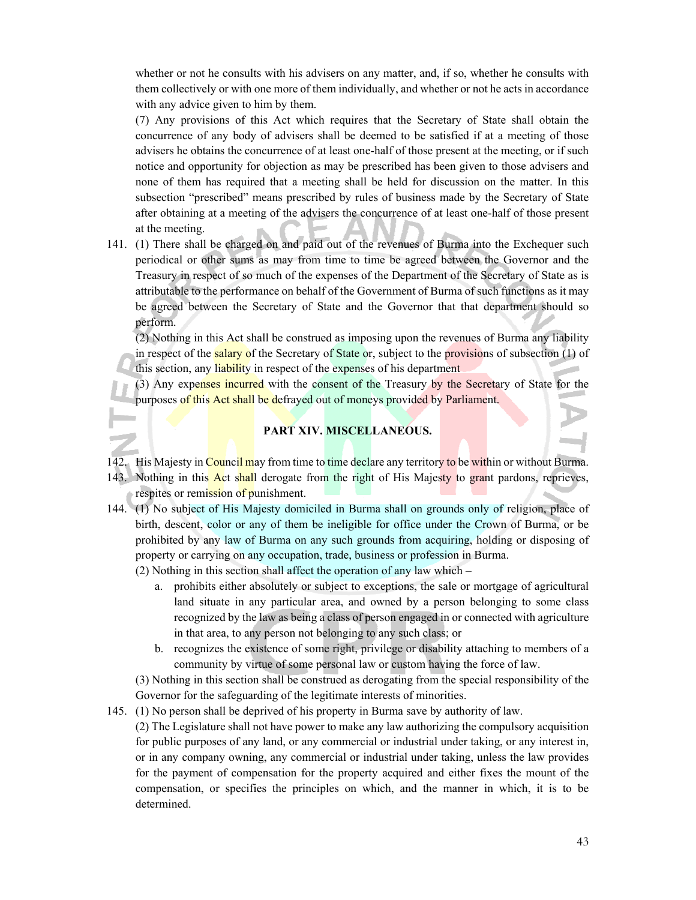whether or not he consults with his advisers on any matter, and, if so, whether he consults with them collectively or with one more of them individually, and whether or not he acts in accordance with any advice given to him by them.

(7) Any provisions of this Act which requires that the Secretary of State shall obtain the concurrence of any body of advisers shall be deemed to be satisfied if at a meeting of those advisers he obtains the concurrence of at least one-half of those present at the meeting, or if such notice and opportunity for objection as may be prescribed has been given to those advisers and none of them has required that a meeting shall be held for discussion on the matter. In this subsection "prescribed" means prescribed by rules of business made by the Secretary of State after obtaining at a meeting of the advisers the concurrence of at least one-half of those present at the meeting.

141. (1) There shall be charged on and paid out of the revenues of Burma into the Exchequer such periodical or other sums as may from time to time be agreed between the Governor and the Treasury in respect of so much of the expenses of the Department of the Secretary of State as is attributable to the performance on behalf of the Government of Burma of such functions as it may be agreed between the Secretary of State and the Governor that that department should so perform.

(2) Nothing in this Act shall be construed as imposing upon the revenues of Burma any liability in respect of the salary of the Secretary of State or, subject to the provisions of subsection (1) of this section, any liability in respect of the expenses of his department

(3) Any expenses incurred with the consent of the Treasury by the Secretary of State for the purposes of this Act shall be defrayed out of moneys provided by Parliament.

## PART XIV. MISCELLANEOUS.

142. His Majesty in Council may from time to time declare any territory to be within or without Burma.

143. Nothing in this Act shall derogate from the right of His Majesty to grant pardons, reprieves, respites or remission of punishment.

144. (1) No subject of His Majesty domiciled in Burma shall on grounds only of religion, place of birth, descent, color or any of them be ineligible for office under the Crown of Burma, or be prohibited by any law of Burma on any such grounds from acquiring, holding or disposing of property or carrying on any occupation, trade, business or profession in Burma.

(2) Nothing in this section shall affect the operation of any law which –

a. prohibits either absolutely or subject to exceptions, the sale or mortgage of agricultural land situate in any particular area, and owned by a person belonging to some class recognized by the law as being a class of person engaged in or connected with agriculture in that area, to any person not belonging to any such class; or
b. recognizes the existence of some right, privilege or disability attaching to members of a community by virtue of some personal law or custom having the force of law.

(3) Nothing in this section shall be construed as derogating from the special responsibility of the Governor for the safeguarding of the legitimate interests of minorities.

145. (1) No person shall be deprived of his property in Burma save by authority of law.

(2) The Legislature shall not have power to make any law authorizing the compulsory acquisition for public purposes of any land, or any commercial or industrial under taking, or any interest in, or in any company owning, any commercial or industrial under taking, unless the law provides for the payment of compensation for the property acquired and either fixes the mount of the compensation, or specifies the principles on which, and the manner in which, it is to be determined.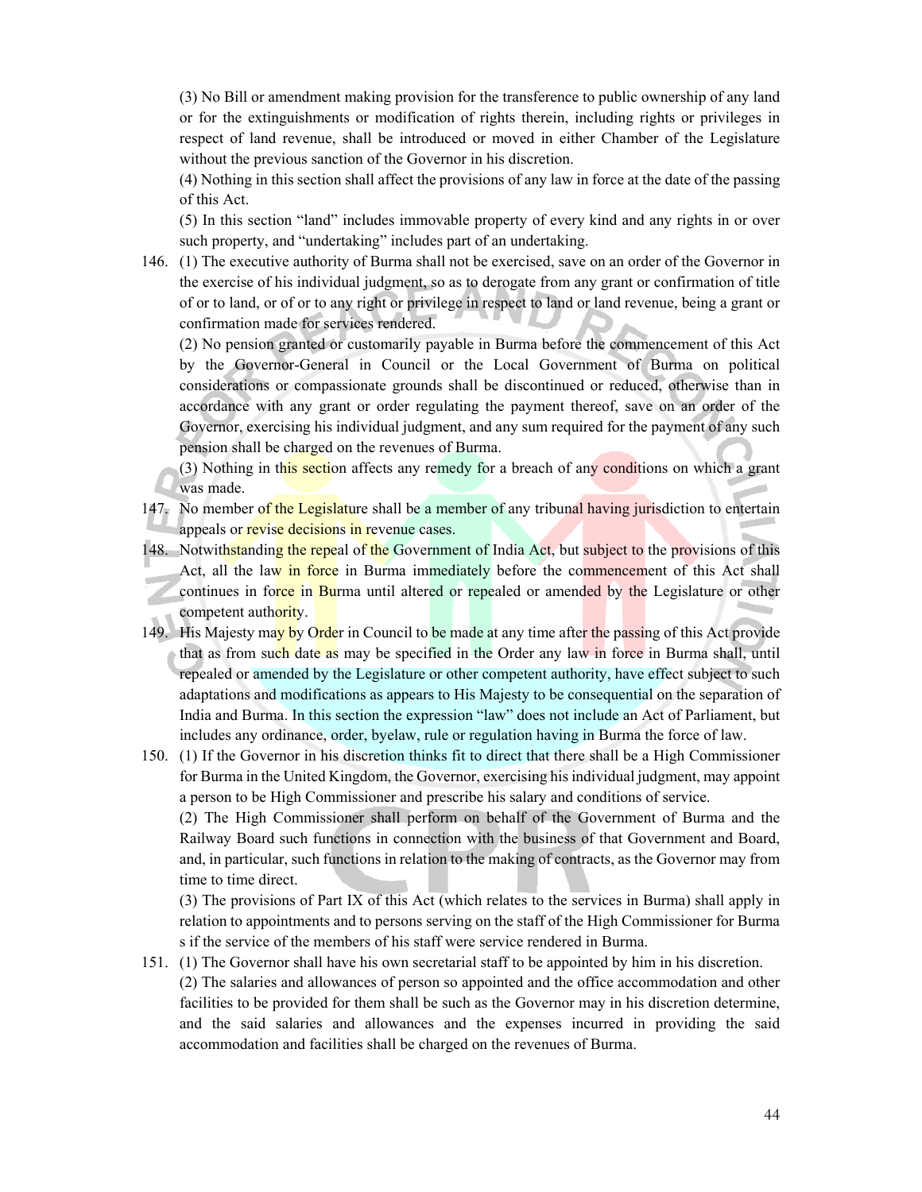(3) No Bill or amendment making provision for the transference to public ownership of any land or for the extinguishments or modification of rights therein, including rights or privileges in respect of land revenue, shall be introduced or moved in either Chamber of the Legislature without the previous sanction of the Governor in his discretion.

(4) Nothing in this section shall affect the provisions of any law in force at the date of the passing of this Act.

(5) In this section "land" includes immovable property of every kind and any rights in or over such property, and "undertaking" includes part of an undertaking.

146. (1) The executive authority of Burma shall not be exercised, save on an order of the Governor in the exercise of his individual judgment, so as to derogate from any grant or confirmation of title of or to land, or of or to any right or privilege in respect to land or land revenue, being a grant or confirmation made for services rendered.

(2) No pension granted or customarily payable in Burma before the commencement of this Act by the Governor-General in Council or the Local Government of Burma on political considerations or compassionate grounds shall be discontinued or reduced, otherwise than in accordance with any grant or order regulating the payment thereof, save on an order of the Governor, exercising his individual judgment, and any sum required for the payment of any such pension shall be charged on the revenues of Burma.

(3) Nothing in this section affects any remedy for a breach of any conditions on which a grant was made.

147. No member of the Legislature shall be a member of any tribunal having jurisdiction to entertain appeals or revise decisions in revenue cases.

148. Notwithstanding the repeal of the Government of India Act, but subject to the provisions of this Act, all the law in force in Burma immediately before the commencement of this Act shall continues in force in Burma until altered or repealed or amended by the Legislature or other competent authority.

149. His Majesty may by Order in Council to be made at any time after the passing of this Act provide that as from such date as may be specified in the Order any law in force in Burma shall, until repealed or amended by the Legislature or other competent authority, have effect subject to such adaptations and modifications as appears to His Majesty to be consequential on the separation of India and Burma. In this section the expression "law" does not include an Act of Parliament, but includes any ordinance, order, byelaw, rule or regulation having in Burma the force of law.

150. (1) If the Governor in his discretion thinks fit to direct that there shall be a High Commissioner for Burma in the United Kingdom, the Governor, exercising his individual judgment, may appoint a person to be High Commissioner and prescribe his salary and conditions of service.

(2) The High Commissioner shall perform on behalf of the Government of Burma and the Railway Board such functions in connection with the business of that Government and Board, and, in particular, such functions in relation to the making of contracts, as the Governor may from time to time direct.

(3) The provisions of Part IX of this Act (which relates to the services in Burma) shall apply in relation to appointments and to persons serving on the staff of the High Commissioner for Burma s if the service of the members of his staff were service rendered in Burma.

151. (1) The Governor shall have his own secretarial staff to be appointed by him in his discretion.

(2) The salaries and allowances of person so appointed and the office accommodation and other facilities to be provided for them shall be such as the Governor may in his discretion determine, and the said salaries and allowances and the expenses incurred in providing the said accommodation and facilities shall be charged on the revenues of Burma.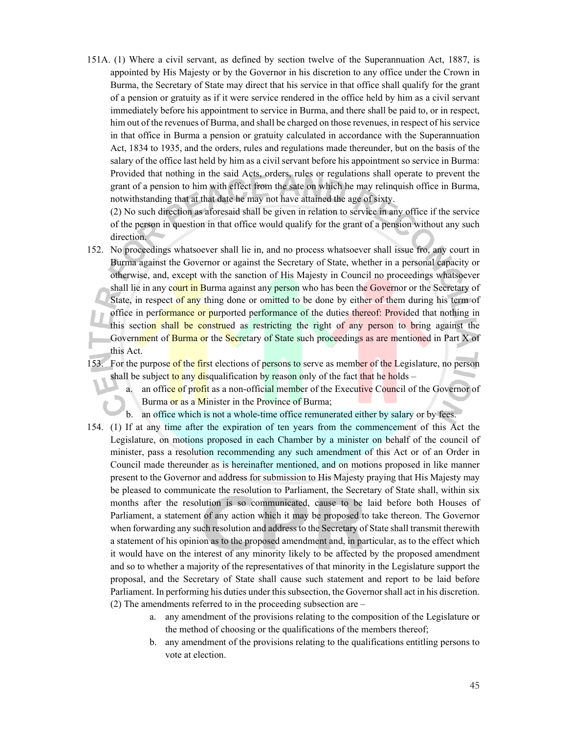151A. (1) Where a civil servant, as defined by section twelve of the Superannuation Act, 1887, is appointed by His Majesty or by the Governor in his discretion to any office under the Crown in Burma, the Secretary of State may direct that his service in that office shall qualify for the grant of a pension or gratuity as if it were service rendered in the office held by him as a civil servant immediately before his appointment to service in Burma, and there shall be paid to, or in respect, him out of the revenues of Burma, and shall be charged on those revenues, in respect of his service in that office in Burma a pension or gratuity calculated in accordance with the Superannuation Act, 1834 to 1935, and the orders, rules and regulations made thereunder, but on the basis of the salary of the office last held by him as a civil servant before his appointment so service in Burma: Provided that nothing in the said Acts, orders, rules or regulations shall operate to prevent the grant of a pension to him with effect from the sate on which he may relinquish office in Burma, notwithstanding that at that date he may not have attained the age of sixty.

(2) No such direction as aforesaid shall be given in relation to service in any office if the service of the person in question in that office would qualify for the grant of a pension without any such direction.

152. No proceedings whatsoever shall lie in, and no process whatsoever shall issue fro, any court in Burma against the Governor or against the Secretary of State, whether in a personal capacity or otherwise, and, except with the sanction of His Majesty in Council no proceedings whatsoever shall lie in any court in Burma against any person who has been the Governor or the Secretary of State, in respect of any thing done or omitted to be done by either of them during his term of office in performance or purported performance of the duties thereof: Provided that nothing in this section shall be construed as restricting the right of any person to bring against the Government of Burma or the Secretary of State such proceedings as are mentioned in Part X of this Act.

153. For the purpose of the first elections of persons to serve as member of the Legislature, no person shall be subject to any disqualification by reason only of the fact that he holds –

   a. an office of profit as a non-official member of the Executive Council of the Governor of Burma or as a Minister in the Province of Burma;
   b. an office which is not a whole-time office remunerated either by salary or by fees.

154. (1) If at any time after the expiration of ten years from the commencement of this Act the Legislature, on motions proposed in each Chamber by a minister on behalf of the council of minister, pass a resolution recommending any such amendment of this Act or of an Order in Council made thereunder as is hereinafter mentioned, and on motions proposed in like manner present to the Governor and address for submission to His Majesty praying that His Majesty may be pleased to communicate the resolution to Parliament, the Secretary of State shall, within six months after the resolution is so communicated, cause to be laid before both Houses of Parliament, a statement of any action which it may be proposed to take thereon. The Governor when forwarding any such resolution and address to the Secretary of State shall transmit therewith a statement of his opinion as to the proposed amendment and, in particular, as to the effect which it would have on the interest of any minority likely to be affected by the proposed amendment and so to whether a majority of the representatives of that minority in the Legislature support the proposal, and the Secretary of State shall cause such statement and report to be laid before Parliament. In performing his duties under this subsection, the Governor shall act in his discretion.

(2) The amendments referred to in the proceeding subsection are –

   a. any amendment of the provisions relating to the composition of the Legislature or the method of choosing or the qualifications of the members thereof;
   b. any amendment of the provisions relating to the qualifications entitling persons to vote at election.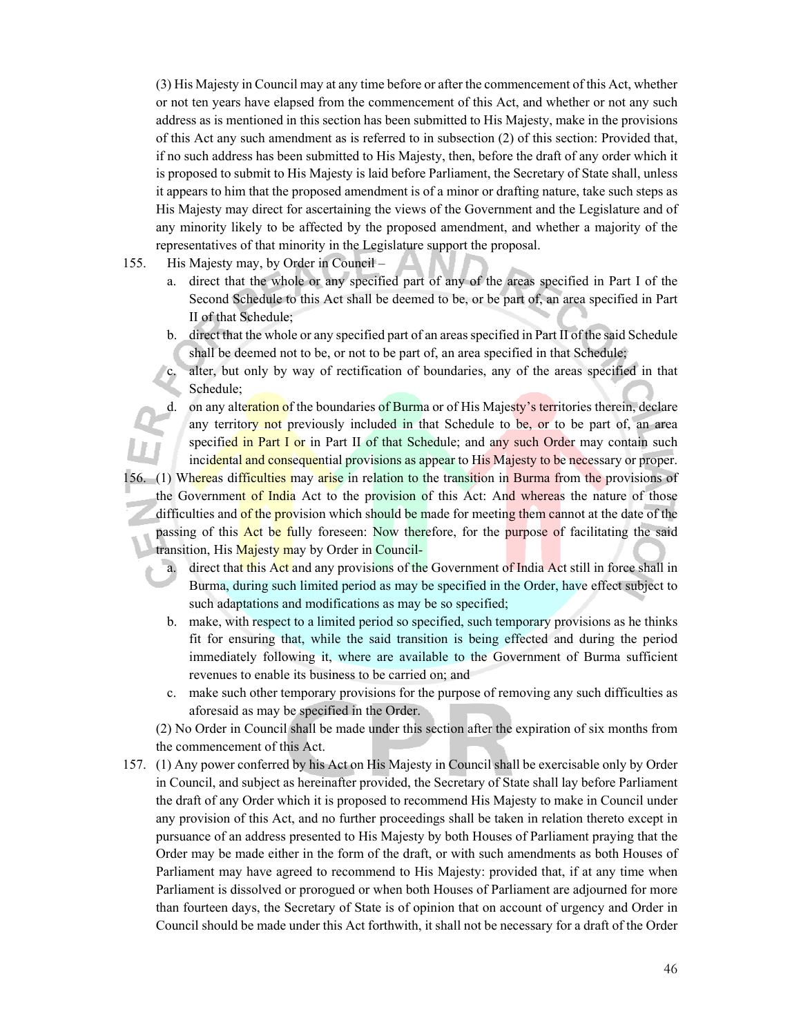(3) His Majesty in Council may at any time before or after the commencement of this Act, whether or not ten years have elapsed from the commencement of this Act, and whether or not any such address as is mentioned in this section has been submitted to His Majesty, make in the provisions of this Act any such amendment as is referred to in subsection (2) of this section: Provided that, if no such address has been submitted to His Majesty, then, before the draft of any order which it is proposed to submit to His Majesty is laid before Parliament, the Secretary of State shall, unless it appears to him that the proposed amendment is of a minor or drafting nature, take such steps as His Majesty may direct for ascertaining the views of the Government and the Legislature and of any minority likely to be affected by the proposed amendment, and whether a majority of the representatives of that minority in the Legislature support the proposal.

155. His Majesty may, by Order in Council –

   a. direct that the whole or any specified part of any of the areas specified in Part I of the Second Schedule to this Act shall be deemed to be, or be part of, an area specified in Part II of that Schedule;
   b. direct that the whole or any specified part of an areas specified in Part II of the said Schedule shall be deemed not to be, or not to be part of, an area specified in that Schedule;
   c. alter, but only by way of rectification of boundaries, any of the areas specified in that Schedule;
   d. on any alteration of the boundaries of Burma or of His Majesty's territories therein, declare any territory not previously included in that Schedule to be, or to be part of, an area specified in Part I or in Part II of that Schedule; and any such Order may contain such incidental and consequential provisions as appear to His Majesty to be necessary or proper.

156. (1) Whereas difficulties may arise in relation to the transition in Burma from the provisions of the Government of India Act to the provision of this Act: And whereas the nature of those difficulties and of the provision which should be made for meeting them cannot at the date of the passing of this Act be fully foreseen: Now therefore, for the purpose of facilitating the said transition, His Majesty may by Order in Council-

   a. direct that this Act and any provisions of the Government of India Act still in force shall in Burma, during such limited period as may be specified in the Order, have effect subject to such adaptations and modifications as may be so specified;
   b. make, with respect to a limited period so specified, such temporary provisions as he thinks fit for ensuring that, while the said transition is being effected and during the period immediately following it, where are available to the Government of Burma sufficient revenues to enable its business to be carried on; and
   c. make such other temporary provisions for the purpose of removing any such difficulties as aforesaid as may be specified in the Order.

   (2) No Order in Council shall be made under this section after the expiration of six months from the commencement of this Act.

157. (1) Any power conferred by his Act on His Majesty in Council shall be exercisable only by Order in Council, and subject as hereinafter provided, the Secretary of State shall lay before Parliament the draft of any Order which it is proposed to recommend His Majesty to make in Council under any provision of this Act, and no further proceedings shall be taken in relation thereto except in pursuance of an address presented to His Majesty by both Houses of Parliament praying that the Order may be made either in the form of the draft, or with such amendments as both Houses of Parliament may have agreed to recommend to His Majesty: provided that, if at any time when Parliament is dissolved or prorogued or when both Houses of Parliament are adjourned for more than fourteen days, the Secretary of State is of opinion that on account of urgency and Order in Council should be made under this Act forthwith, it shall not be necessary for a draft of the Order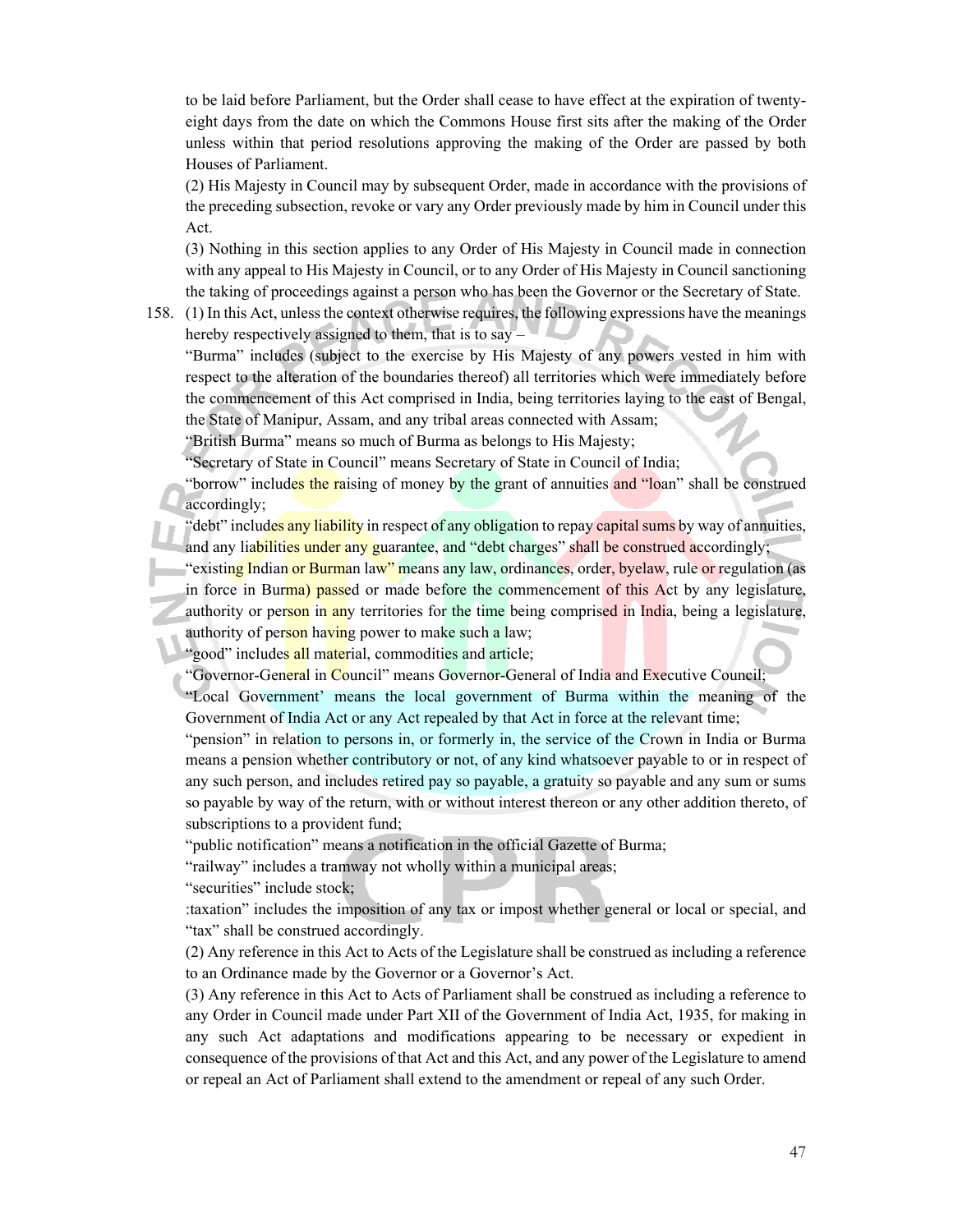to be laid before Parliament, but the Order shall cease to have effect at the expiration of twenty-eight days from the date on which the Commons House first sits after the making of the Order unless within that period resolutions approving the making of the Order are passed by both Houses of Parliament.

(2) His Majesty in Council may by subsequent Order, made in accordance with the provisions of the preceding subsection, revoke or vary any Order previously made by him in Council under this Act.

(3) Nothing in this section applies to any Order of His Majesty in Council made in connection with any appeal to His Majesty in Council, or to any Order of His Majesty in Council sanctioning the taking of proceedings against a person who has been the Governor or the Secretary of State.

158. (1) In this Act, unless the context otherwise requires, the following expressions have the meanings hereby respectively assigned to them, that is to say –

"Burma" includes (subject to the exercise by His Majesty of any powers vested in him with respect to the alteration of the boundaries thereof) all territories which were immediately before the commencement of this Act comprised in India, being territories laying to the east of Bengal, the State of Manipur, Assam, and any tribal areas connected with Assam;

"British Burma" means so much of Burma as belongs to His Majesty;

"Secretary of State in Council" means Secretary of State in Council of India;

"borrow" includes the raising of money by the grant of annuities and "loan" shall be construed accordingly;

"debt" includes any liability in respect of any obligation to repay capital sums by way of annuities, and any liabilities under any guarantee, and "debt charges" shall be construed accordingly;

"existing Indian or Burman law" means any law, ordinances, order, byelaw, rule or regulation (as in force in Burma) passed or made before the commencement of this Act by any legislature, authority or person in any territories for the time being comprised in India, being a legislature, authority of person having power to make such a law;

"good" includes all material, commodities and article;

"Governor-General in Council" means Governor-General of India and Executive Council;

"Local Government' means the local government of Burma within the meaning of the Government of India Act or any Act repealed by that Act in force at the relevant time;

"pension" in relation to persons in, or formerly in, the service of the Crown in India or Burma means a pension whether contributory or not, of any kind whatsoever payable to or in respect of any such person, and includes retired pay so payable, a gratuity so payable and any sum or sums so payable by way of the return, with or without interest thereon or any other addition thereto, of subscriptions to a provident fund;

"public notification" means a notification in the official Gazette of Burma;

"railway" includes a tramway not wholly within a municipal areas;

"securities" include stock;

:taxation" includes the imposition of any tax or impost whether general or local or special, and "tax" shall be construed accordingly.

(2) Any reference in this Act to Acts of the Legislature shall be construed as including a reference to an Ordinance made by the Governor or a Governor's Act.

(3) Any reference in this Act to Acts of Parliament shall be construed as including a reference to any Order in Council made under Part XII of the Government of India Act, 1935, for making in any such Act adaptations and modifications appearing to be necessary or expedient in consequence of the provisions of that Act and this Act, and any power of the Legislature to amend or repeal an Act of Parliament shall extend to the amendment or repeal of any such Order.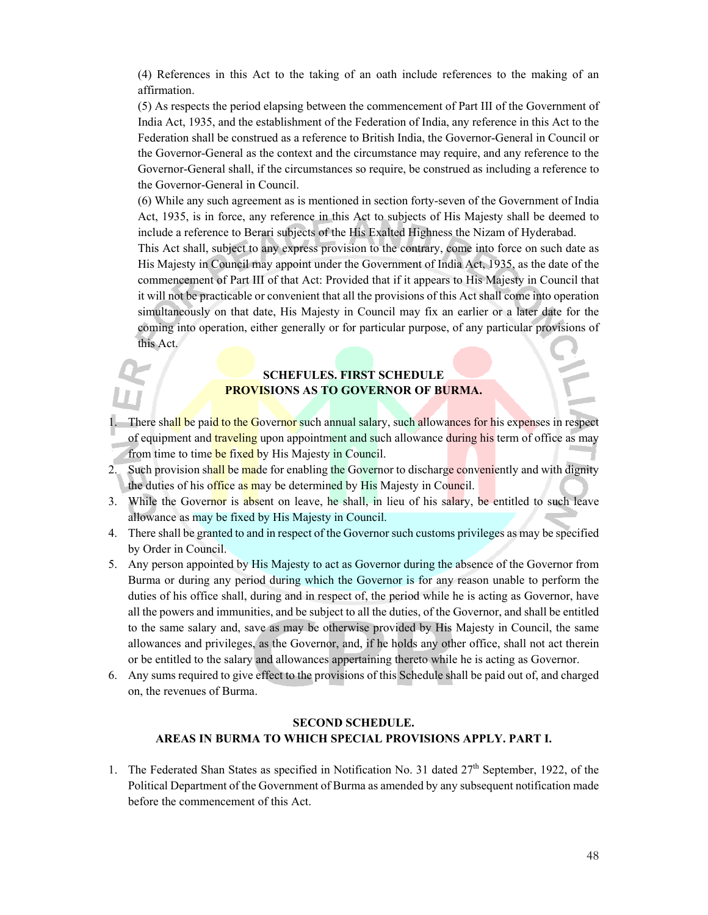(4) References in this Act to the taking of an oath include references to the making of an affirmation.

(5) As respects the period elapsing between the commencement of Part III of the Government of India Act, 1935, and the establishment of the Federation of India, any reference in this Act to the Federation shall be construed as a reference to British India, the Governor-General in Council or the Governor-General as the context and the circumstance may require, and any reference to the Governor-General shall, if the circumstances so require, be construed as including a reference to the Governor-General in Council.

(6) While any such agreement as is mentioned in section forty-seven of the Government of India Act, 1935, is in force, any reference in this Act to subjects of His Majesty shall be deemed to include a reference to Berari subjects of the His Exalted Highness the Nizam of Hyderabad.

This Act shall, subject to any express provision to the contrary, come into force on such date as His Majesty in Council may appoint under the Government of India Act, 1935, as the date of the commencement of Part III of that Act: Provided that if it appears to His Majesty in Council that it will not be practicable or convenient that all the provisions of this Act shall come into operation simultaneously on that date, His Majesty in Council may fix an earlier or a later date for the coming into operation, either generally or for particular purpose, of any particular provisions of this Act.

## SCHEFULES. FIRST SCHEDULE
## PROVISIONS AS TO GOVERNOR OF BURMA.

1. There shall be paid to the Governor such annual salary, such allowances for his expenses in respect of equipment and traveling upon appointment and such allowance during his term of office as may from time to time be fixed by His Majesty in Council.
2. Such provision shall be made for enabling the Governor to discharge conveniently and with dignity the duties of his office as may be determined by His Majesty in Council.
3. While the Governor is absent on leave, he shall, in lieu of his salary, be entitled to such leave allowance as may be fixed by His Majesty in Council.
4. There shall be granted to and in respect of the Governor such customs privileges as may be specified by Order in Council.
5. Any person appointed by His Majesty to act as Governor during the absence of the Governor from Burma or during any period during which the Governor is for any reason unable to perform the duties of his office shall, during and in respect of, the period while he is acting as Governor, have all the powers and immunities, and be subject to all the duties, of the Governor, and shall be entitled to the same salary and, save as may be otherwise provided by His Majesty in Council, the same allowances and privileges, as the Governor, and, if he holds any other office, shall not act therein or be entitled to the salary and allowances appertaining thereto while he is acting as Governor.
6. Any sums required to give effect to the provisions of this Schedule shall be paid out of, and charged on, the revenues of Burma.

## SECOND SCHEDULE.
## AREAS IN BURMA TO WHICH SPECIAL PROVISIONS APPLY. PART I.

1. The Federated Shan States as specified in Notification No. 31 dated 27th September, 1922, of the Political Department of the Government of Burma as amended by any subsequent notification made before the commencement of this Act.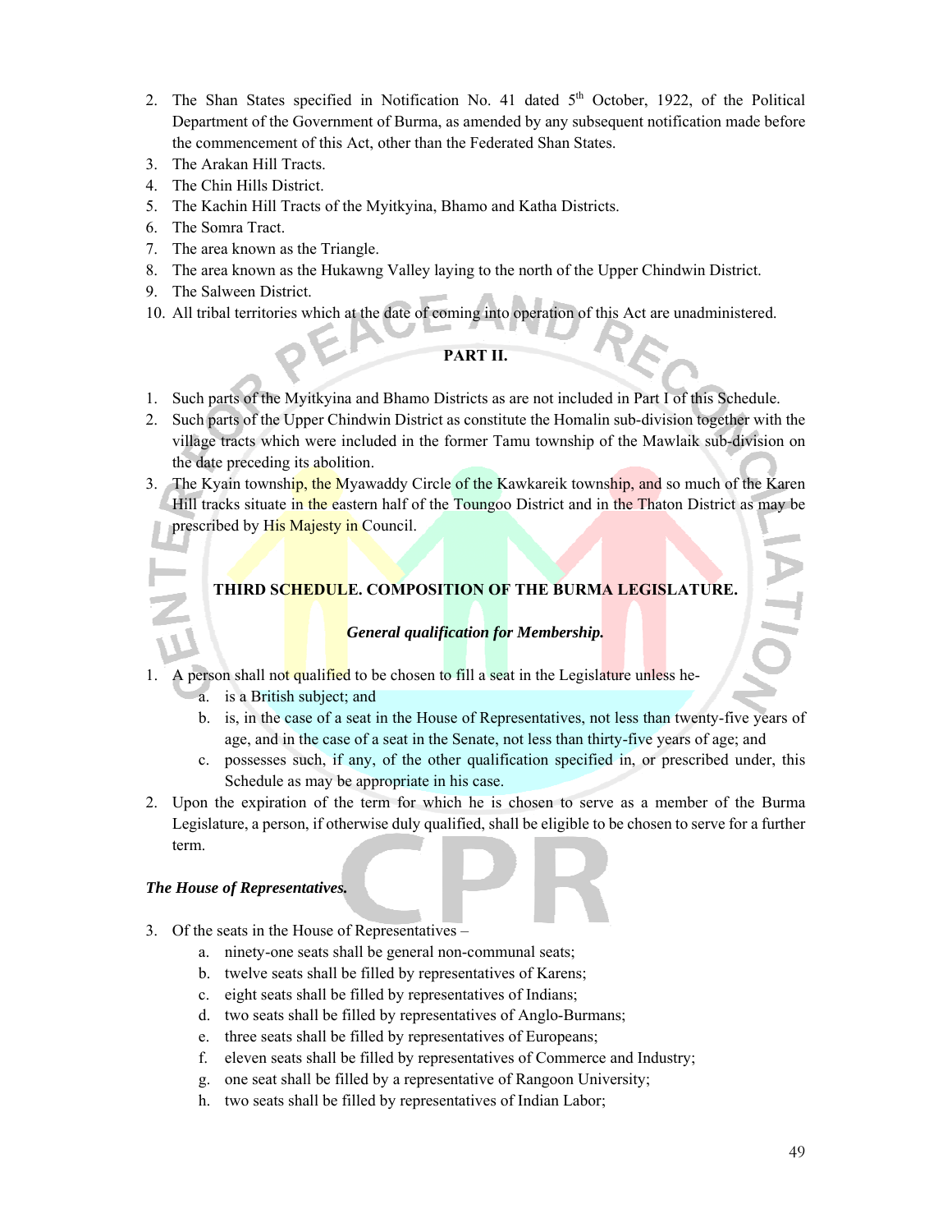2. The Shan States specified in Notification No. 41 dated 5th October, 1922, of the Political Department of the Government of Burma, as amended by any subsequent notification made before the commencement of this Act, other than the Federated Shan States.
3. The Arakan Hill Tracts.
4. The Chin Hills District.
5. The Kachin Hill Tracts of the Myitkyina, Bhamo and Katha Districts.
6. The Somra Tract.
7. The area known as the Triangle.
8. The area known as the Hukawng Valley laying to the north of the Upper Chindwin District.
9. The Salween District.
10. All tribal territories which at the date of coming into operation of this Act are unadministered.

**PART II.**

1. Such parts of the Myitkyina and Bhamo Districts as are not included in Part I of this Schedule.
2. Such parts of the Upper Chindwin District as constitute the Homalin sub-division together with the village tracts which were included in the former Tamu township of the Mawlaik sub-division on the date preceding its abolition.
3. The Kyain township, the Myawaddy Circle of the Kawkareik township, and so much of the Karen Hill tracks situate in the eastern half of the Toungoo District and in the Thaton District as may be prescribed by His Majesty in Council.

## THIRD SCHEDULE. COMPOSITION OF THE BURMA LEGISLATURE.

***General qualification for Membership.***

1. A person shall not qualified to be chosen to fill a seat in the Legislature unless he-
   a. is a British subject; and
   b. is, in the case of a seat in the House of Representatives, not less than twenty-five years of age, and in the case of a seat in the Senate, not less than thirty-five years of age; and
   c. possesses such, if any, of the other qualification specified in, or prescribed under, this Schedule as may be appropriate in his case.
2. Upon the expiration of the term for which he is chosen to serve as a member of the Burma Legislature, a person, if otherwise duly qualified, shall be eligible to be chosen to serve for a further term.

***The House of Representatives.***

3. Of the seats in the House of Representatives –
   a. ninety-one seats shall be general non-communal seats;
   b. twelve seats shall be filled by representatives of Karens;
   c. eight seats shall be filled by representatives of Indians;
   d. two seats shall be filled by representatives of Anglo-Burmans;
   e. three seats shall be filled by representatives of Europeans;
   f. eleven seats shall be filled by representatives of Commerce and Industry;
   g. one seat shall be filled by a representative of Rangoon University;
   h. two seats shall be filled by representatives of Indian Labor;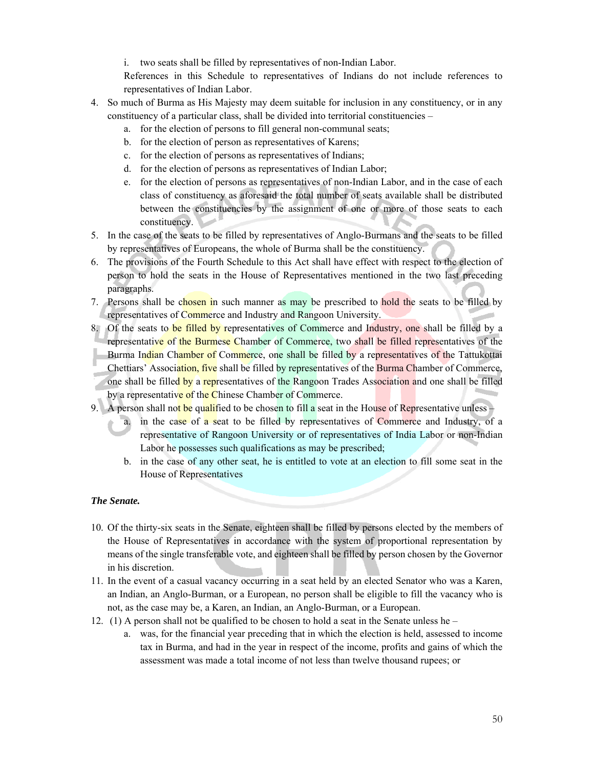i. two seats shall be filled by representatives of non-Indian Labor.

References in this Schedule to representatives of Indians do not include references to representatives of Indian Labor.

4. So much of Burma as His Majesty may deem suitable for inclusion in any constituency, or in any constituency of a particular class, shall be divided into territorial constituencies –
   a. for the election of persons to fill general non-communal seats;
   b. for the election of person as representatives of Karens;
   c. for the election of persons as representatives of Indians;
   d. for the election of persons as representatives of Indian Labor;
   e. for the election of persons as representatives of non-Indian Labor, and in the case of each class of constituency as aforesaid the total number of seats available shall be distributed between the constituencies by the assignment of one or more of those seats to each constituency.
5. In the case of the seats to be filled by representatives of Anglo-Burmans and the seats to be filled by representatives of Europeans, the whole of Burma shall be the constituency.
6. The provisions of the Fourth Schedule to this Act shall have effect with respect to the election of person to hold the seats in the House of Representatives mentioned in the two last preceding paragraphs.
7. Persons shall be chosen in such manner as may be prescribed to hold the seats to be filled by representatives of Commerce and Industry and Rangoon University.
8. Of the seats to be filled by representatives of Commerce and Industry, one shall be filled by a representative of the Burmese Chamber of Commerce, two shall be filled representatives of the Burma Indian Chamber of Commerce, one shall be filled by a representatives of the Tattukottai Chettiars' Association, five shall be filled by representatives of the Burma Chamber of Commerce, one shall be filled by a representatives of the Rangoon Trades Association and one shall be filled by a representative of the Chinese Chamber of Commerce.
9. A person shall not be qualified to be chosen to fill a seat in the House of Representative unless –
   a. in the case of a seat to be filled by representatives of Commerce and Industry, of a representative of Rangoon University or of representatives of India Labor or non-Indian Labor he possesses such qualifications as may be prescribed;
   b. in the case of any other seat, he is entitled to vote at an election to fill some seat in the House of Representatives

***The Senate.***

10. Of the thirty-six seats in the Senate, eighteen shall be filled by persons elected by the members of the House of Representatives in accordance with the system of proportional representation by means of the single transferable vote, and eighteen shall be filled by person chosen by the Governor in his discretion.
11. In the event of a casual vacancy occurring in a seat held by an elected Senator who was a Karen, an Indian, an Anglo-Burman, or a European, no person shall be eligible to fill the vacancy who is not, as the case may be, a Karen, an Indian, an Anglo-Burman, or a European.
12. (1) A person shall not be qualified to be chosen to hold a seat in the Senate unless he –
    a. was, for the financial year preceding that in which the election is held, assessed to income tax in Burma, and had in the year in respect of the income, profits and gains of which the assessment was made a total income of not less than twelve thousand rupees; or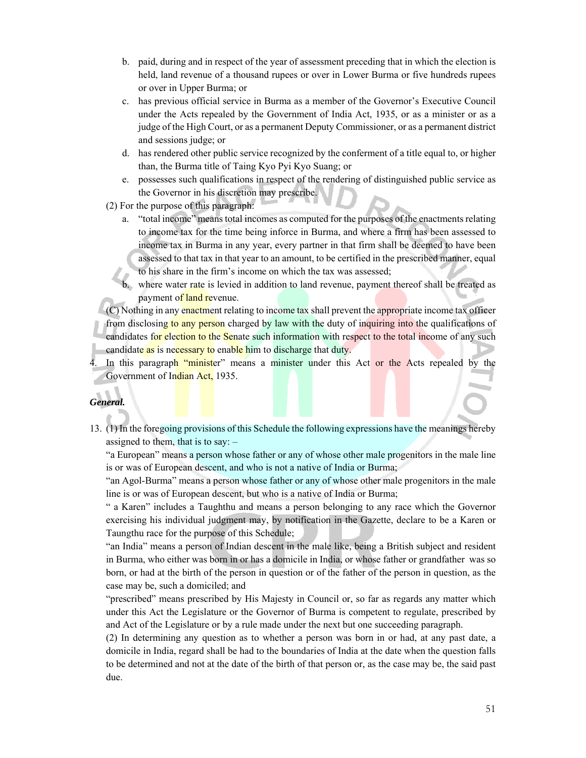b. paid, during and in respect of the year of assessment preceding that in which the election is held, land revenue of a thousand rupees or over in Lower Burma or five hundreds rupees or over in Upper Burma; or

c. has previous official service in Burma as a member of the Governor's Executive Council under the Acts repealed by the Government of India Act, 1935, or as a minister or as a judge of the High Court, or as a permanent Deputy Commissioner, or as a permanent district and sessions judge; or

d. has rendered other public service recognized by the conferment of a title equal to, or higher than, the Burma title of Taing Kyo Pyi Kyo Suang; or

e. possesses such qualifications in respect of the rendering of distinguished public service as the Governor in his discretion may prescribe.

(2) For the purpose of this paragraph:

a. "total income" means total incomes as computed for the purposes of the enactments relating to income tax for the time being inforce in Burma, and where a firm has been assessed to income tax in Burma in any year, every partner in that firm shall be deemed to have been assessed to that tax in that year to an amount, to be certified in the prescribed manner, equal to his share in the firm's income on which the tax was assessed;

b. where water rate is levied in addition to land revenue, payment thereof shall be treated as payment of land revenue.

(C) Nothing in any enactment relating to income tax shall prevent the appropriate income tax officer from disclosing to any person charged by law with the duty of inquiring into the qualifications of candidates for election to the Senate such information with respect to the total income of any such candidate as is necessary to enable him to discharge that duty.

4. In this paragraph "minister" means a minister under this Act or the Acts repealed by the Government of Indian Act, 1935.

***General.***

13. (1) In the foregoing provisions of this Schedule the following expressions have the meanings hereby assigned to them, that is to say: –

"a European" means a person whose father or any of whose other male progenitors in the male line is or was of European descent, and who is not a native of India or Burma;

"an Agol-Burma" means a person whose father or any of whose other male progenitors in the male line is or was of European descent, but who is a native of India or Burma;

" a Karen" includes a Taughthu and means a person belonging to any race which the Governor exercising his individual judgment may, by notification in the Gazette, declare to be a Karen or Taungthu race for the purpose of this Schedule;

"an India" means a person of Indian descent in the male like, being a British subject and resident in Burma, who either was born in or has a domicile in India, or whose father or grandfather was so born, or had at the birth of the person in question or of the father of the person in question, as the case may be, such a domiciled; and

"prescribed" means prescribed by His Majesty in Council or, so far as regards any matter which under this Act the Legislature or the Governor of Burma is competent to regulate, prescribed by and Act of the Legislature or by a rule made under the next but one succeeding paragraph.

(2) In determining any question as to whether a person was born in or had, at any past date, a domicile in India, regard shall be had to the boundaries of India at the date when the question falls to be determined and not at the date of the birth of that person or, as the case may be, the said past due.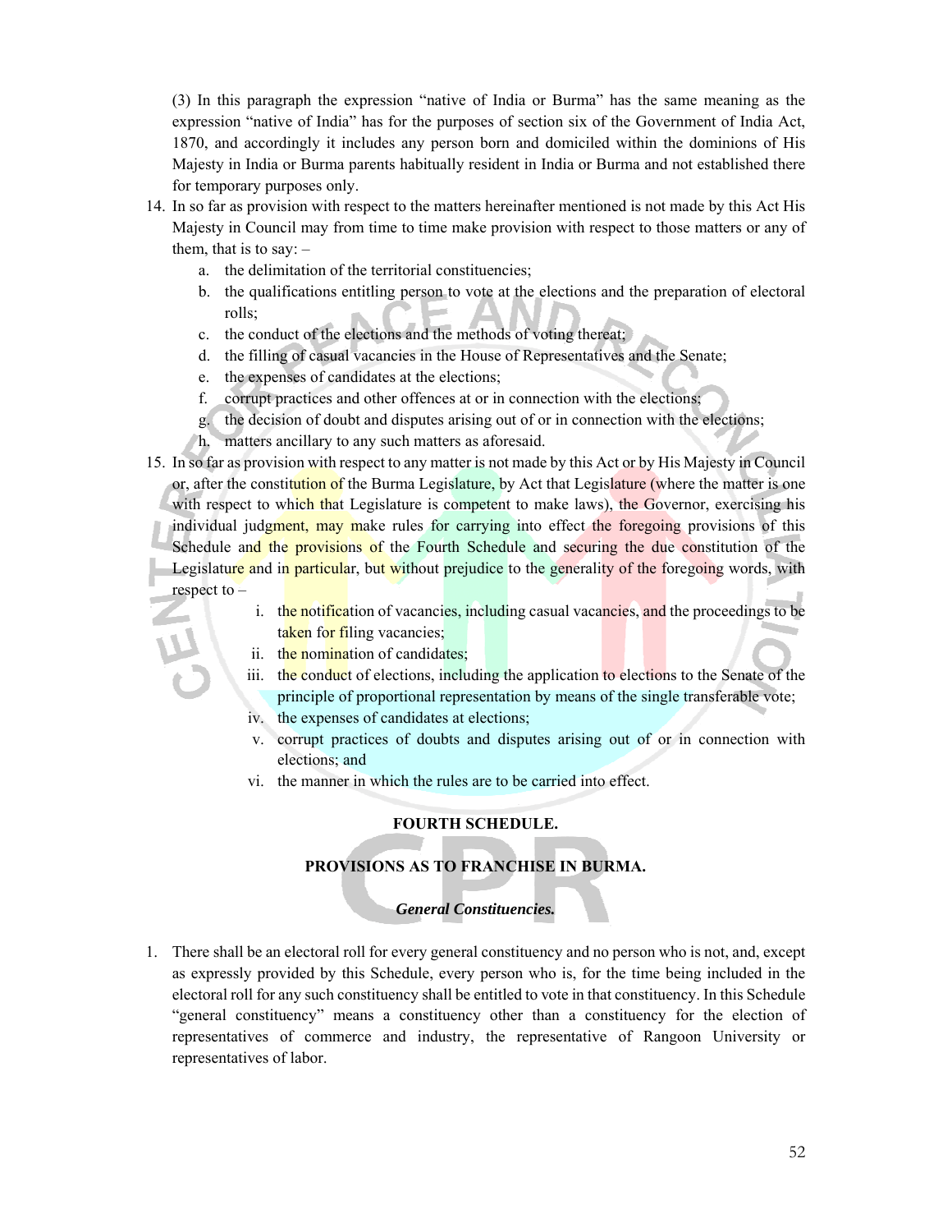(3) In this paragraph the expression "native of India or Burma" has the same meaning as the expression "native of India" has for the purposes of section six of the Government of India Act, 1870, and accordingly it includes any person born and domiciled within the dominions of His Majesty in India or Burma parents habitually resident in India or Burma and not established there for temporary purposes only.

14. In so far as provision with respect to the matters hereinafter mentioned is not made by this Act His Majesty in Council may from time to time make provision with respect to those matters or any of them, that is to say: –
    a. the delimitation of the territorial constituencies;
    b. the qualifications entitling person to vote at the elections and the preparation of electoral rolls;
    c. the conduct of the elections and the methods of voting thereat;
    d. the filling of casual vacancies in the House of Representatives and the Senate;
    e. the expenses of candidates at the elections;
    f. corrupt practices and other offences at or in connection with the elections;
    g. the decision of doubt and disputes arising out of or in connection with the elections;
    h. matters ancillary to any such matters as aforesaid.
15. In so far as provision with respect to any matter is not made by this Act or by His Majesty in Council or, after the constitution of the Burma Legislature, by Act that Legislature (where the matter is one with respect to which that Legislature is competent to make laws), the Governor, exercising his individual judgment, may make rules for carrying into effect the foregoing provisions of this Schedule and the provisions of the Fourth Schedule and securing the due constitution of the Legislature and in particular, but without prejudice to the generality of the foregoing words, with respect to –
    i. the notification of vacancies, including casual vacancies, and the proceedings to be taken for filing vacancies;
    ii. the nomination of candidates;
    iii. the conduct of elections, including the application to elections to the Senate of the principle of proportional representation by means of the single transferable vote;
    iv. the expenses of candidates at elections;
    v. corrupt practices of doubts and disputes arising out of or in connection with elections; and
    vi. the manner in which the rules are to be carried into effect.

## FOURTH SCHEDULE.

## PROVISIONS AS TO FRANCHISE IN BURMA.

### *General Constituencies.*

1. There shall be an electoral roll for every general constituency and no person who is not, and, except as expressly provided by this Schedule, every person who is, for the time being included in the electoral roll for any such constituency shall be entitled to vote in that constituency. In this Schedule "general constituency" means a constituency other than a constituency for the election of representatives of commerce and industry, the representative of Rangoon University or representatives of labor.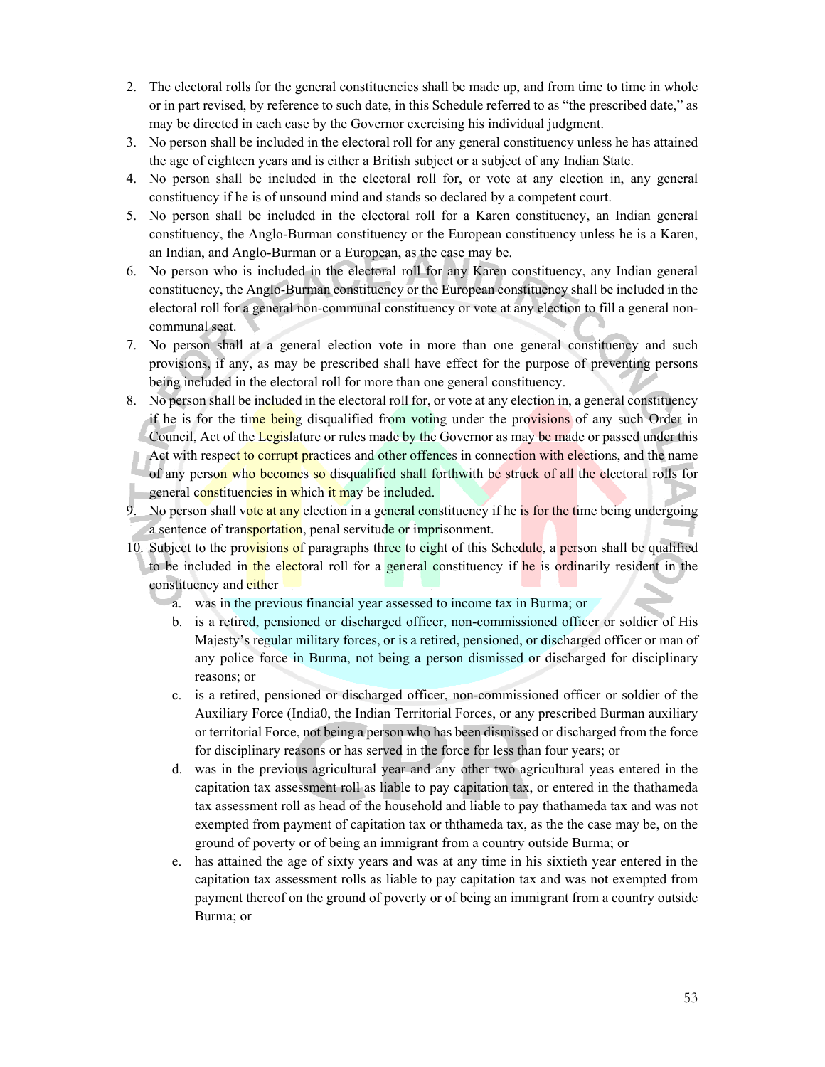2. The electoral rolls for the general constituencies shall be made up, and from time to time in whole or in part revised, by reference to such date, in this Schedule referred to as "the prescribed date," as may be directed in each case by the Governor exercising his individual judgment.
3. No person shall be included in the electoral roll for any general constituency unless he has attained the age of eighteen years and is either a British subject or a subject of any Indian State.
4. No person shall be included in the electoral roll for, or vote at any election in, any general constituency if he is of unsound mind and stands so declared by a competent court.
5. No person shall be included in the electoral roll for a Karen constituency, an Indian general constituency, the Anglo-Burman constituency or the European constituency unless he is a Karen, an Indian, and Anglo-Burman or a European, as the case may be.
6. No person who is included in the electoral roll for any Karen constituency, any Indian general constituency, the Anglo-Burman constituency or the European constituency shall be included in the electoral roll for a general non-communal constituency or vote at any election to fill a general non-communal seat.
7. No person shall at a general election vote in more than one general constituency and such provisions, if any, as may be prescribed shall have effect for the purpose of preventing persons being included in the electoral roll for more than one general constituency.
8. No person shall be included in the electoral roll for, or vote at any election in, a general constituency if he is for the time being disqualified from voting under the provisions of any such Order in Council, Act of the Legislature or rules made by the Governor as may be made or passed under this Act with respect to corrupt practices and other offences in connection with elections, and the name of any person who becomes so disqualified shall forthwith be struck of all the electoral rolls for general constituencies in which it may be included.
9. No person shall vote at any election in a general constituency if he is for the time being undergoing a sentence of transportation, penal servitude or imprisonment.
10. Subject to the provisions of paragraphs three to eight of this Schedule, a person shall be qualified to be included in the electoral roll for a general constituency if he is ordinarily resident in the constituency and either
    a. was in the previous financial year assessed to income tax in Burma; or
    b. is a retired, pensioned or discharged officer, non-commissioned officer or soldier of His Majesty's regular military forces, or is a retired, pensioned, or discharged officer or man of any police force in Burma, not being a person dismissed or discharged for disciplinary reasons; or
    c. is a retired, pensioned or discharged officer, non-commissioned officer or soldier of the Auxiliary Force (India0, the Indian Territorial Forces, or any prescribed Burman auxiliary or territorial Force, not being a person who has been dismissed or discharged from the force for disciplinary reasons or has served in the force for less than four years; or
    d. was in the previous agricultural year and any other two agricultural yeas entered in the capitation tax assessment roll as liable to pay capitation tax, or entered in the thathameda tax assessment roll as head of the household and liable to pay thathameda tax and was not exempted from payment of capitation tax or ththameda tax, as the the case may be, on the ground of poverty or of being an immigrant from a country outside Burma; or
    e. has attained the age of sixty years and was at any time in his sixtieth year entered in the capitation tax assessment rolls as liable to pay capitation tax and was not exempted from payment thereof on the ground of poverty or of being an immigrant from a country outside Burma; or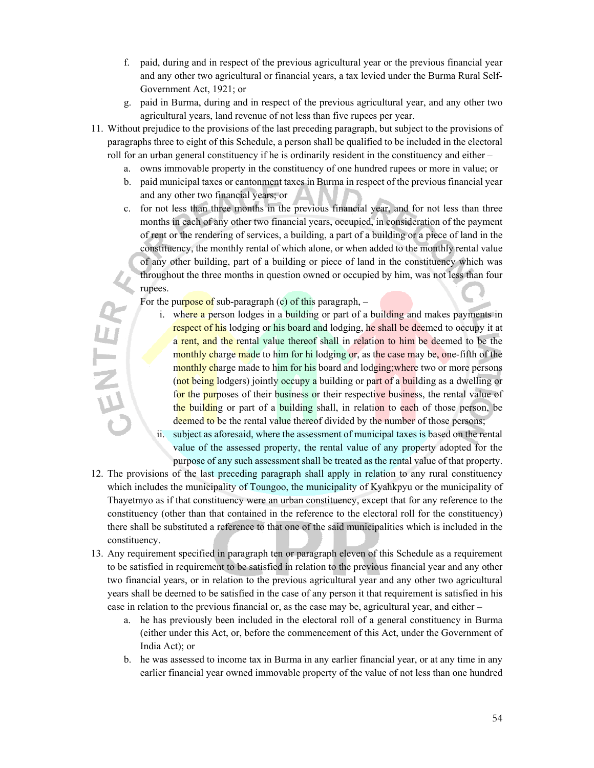f. paid, during and in respect of the previous agricultural year or the previous financial year and any other two agricultural or financial years, a tax levied under the Burma Rural Self-Government Act, 1921; or
g. paid in Burma, during and in respect of the previous agricultural year, and any other two agricultural years, land revenue of not less than five rupees per year.

11. Without prejudice to the provisions of the last preceding paragraph, but subject to the provisions of paragraphs three to eight of this Schedule, a person shall be qualified to be included in the electoral roll for an urban general constituency if he is ordinarily resident in the constituency and either –
    a. owns immovable property in the constituency of one hundred rupees or more in value; or
    b. paid municipal taxes or cantonment taxes in Burma in respect of the previous financial year and any other two financial years; or
    c. for not less than three months in the previous financial year, and for not less than three months in each of any other two financial years, occupied, in consideration of the payment of rent or the rendering of services, a building, a part of a building or a piece of land in the constituency, the monthly rental of which alone, or when added to the monthly rental value of any other building, part of a building or piece of land in the constituency which was throughout the three months in question owned or occupied by him, was not less than four rupees.

    For the purpose of sub-paragraph (c) of this paragraph, –
    i. where a person lodges in a building or part of a building and makes payments in respect of his lodging or his board and lodging, he shall be deemed to occupy it at a rent, and the rental value thereof shall in relation to him be deemed to be the monthly charge made to him for hi lodging or, as the case may be, one-fifth of the monthly charge made to him for his board and lodging;where two or more persons (not being lodgers) jointly occupy a building or part of a building as a dwelling or for the purposes of their business or their respective business, the rental value of the building or part of a building shall, in relation to each of those person, be deemed to be the rental value thereof divided by the number of those persons;
    ii. subject as aforesaid, where the assessment of municipal taxes is based on the rental value of the assessed property, the rental value of any property adopted for the purpose of any such assessment shall be treated as the rental value of that property.

12. The provisions of the last preceding paragraph shall apply in relation to any rural constituency which includes the municipality of Toungoo, the municipality of Kyahkpyu or the municipality of Thayetmyo as if that constituency were an urban constituency, except that for any reference to the constituency (other than that contained in the reference to the electoral roll for the constituency) there shall be substituted a reference to that one of the said municipalities which is included in the constituency.

13. Any requirement specified in paragraph ten or paragraph eleven of this Schedule as a requirement to be satisfied in requirement to be satisfied in relation to the previous financial year and any other two financial years, or in relation to the previous agricultural year and any other two agricultural years shall be deemed to be satisfied in the case of any person it that requirement is satisfied in his case in relation to the previous financial or, as the case may be, agricultural year, and either –
    a. he has previously been included in the electoral roll of a general constituency in Burma (either under this Act, or, before the commencement of this Act, under the Government of India Act); or
    b. he was assessed to income tax in Burma in any earlier financial year, or at any time in any earlier financial year owned immovable property of the value of not less than one hundred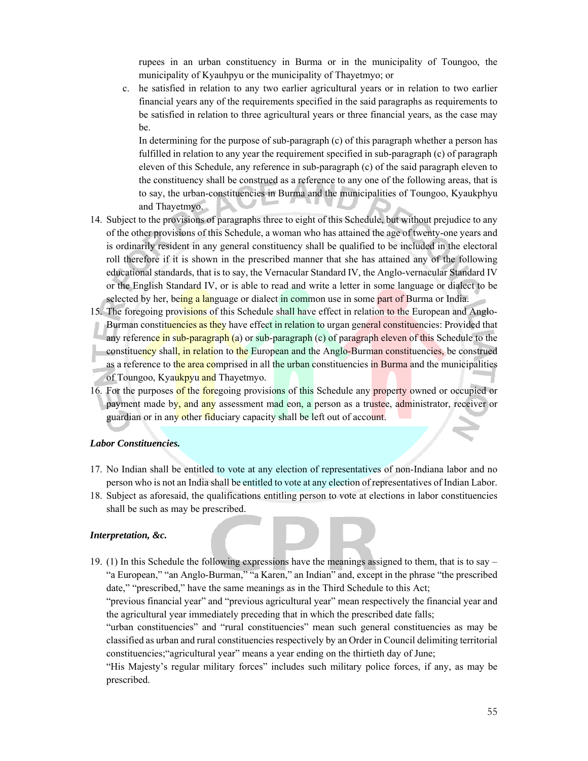rupees in an urban constituency in Burma or in the municipality of Toungoo, the municipality of Kyauhpyu or the municipality of Thayetmyo; or

c. he satisfied in relation to any two earlier agricultural years or in relation to two earlier financial years any of the requirements specified in the said paragraphs as requirements to be satisfied in relation to three agricultural years or three financial years, as the case may be.

   In determining for the purpose of sub-paragraph (c) of this paragraph whether a person has fulfilled in relation to any year the requirement specified in sub-paragraph (c) of paragraph eleven of this Schedule, any reference in sub-paragraph (c) of the said paragraph eleven to the constituency shall be construed as a reference to any one of the following areas, that is to say, the urban-constituencies in Burma and the municipalities of Toungoo, Kyaukphyu and Thayetmyo.

14. Subject to the provisions of paragraphs three to eight of this Schedule, but without prejudice to any of the other provisions of this Schedule, a woman who has attained the age of twenty-one years and is ordinarily resident in any general constituency shall be qualified to be included in the electoral roll therefore if it is shown in the prescribed manner that she has attained any of the following educational standards, that is to say, the Vernacular Standard IV, the Anglo-vernacular Standard IV or the English Standard IV, or is able to read and write a letter in some language or dialect to be selected by her, being a language or dialect in common use in some part of Burma or India.
15. The foregoing provisions of this Schedule shall have effect in relation to the European and Anglo-Burman constituencies as they have effect in relation to urgan general constituencies: Provided that any reference in sub-paragraph (a) or sub-paragraph (c) of paragraph eleven of this Schedule to the constituency shall, in relation to the European and the Anglo-Burman constituencies, be construed as a reference to the area comprised in all the urban constituencies in Burma and the municipalities of Toungoo, Kyaukpyu and Thayetmyo.
16. For the purposes of the foregoing provisions of this Schedule any property owned or occupied or payment made by, and any assessment mad con, a person as a trustee, administrator, receiver or guardian or in any other fiduciary capacity shall be left out of account.

***Labor Constituencies.***

17. No Indian shall be entitled to vote at any election of representatives of non-Indiana labor and no person who is not an India shall be entitled to vote at any election of representatives of Indian Labor.
18. Subject as aforesaid, the qualifications entitling person to vote at elections in labor constituencies shall be such as may be prescribed.

***Interpretation, &c.***

19. (1) In this Schedule the following expressions have the meanings assigned to them, that is to say – "a European," "an Anglo-Burman," "a Karen," an Indian" and, except in the phrase "the prescribed date," "prescribed," have the same meanings as in the Third Schedule to this Act;

    "previous financial year" and "previous agricultural year" mean respectively the financial year and the agricultural year immediately preceding that in which the prescribed date falls;

    "urban constituencies" and "rural constituencies" mean such general constituencies as may be classified as urban and rural constituencies respectively by an Order in Council delimiting territorial constituencies;"agricultural year" means a year ending on the thirtieth day of June;

    "His Majesty's regular military forces" includes such military police forces, if any, as may be prescribed.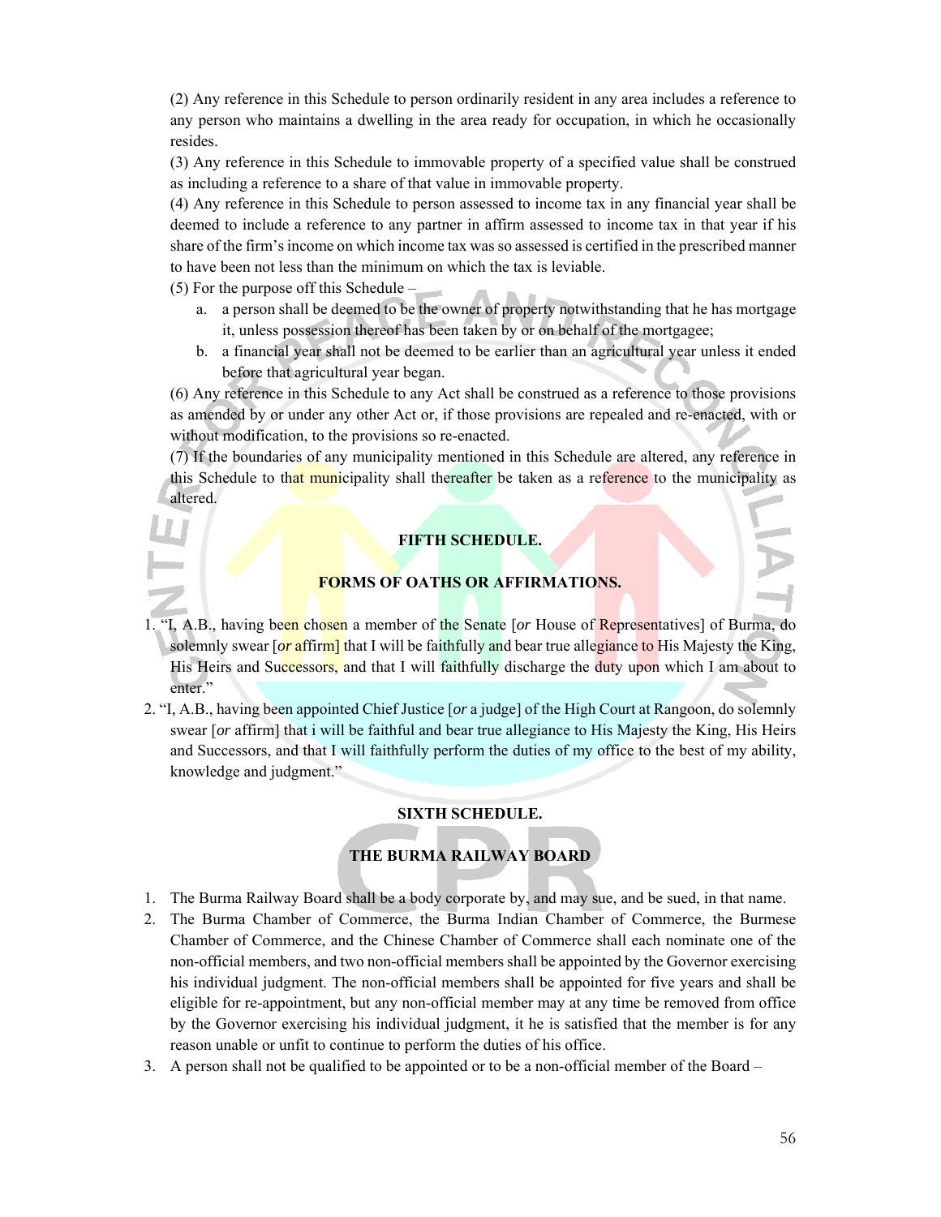(2) Any reference in this Schedule to person ordinarily resident in any area includes a reference to any person who maintains a dwelling in the area ready for occupation, in which he occasionally resides.

(3) Any reference in this Schedule to immovable property of a specified value shall be construed as including a reference to a share of that value in immovable property.

(4) Any reference in this Schedule to person assessed to income tax in any financial year shall be deemed to include a reference to any partner in affirm assessed to income tax in that year if his share of the firm's income on which income tax was so assessed is certified in the prescribed manner to have been not less than the minimum on which the tax is leviable.

(5) For the purpose off this Schedule –

a. a person shall be deemed to be the owner of property notwithstanding that he has mortgage it, unless possession thereof has been taken by or on behalf of the mortgagee;
b. a financial year shall not be deemed to be earlier than an agricultural year unless it ended before that agricultural year began.

(6) Any reference in this Schedule to any Act shall be construed as a reference to those provisions as amended by or under any other Act or, if those provisions are repealed and re-enacted, with or without modification, to the provisions so re-enacted.

(7) If the boundaries of any municipality mentioned in this Schedule are altered, any reference in this Schedule to that municipality shall thereafter be taken as a reference to the municipality as altered.

## FIFTH SCHEDULE.

## FORMS OF OATHS OR AFFIRMATIONS.

1. "I, A.B., having been chosen a member of the Senate [*or* House of Representatives] of Burma, do solemnly swear [*or* affirm] that I will be faithfully and bear true allegiance to His Majesty the King, His Heirs and Successors, and that I will faithfully discharge the duty upon which I am about to enter."
2. "I, A.B., having been appointed Chief Justice [*or* a judge] of the High Court at Rangoon, do solemnly swear [*or* affirm] that i will be faithful and bear true allegiance to His Majesty the King, His Heirs and Successors, and that I will faithfully perform the duties of my office to the best of my ability, knowledge and judgment."

## SIXTH SCHEDULE.

## THE BURMA RAILWAY BOARD

1. The Burma Railway Board shall be a body corporate by, and may sue, and be sued, in that name.
2. The Burma Chamber of Commerce, the Burma Indian Chamber of Commerce, the Burmese Chamber of Commerce, and the Chinese Chamber of Commerce shall each nominate one of the non-official members, and two non-official members shall be appointed by the Governor exercising his individual judgment. The non-official members shall be appointed for five years and shall be eligible for re-appointment, but any non-official member may at any time be removed from office by the Governor exercising his individual judgment, it he is satisfied that the member is for any reason unable or unfit to continue to perform the duties of his office.
3. A person shall not be qualified to be appointed or to be a non-official member of the Board –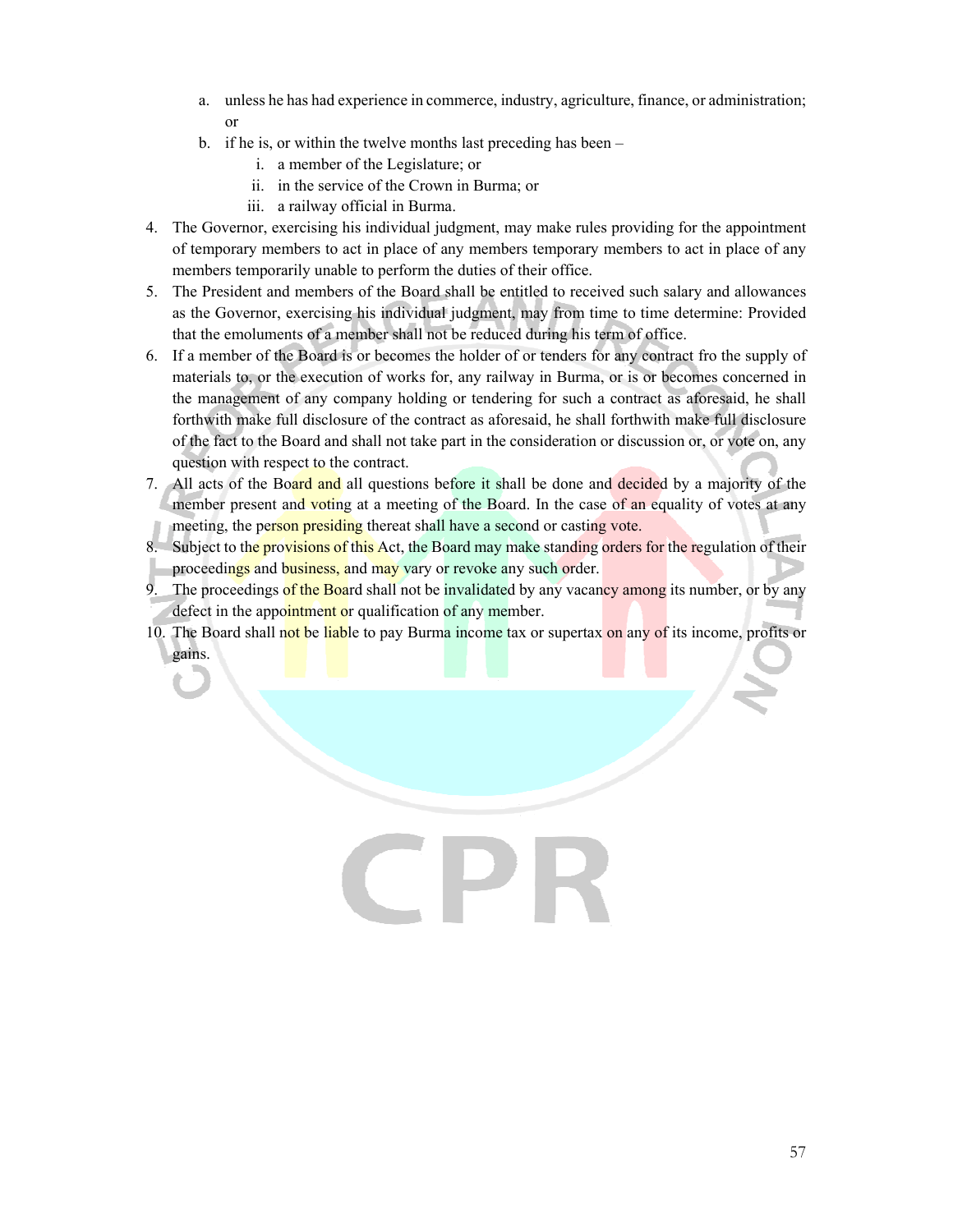a. unless he has had experience in commerce, industry, agriculture, finance, or administration; or
   b. if he is, or within the twelve months last preceding has been –
      i. a member of the Legislature; or
      ii. in the service of the Crown in Burma; or
      iii. a railway official in Burma.
4. The Governor, exercising his individual judgment, may make rules providing for the appointment of temporary members to act in place of any members temporary members to act in place of any members temporarily unable to perform the duties of their office.
5. The President and members of the Board shall be entitled to received such salary and allowances as the Governor, exercising his individual judgment, may from time to time determine: Provided that the emoluments of a member shall not be reduced during his term of office.
6. If a member of the Board is or becomes the holder of or tenders for any contract fro the supply of materials to, or the execution of works for, any railway in Burma, or is or becomes concerned in the management of any company holding or tendering for such a contract as aforesaid, he shall forthwith make full disclosure of the contract as aforesaid, he shall forthwith make full disclosure of the fact to the Board and shall not take part in the consideration or discussion or, or vote on, any question with respect to the contract.
7. All acts of the Board and all questions before it shall be done and decided by a majority of the member present and voting at a meeting of the Board. In the case of an equality of votes at any meeting, the person presiding thereat shall have a second or casting vote.
8. Subject to the provisions of this Act, the Board may make standing orders for the regulation of their proceedings and business, and may vary or revoke any such order.
9. The proceedings of the Board shall not be invalidated by any vacancy among its number, or by any defect in the appointment or qualification of any member.
10. The Board shall not be liable to pay Burma income tax or supertax on any of its income, profits or gains.